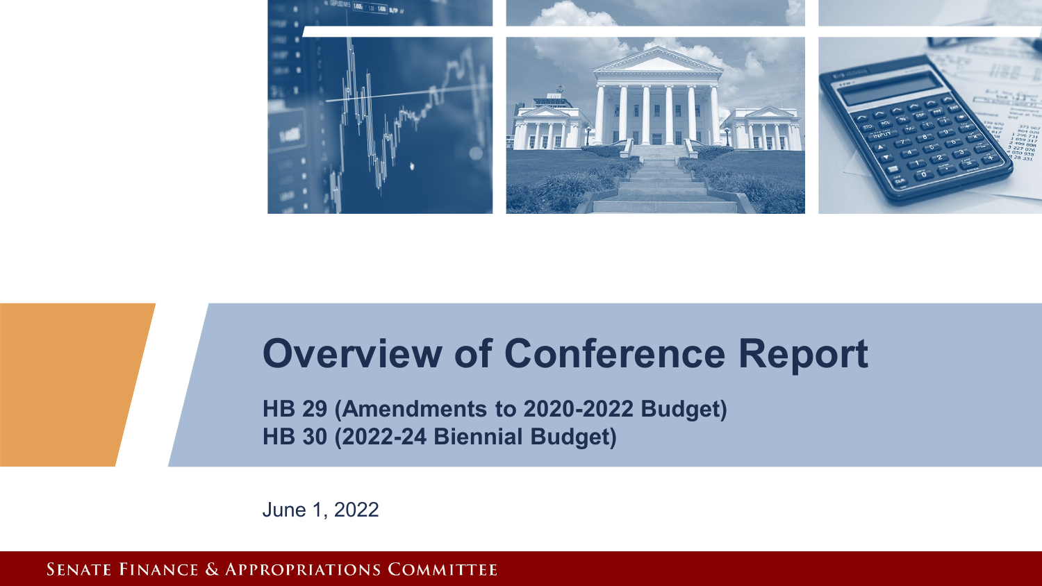# Overview of Conference Report

**HB 29 (Amendments to 2020-2022 Budget)**
**HB 30 (2022-24 Biennial Budget)**

June 1, 2022

SENATE FINANCE & APPROPRIATIONS COMMITTEE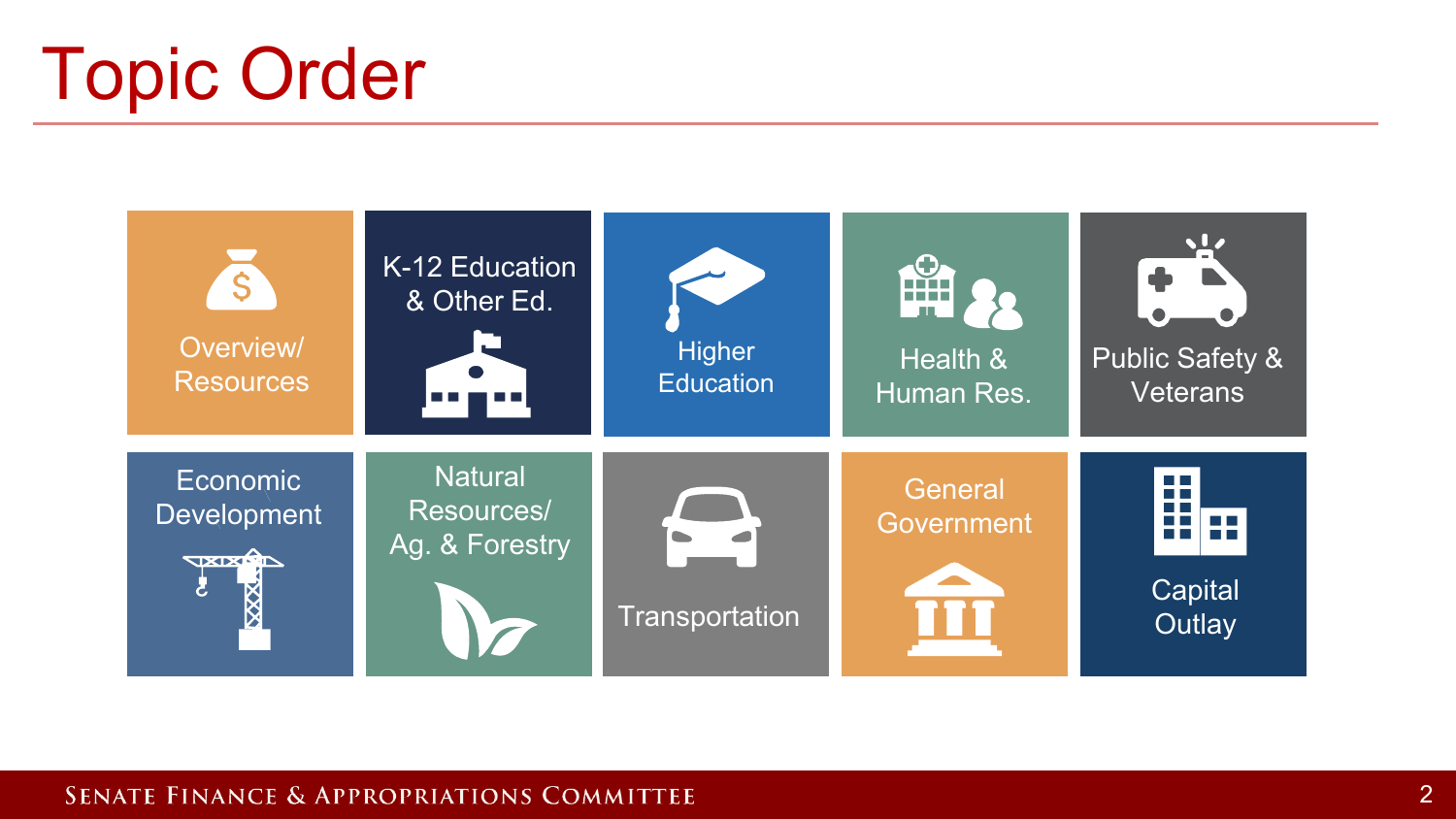# Topic Order

- Overview/ Resources
- K-12 Education & Other Ed.
- Higher Education
- Health & Human Res.
- Public Safety & Veterans
- Economic Development
- Natural Resources/ Ag. & Forestry
- Transportation
- General Government
- Capital Outlay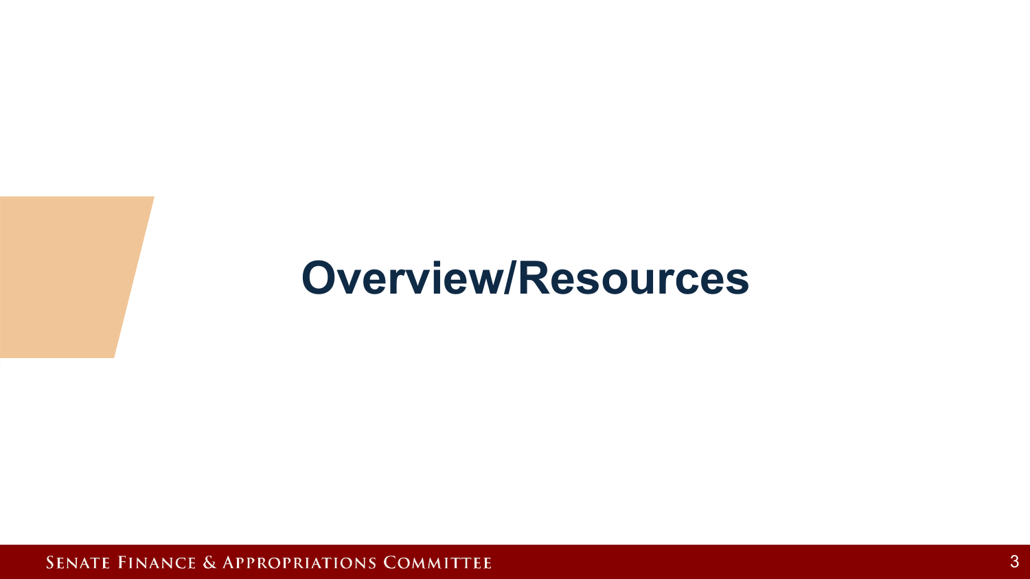# Overview/Resources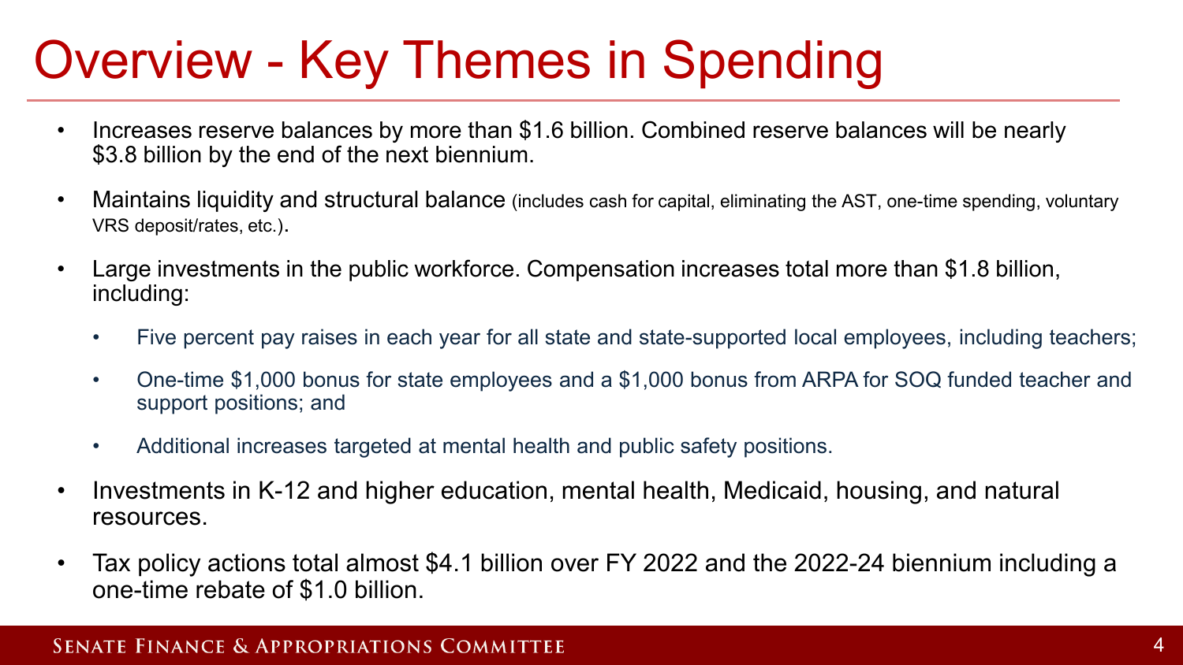# Overview - Key Themes in Spending

- Increases reserve balances by more than $1.6 billion. Combined reserve balances will be nearly $3.8 billion by the end of the next biennium.
- Maintains liquidity and structural balance (includes cash for capital, eliminating the AST, one-time spending, voluntary VRS deposit/rates, etc.).
- Large investments in the public workforce. Compensation increases total more than $1.8 billion, including:
  - Five percent pay raises in each year for all state and state-supported local employees, including teachers;
  - One-time $1,000 bonus for state employees and a $1,000 bonus from ARPA for SOQ funded teacher and support positions; and
  - Additional increases targeted at mental health and public safety positions.
- Investments in K-12 and higher education, mental health, Medicaid, housing, and natural resources.
- Tax policy actions total almost $4.1 billion over FY 2022 and the 2022-24 biennium including a one-time rebate of $1.0 billion.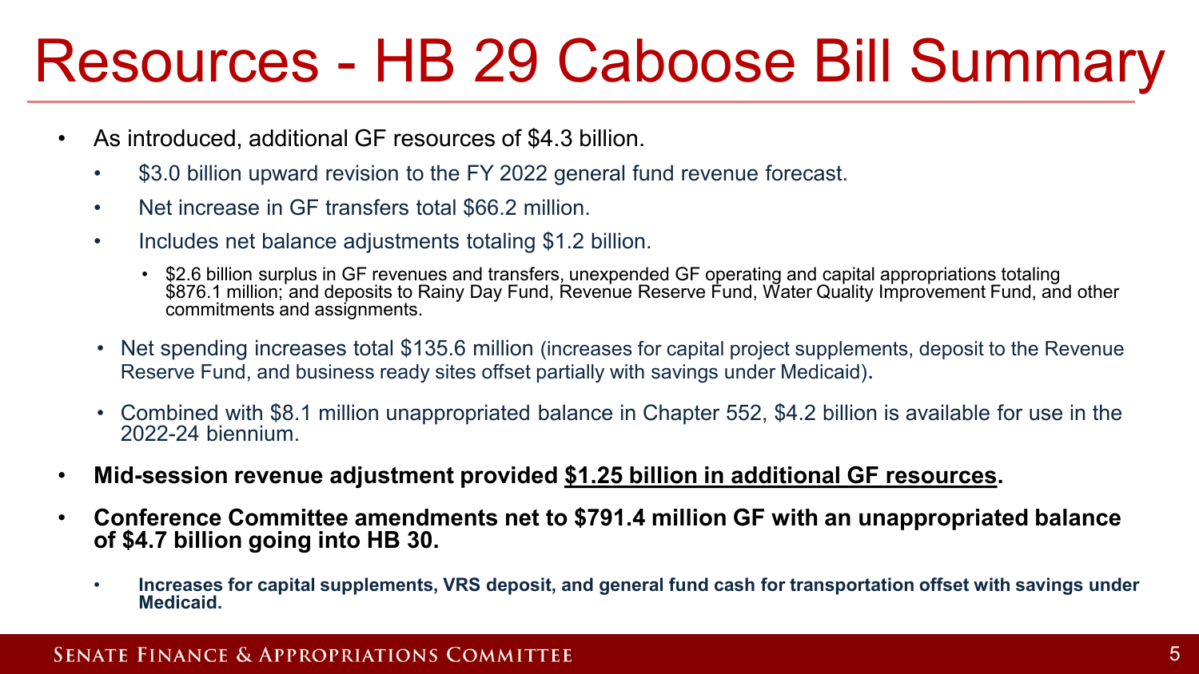# Resources - HB 29 Caboose Bill Summary

- As introduced, additional GF resources of $4.3 billion.
  - $3.0 billion upward revision to the FY 2022 general fund revenue forecast.
  - Net increase in GF transfers total $66.2 million.
  - Includes net balance adjustments totaling $1.2 billion.
    - $2.6 billion surplus in GF revenues and transfers, unexpended GF operating and capital appropriations totaling $876.1 million; and deposits to Rainy Day Fund, Revenue Reserve Fund, Water Quality Improvement Fund, and other commitments and assignments.
  - Net spending increases total $135.6 million (increases for capital project supplements, deposit to the Revenue Reserve Fund, and business ready sites offset partially with savings under Medicaid).
  - Combined with $8.1 million unappropriated balance in Chapter 552, $4.2 billion is available for use in the 2022-24 biennium.
- **Mid-session revenue adjustment provided <u>$1.25 billion in additional GF resources</u>.**
- **Conference Committee amendments net to $791.4 million GF with an unappropriated balance of $4.7 billion going into HB 30.**
  - **Increases for capital supplements, VRS deposit, and general fund cash for transportation offset with savings under Medicaid.**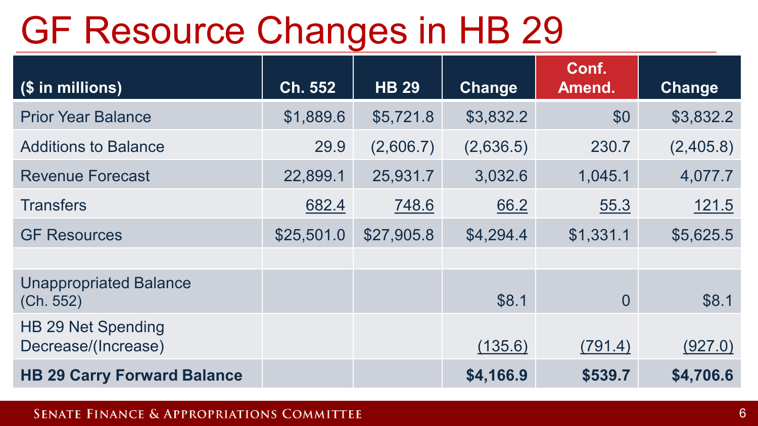# GF Resource Changes in HB 29

| ($ in millions) | Ch. 552 | HB 29 | Change | Conf. Amend. | Change |
|---|---|---|---|---|---|
| Prior Year Balance | $1,889.6 | $5,721.8 | $3,832.2 | $0 | $3,832.2 |
| Additions to Balance | 29.9 | (2,606.7) | (2,636.5) | 230.7 | (2,405.8) |
| Revenue Forecast | 22,899.1 | 25,931.7 | 3,032.6 | 1,045.1 | 4,077.7 |
| Transfers | 682.4 | 748.6 | 66.2 | 55.3 | 121.5 |
| GF Resources | $25,501.0 | $27,905.8 | $4,294.4 | $1,331.1 | $5,625.5 |
| | | | | | |
| Unappropriated Balance (Ch. 552) | | | $8.1 | 0 | $8.1 |
| HB 29 Net Spending Decrease/(Increase) | | | (135.6) | (791.4) | (927.0) |
| **HB 29 Carry Forward Balance** | | | **$4,166.9** | **$539.7** | **$4,706.6** |

Senate Finance & Appropriations Committee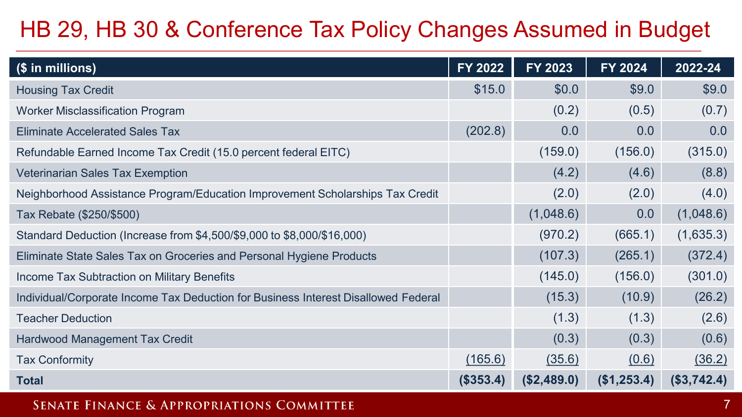# HB 29, HB 30 & Conference Tax Policy Changes Assumed in Budget

| ($ in millions) | FY 2022 | FY 2023 | FY 2024 | 2022-24 |
|---|---|---|---|---|
| Housing Tax Credit | $15.0 | $0.0 | $9.0 | $9.0 |
| Worker Misclassification Program | | (0.2) | (0.5) | (0.7) |
| Eliminate Accelerated Sales Tax | (202.8) | 0.0 | 0.0 | 0.0 |
| Refundable Earned Income Tax Credit (15.0 percent federal EITC) | | (159.0) | (156.0) | (315.0) |
| Veterinarian Sales Tax Exemption | | (4.2) | (4.6) | (8.8) |
| Neighborhood Assistance Program/Education Improvement Scholarships Tax Credit | | (2.0) | (2.0) | (4.0) |
| Tax Rebate ($250/$500) | | (1,048.6) | 0.0 | (1,048.6) |
| Standard Deduction (Increase from $4,500/$9,000 to $8,000/$16,000) | | (970.2) | (665.1) | (1,635.3) |
| Eliminate State Sales Tax on Groceries and Personal Hygiene Products | | (107.3) | (265.1) | (372.4) |
| Income Tax Subtraction on Military Benefits | | (145.0) | (156.0) | (301.0) |
| Individual/Corporate Income Tax Deduction for Business Interest Disallowed Federal | | (15.3) | (10.9) | (26.2) |
| Teacher Deduction | | (1.3) | (1.3) | (2.6) |
| Hardwood Management Tax Credit | | (0.3) | (0.3) | (0.6) |
| Tax Conformity | (165.6) | (35.6) | (0.6) | (36.2) |
| **Total** | **($353.4)** | **($2,489.0)** | **($1,253.4)** | **($3,742.4)** |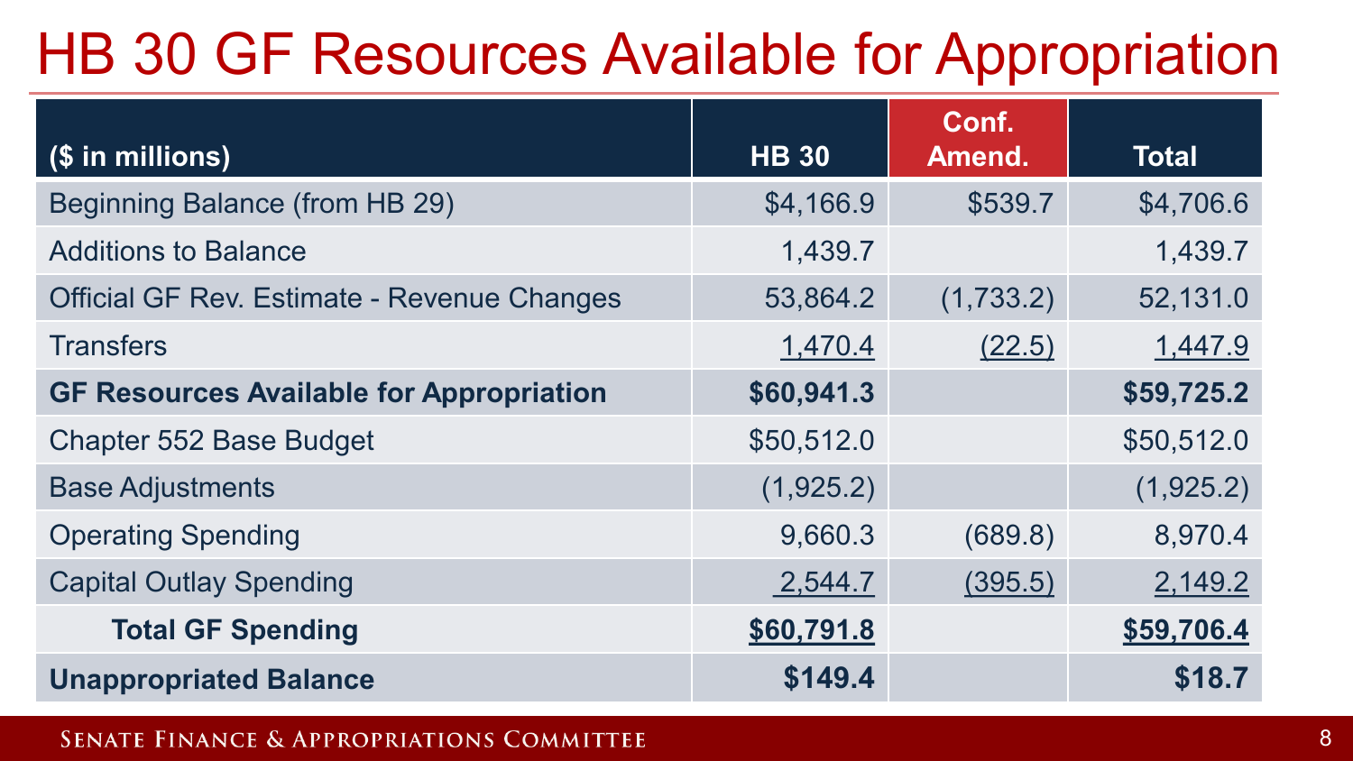# HB 30 GF Resources Available for Appropriation

| ($ in millions) | HB 30 | Conf. Amend. | Total |
|---|---|---|---|
| Beginning Balance (from HB 29) | $4,166.9 | $539.7 | $4,706.6 |
| Additions to Balance | 1,439.7 | | 1,439.7 |
| Official GF Rev. Estimate - Revenue Changes | 53,864.2 | (1,733.2) | 52,131.0 |
| Transfers | 1,470.4 | (22.5) | 1,447.9 |
| **GF Resources Available for Appropriation** | **$60,941.3** | | **$59,725.2** |
| Chapter 552 Base Budget | $50,512.0 | | $50,512.0 |
| Base Adjustments | (1,925.2) | | (1,925.2) |
| Operating Spending | 9,660.3 | (689.8) | 8,970.4 |
| Capital Outlay Spending | 2,544.7 | (395.5) | 2,149.2 |
| **Total GF Spending** | **$60,791.8** | | **$59,706.4** |
| **Unappropriated Balance** | **$149.4** | | **$18.7** |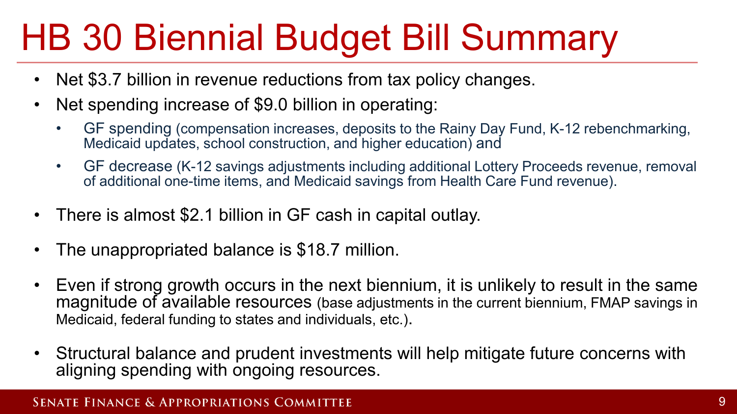# HB 30 Biennial Budget Bill Summary

- Net $3.7 billion in revenue reductions from tax policy changes.
- Net spending increase of $9.0 billion in operating:
  - GF spending (compensation increases, deposits to the Rainy Day Fund, K-12 rebenchmarking, Medicaid updates, school construction, and higher education) and
  - GF decrease (K-12 savings adjustments including additional Lottery Proceeds revenue, removal of additional one-time items, and Medicaid savings from Health Care Fund revenue).
- There is almost $2.1 billion in GF cash in capital outlay.
- The unappropriated balance is $18.7 million.
- Even if strong growth occurs in the next biennium, it is unlikely to result in the same magnitude of available resources (base adjustments in the current biennium, FMAP savings in Medicaid, federal funding to states and individuals, etc.).
- Structural balance and prudent investments will help mitigate future concerns with aligning spending with ongoing resources.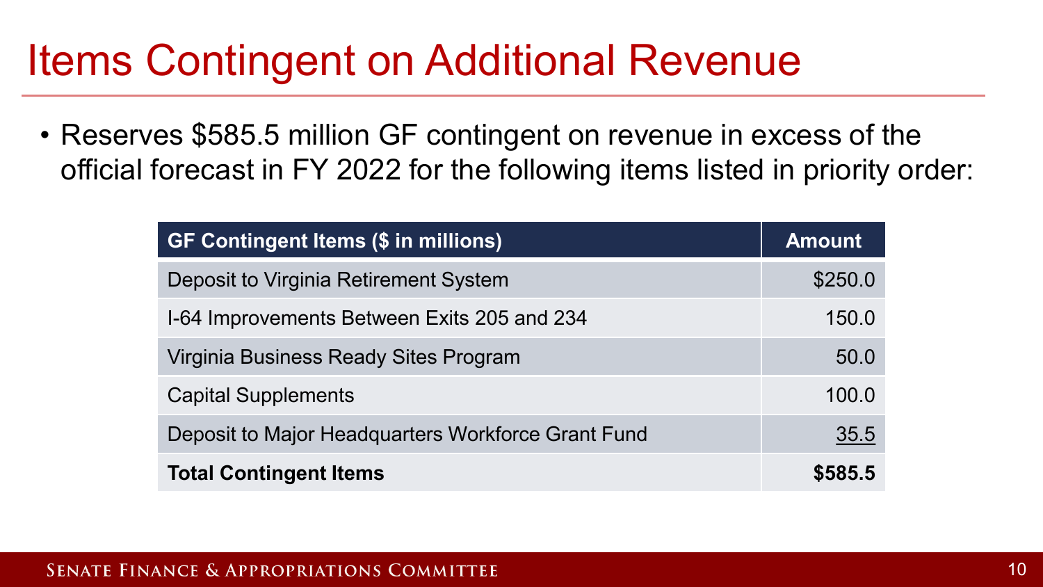# Items Contingent on Additional Revenue

- Reserves $585.5 million GF contingent on revenue in excess of the official forecast in FY 2022 for the following items listed in priority order:

| GF Contingent Items ($ in millions) | Amount |
|---|---|
| Deposit to Virginia Retirement System | $250.0 |
| I-64 Improvements Between Exits 205 and 234 | 150.0 |
| Virginia Business Ready Sites Program | 50.0 |
| Capital Supplements | 100.0 |
| Deposit to Major Headquarters Workforce Grant Fund | 35.5 |
| **Total Contingent Items** | **$585.5** |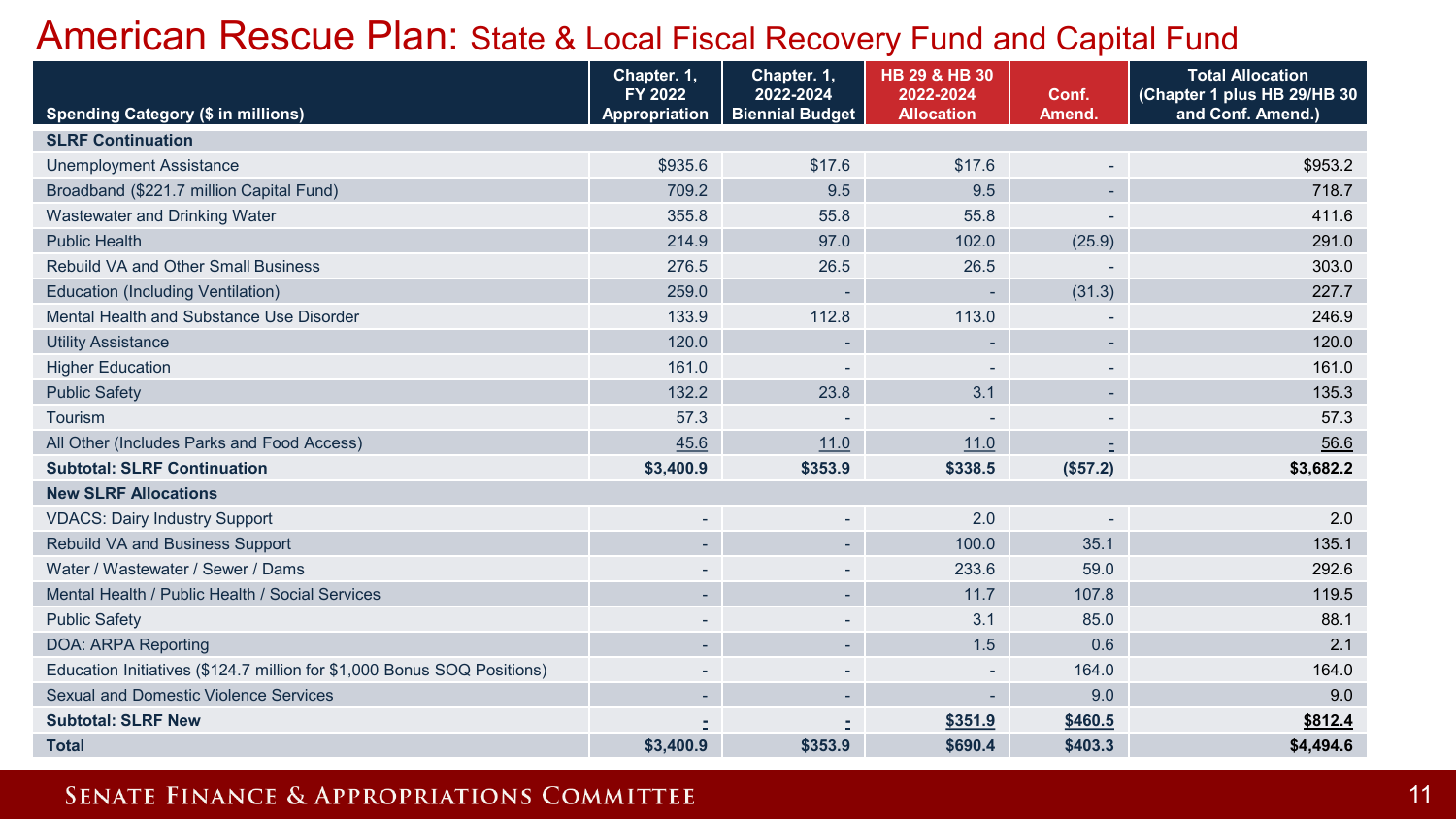# American Rescue Plan: State & Local Fiscal Recovery Fund and Capital Fund

| Spending Category ($ in millions) | Chapter. 1, FY 2022 Appropriation | Chapter. 1, 2022-2024 Biennial Budget | HB 29 & HB 30 2022-2024 Allocation | Conf. Amend. | Total Allocation (Chapter 1 plus HB 29/HB 30 and Conf. Amend.) |
|---|---|---|---|---|---|
| **SLRF Continuation** | | | | | |
| Unemployment Assistance | $935.6 | $17.6 | $17.6 | - | $953.2 |
| Broadband ($221.7 million Capital Fund) | 709.2 | 9.5 | 9.5 | - | 718.7 |
| Wastewater and Drinking Water | 355.8 | 55.8 | 55.8 | - | 411.6 |
| Public Health | 214.9 | 97.0 | 102.0 | (25.9) | 291.0 |
| Rebuild VA and Other Small Business | 276.5 | 26.5 | 26.5 | - | 303.0 |
| Education (Including Ventilation) | 259.0 | - | - | (31.3) | 227.7 |
| Mental Health and Substance Use Disorder | 133.9 | 112.8 | 113.0 | - | 246.9 |
| Utility Assistance | 120.0 | - | - | - | 120.0 |
| Higher Education | 161.0 | - | - | - | 161.0 |
| Public Safety | 132.2 | 23.8 | 3.1 | - | 135.3 |
| Tourism | 57.3 | - | - | - | 57.3 |
| All Other (Includes Parks and Food Access) | 45.6 | 11.0 | 11.0 | - | 56.6 |
| **Subtotal: SLRF Continuation** | **$3,400.9** | **$353.9** | **$338.5** | **($57.2)** | **$3,682.2** |
| **New SLRF Allocations** | | | | | |
| VDACS: Dairy Industry Support | - | - | 2.0 | - | 2.0 |
| Rebuild VA and Business Support | - | - | 100.0 | 35.1 | 135.1 |
| Water / Wastewater / Sewer / Dams | - | - | 233.6 | 59.0 | 292.6 |
| Mental Health / Public Health / Social Services | - | - | 11.7 | 107.8 | 119.5 |
| Public Safety | - | - | 3.1 | 85.0 | 88.1 |
| DOA: ARPA Reporting | - | - | 1.5 | 0.6 | 2.1 |
| Education Initiatives ($124.7 million for $1,000 Bonus SOQ Positions) | - | - | - | 164.0 | 164.0 |
| Sexual and Domestic Violence Services | - | - | - | 9.0 | 9.0 |
| **Subtotal: SLRF New** | **-** | **-** | **$351.9** | **$460.5** | **$812.4** |
| **Total** | **$3,400.9** | **$353.9** | **$690.4** | **$403.3** | **$4,494.6** |

Senate Finance & Appropriations Committee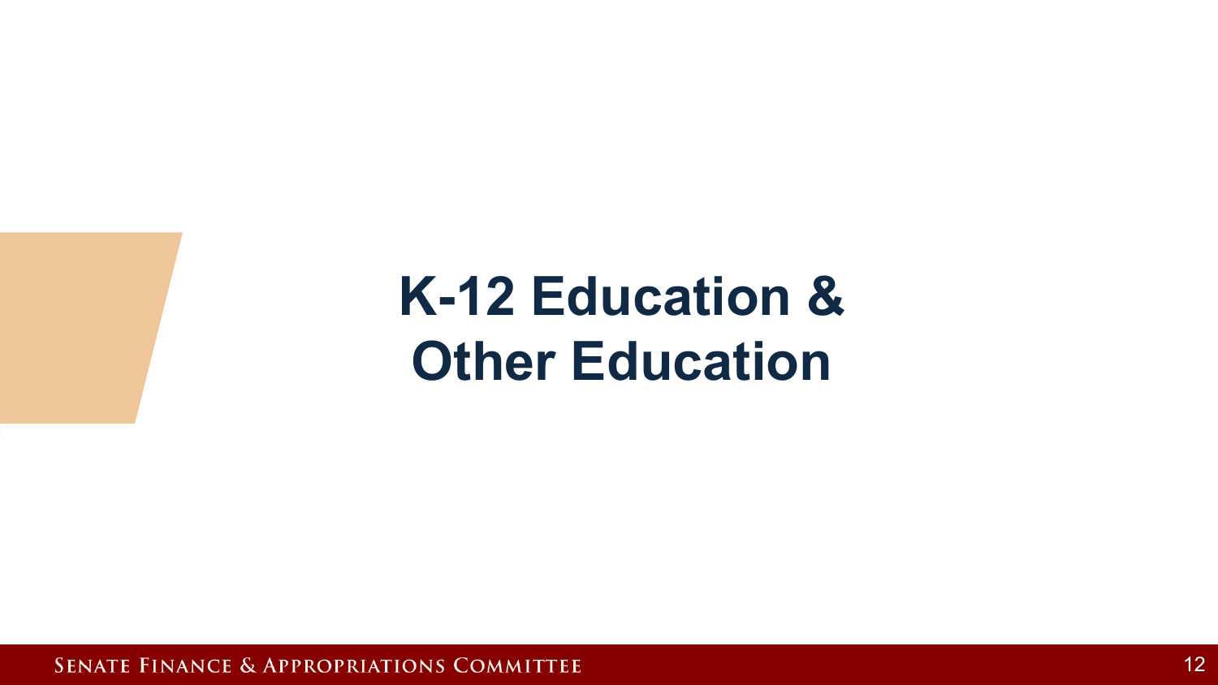# K-12 Education & Other Education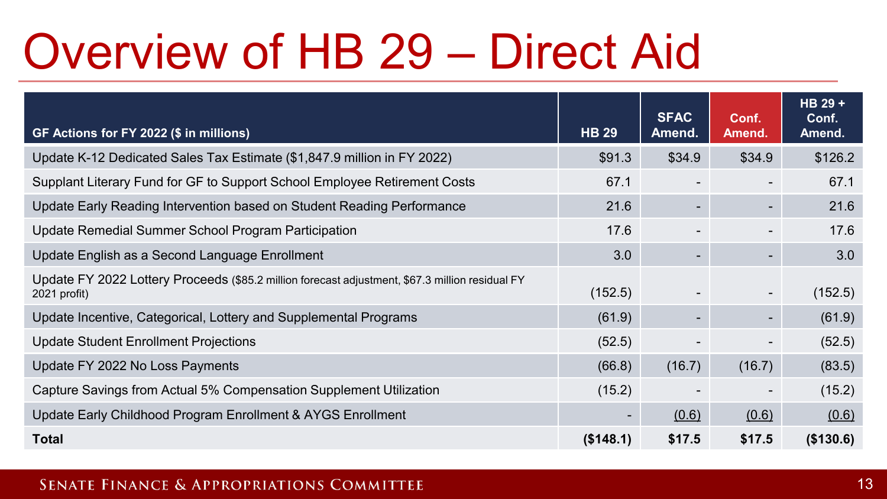# Overview of HB 29 – Direct Aid

| GF Actions for FY 2022 ($ in millions) | HB 29 | SFAC Amend. | Conf. Amend. | HB 29 + Conf. Amend. |
|---|---|---|---|---|
| Update K-12 Dedicated Sales Tax Estimate ($1,847.9 million in FY 2022) | $91.3 | $34.9 | $34.9 | $126.2 |
| Supplant Literary Fund for GF to Support School Employee Retirement Costs | 67.1 | - | - | 67.1 |
| Update Early Reading Intervention based on Student Reading Performance | 21.6 | - | - | 21.6 |
| Update Remedial Summer School Program Participation | 17.6 | - | - | 17.6 |
| Update English as a Second Language Enrollment | 3.0 | - | - | 3.0 |
| Update FY 2022 Lottery Proceeds ($85.2 million forecast adjustment, $67.3 million residual FY 2021 profit) | (152.5) | - | - | (152.5) |
| Update Incentive, Categorical, Lottery and Supplemental Programs | (61.9) | - | - | (61.9) |
| Update Student Enrollment Projections | (52.5) | - | - | (52.5) |
| Update FY 2022 No Loss Payments | (66.8) | (16.7) | (16.7) | (83.5) |
| Capture Savings from Actual 5% Compensation Supplement Utilization | (15.2) | - | - | (15.2) |
| Update Early Childhood Program Enrollment & AYGS Enrollment | - | (0.6) | (0.6) | (0.6) |
| **Total** | **($148.1)** | **$17.5** | **$17.5** | **($130.6)** |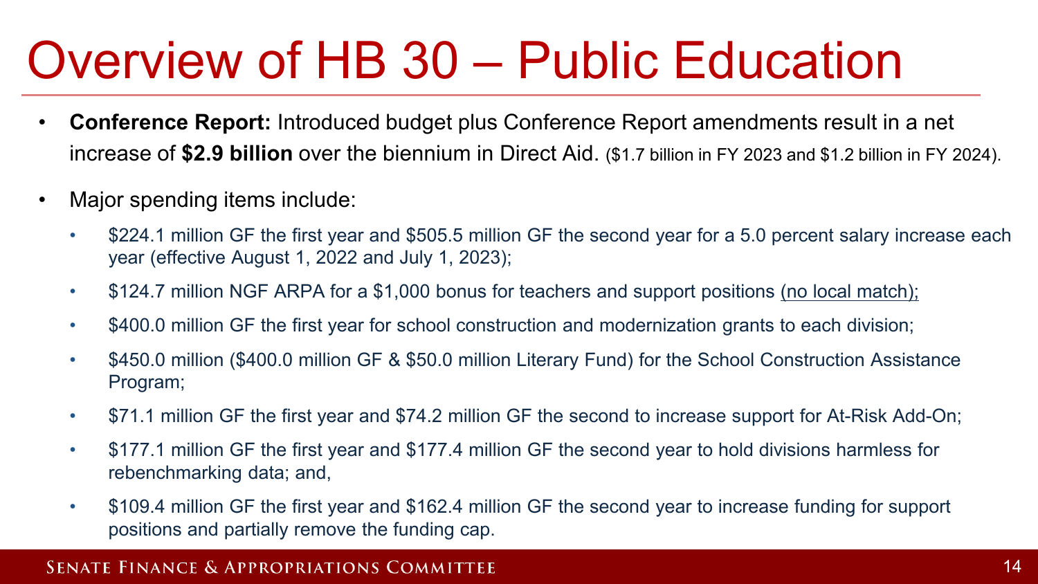# Overview of HB 30 – Public Education

- **Conference Report:** Introduced budget plus Conference Report amendments result in a net increase of **$2.9 billion** over the biennium in Direct Aid. ($1.7 billion in FY 2023 and $1.2 billion in FY 2024).
- Major spending items include:
  - $224.1 million GF the first year and $505.5 million GF the second year for a 5.0 percent salary increase each year (effective August 1, 2022 and July 1, 2023);
  - $124.7 million NGF ARPA for a $1,000 bonus for teachers and support positions <u>(no local match);</u>
  - $400.0 million GF the first year for school construction and modernization grants to each division;
  - $450.0 million ($400.0 million GF & $50.0 million Literary Fund) for the School Construction Assistance Program;
  - $71.1 million GF the first year and $74.2 million GF the second to increase support for At-Risk Add-On;
  - $177.1 million GF the first year and $177.4 million GF the second year to hold divisions harmless for rebenchmarking data; and,
  - $109.4 million GF the first year and $162.4 million GF the second year to increase funding for support positions and partially remove the funding cap.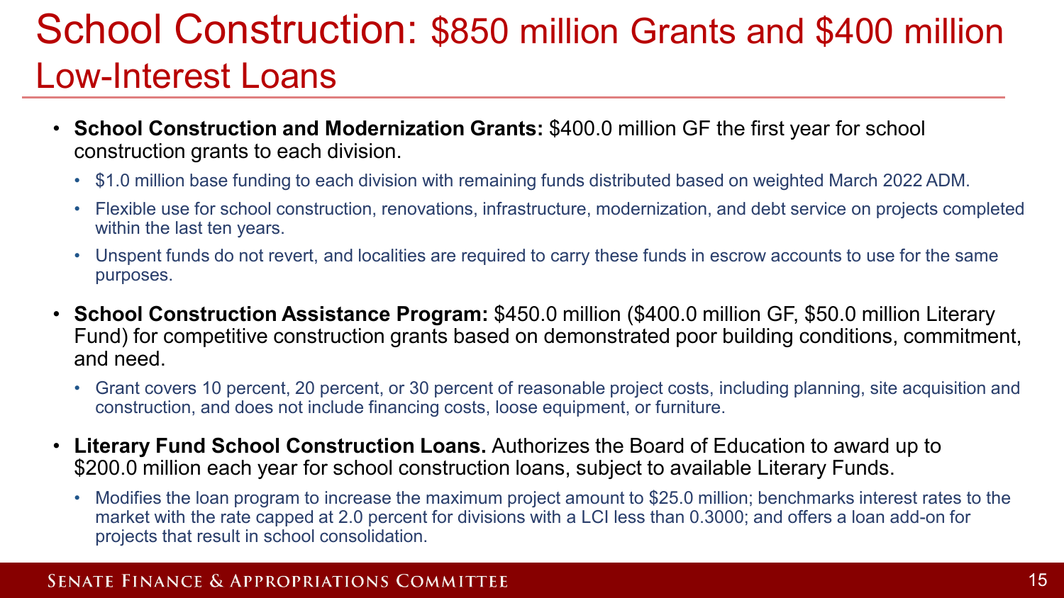# School Construction: $850 million Grants and $400 million Low-Interest Loans

- **School Construction and Modernization Grants:** $400.0 million GF the first year for school construction grants to each division.
  - $1.0 million base funding to each division with remaining funds distributed based on weighted March 2022 ADM.
  - Flexible use for school construction, renovations, infrastructure, modernization, and debt service on projects completed within the last ten years.
  - Unspent funds do not revert, and localities are required to carry these funds in escrow accounts to use for the same purposes.
- **School Construction Assistance Program:** $450.0 million ($400.0 million GF, $50.0 million Literary Fund) for competitive construction grants based on demonstrated poor building conditions, commitment, and need.
  - Grant covers 10 percent, 20 percent, or 30 percent of reasonable project costs, including planning, site acquisition and construction, and does not include financing costs, loose equipment, or furniture.
- **Literary Fund School Construction Loans.** Authorizes the Board of Education to award up to $200.0 million each year for school construction loans, subject to available Literary Funds.
  - Modifies the loan program to increase the maximum project amount to $25.0 million; benchmarks interest rates to the market with the rate capped at 2.0 percent for divisions with a LCI less than 0.3000; and offers a loan add-on for projects that result in school consolidation.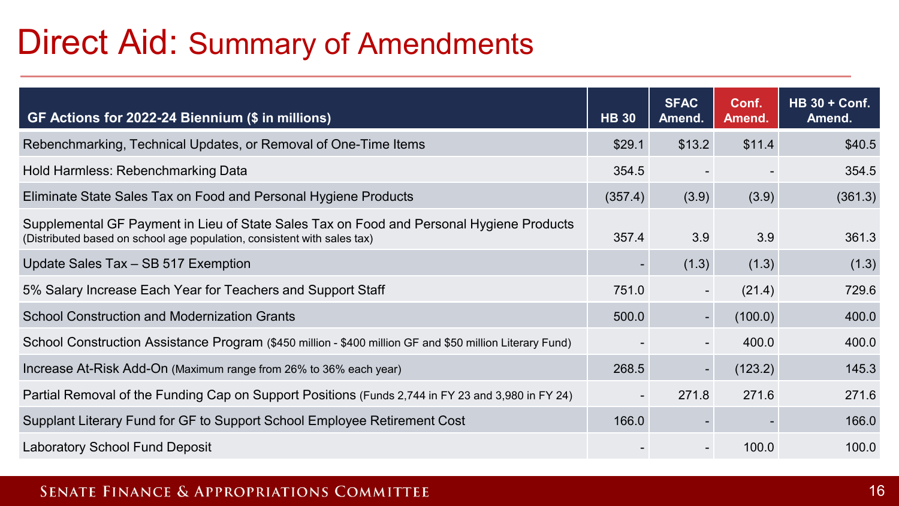# Direct Aid: Summary of Amendments

| GF Actions for 2022-24 Biennium ($ in millions) | HB 30 | SFAC Amend. | Conf. Amend. | HB 30 + Conf. Amend. |
|---|---|---|---|---|
| Rebenchmarking, Technical Updates, or Removal of One-Time Items | $29.1 | $13.2 | $11.4 | $40.5 |
| Hold Harmless: Rebenchmarking Data | 354.5 | - | - | 354.5 |
| Eliminate State Sales Tax on Food and Personal Hygiene Products | (357.4) | (3.9) | (3.9) | (361.3) |
| Supplemental GF Payment in Lieu of State Sales Tax on Food and Personal Hygiene Products (Distributed based on school age population, consistent with sales tax) | 357.4 | 3.9 | 3.9 | 361.3 |
| Update Sales Tax – SB 517 Exemption | - | (1.3) | (1.3) | (1.3) |
| 5% Salary Increase Each Year for Teachers and Support Staff | 751.0 | - | (21.4) | 729.6 |
| School Construction and Modernization Grants | 500.0 | - | (100.0) | 400.0 |
| School Construction Assistance Program ($450 million - $400 million GF and $50 million Literary Fund) | - | - | 400.0 | 400.0 |
| Increase At-Risk Add-On (Maximum range from 26% to 36% each year) | 268.5 | - | (123.2) | 145.3 |
| Partial Removal of the Funding Cap on Support Positions (Funds 2,744 in FY 23 and 3,980 in FY 24) | - | 271.8 | 271.6 | 271.6 |
| Supplant Literary Fund for GF to Support School Employee Retirement Cost | 166.0 | - | - | 166.0 |
| Laboratory School Fund Deposit | - | - | 100.0 | 100.0 |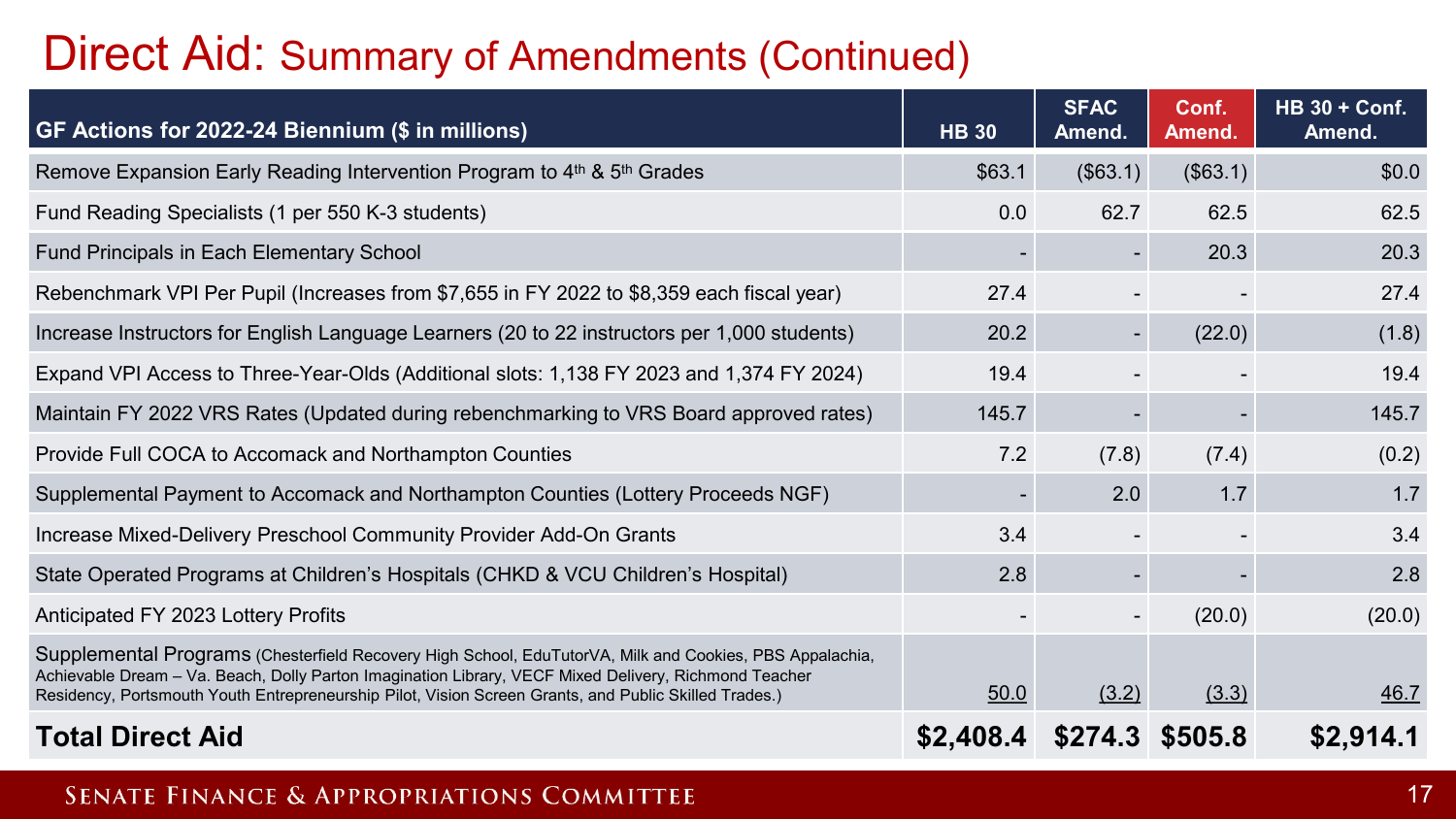# Direct Aid: Summary of Amendments (Continued)

| GF Actions for 2022-24 Biennium ($ in millions) | HB 30 | SFAC Amend. | Conf. Amend. | HB 30 + Conf. Amend. |
|---|---|---|---|---|
| Remove Expansion Early Reading Intervention Program to 4th & 5th Grades | $63.1 | ($63.1) | ($63.1) | $0.0 |
| Fund Reading Specialists (1 per 550 K-3 students) | 0.0 | 62.7 | 62.5 | 62.5 |
| Fund Principals in Each Elementary School | - | - | 20.3 | 20.3 |
| Rebenchmark VPI Per Pupil (Increases from $7,655 in FY 2022 to $8,359 each fiscal year) | 27.4 | - | - | 27.4 |
| Increase Instructors for English Language Learners (20 to 22 instructors per 1,000 students) | 20.2 | - | (22.0) | (1.8) |
| Expand VPI Access to Three-Year-Olds (Additional slots: 1,138 FY 2023 and 1,374 FY 2024) | 19.4 | - | - | 19.4 |
| Maintain FY 2022 VRS Rates (Updated during rebenchmarking to VRS Board approved rates) | 145.7 | - | - | 145.7 |
| Provide Full COCA to Accomack and Northampton Counties | 7.2 | (7.8) | (7.4) | (0.2) |
| Supplemental Payment to Accomack and Northampton Counties (Lottery Proceeds NGF) | - | 2.0 | 1.7 | 1.7 |
| Increase Mixed-Delivery Preschool Community Provider Add-On Grants | 3.4 | - | - | 3.4 |
| State Operated Programs at Children's Hospitals (CHKD & VCU Children's Hospital) | 2.8 | - | - | 2.8 |
| Anticipated FY 2023 Lottery Profits | - | - | (20.0) | (20.0) |
| Supplemental Programs (Chesterfield Recovery High School, EduTutorVA, Milk and Cookies, PBS Appalachia, Achievable Dream – Va. Beach, Dolly Parton Imagination Library, VECF Mixed Delivery, Richmond Teacher Residency, Portsmouth Youth Entrepreneurship Pilot, Vision Screen Grants, and Public Skilled Trades.) | 50.0 | (3.2) | (3.3) | 46.7 |
| **Total Direct Aid** | **$2,408.4** | **$274.3** | **$505.8** | **$2,914.1** |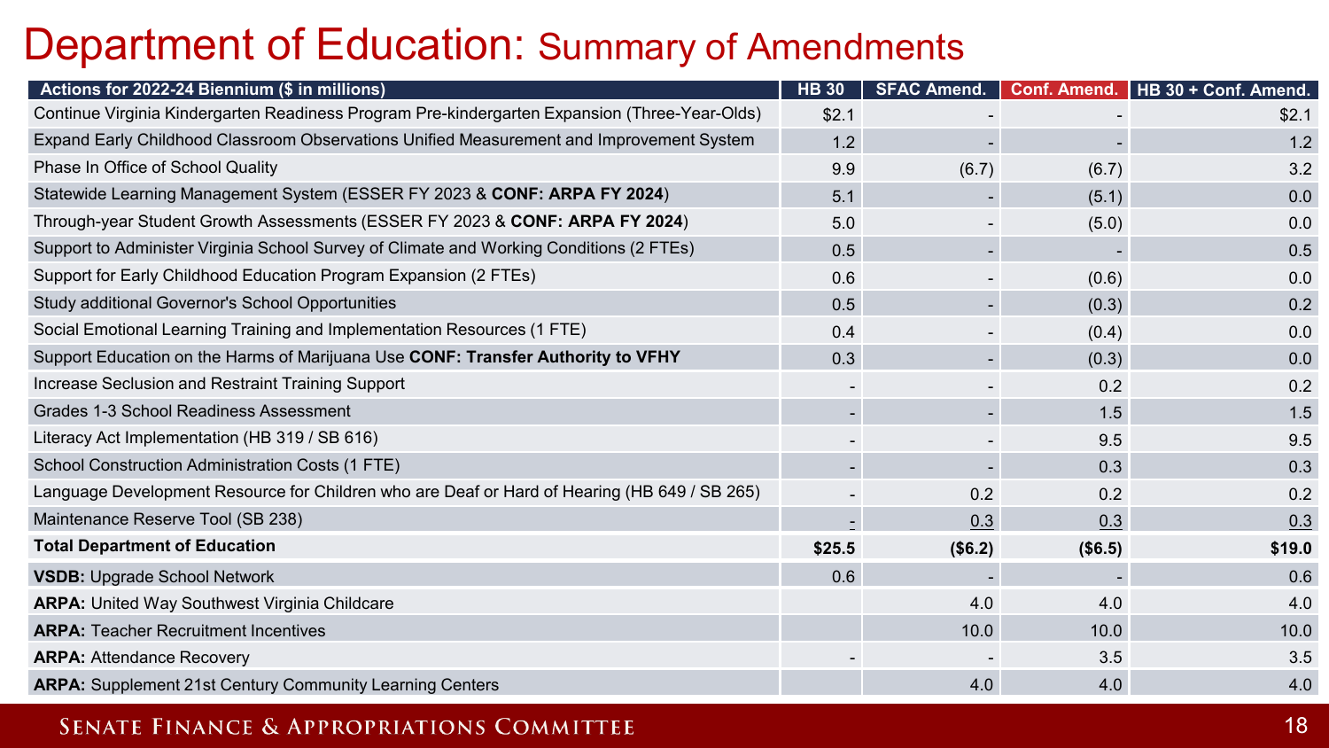# Department of Education: Summary of Amendments

| Actions for 2022-24 Biennium ($ in millions) | HB 30 | SFAC Amend. | Conf. Amend. | HB 30 + Conf. Amend. |
|---|---|---|---|---|
| Continue Virginia Kindergarten Readiness Program Pre-kindergarten Expansion (Three-Year-Olds) | $2.1 | - | - | $2.1 |
| Expand Early Childhood Classroom Observations Unified Measurement and Improvement System | 1.2 | - | - | 1.2 |
| Phase In Office of School Quality | 9.9 | (6.7) | (6.7) | 3.2 |
| Statewide Learning Management System (ESSER FY 2023 & **CONF: ARPA FY 2024**) | 5.1 | - | (5.1) | 0.0 |
| Through-year Student Growth Assessments (ESSER FY 2023 & **CONF: ARPA FY 2024**) | 5.0 | - | (5.0) | 0.0 |
| Support to Administer Virginia School Survey of Climate and Working Conditions (2 FTEs) | 0.5 | - | - | 0.5 |
| Support for Early Childhood Education Program Expansion (2 FTEs) | 0.6 | - | (0.6) | 0.0 |
| Study additional Governor's School Opportunities | 0.5 | - | (0.3) | 0.2 |
| Social Emotional Learning Training and Implementation Resources (1 FTE) | 0.4 | - | (0.4) | 0.0 |
| Support Education on the Harms of Marijuana Use **CONF: Transfer Authority to VFHY** | 0.3 | - | (0.3) | 0.0 |
| Increase Seclusion and Restraint Training Support | - | - | 0.2 | 0.2 |
| Grades 1-3 School Readiness Assessment | - | - | 1.5 | 1.5 |
| Literacy Act Implementation (HB 319 / SB 616) | - | - | 9.5 | 9.5 |
| School Construction Administration Costs (1 FTE) | - | - | 0.3 | 0.3 |
| Language Development Resource for Children who are Deaf or Hard of Hearing (HB 649 / SB 265) | - | 0.2 | 0.2 | 0.2 |
| Maintenance Reserve Tool (SB 238) | - | 0.3 | 0.3 | 0.3 |
| **Total Department of Education** | **$25.5** | **($6.2)** | **($6.5)** | **$19.0** |
| **VSDB:** Upgrade School Network | 0.6 | - | - | 0.6 |
| **ARPA:** United Way Southwest Virginia Childcare | | 4.0 | 4.0 | 4.0 |
| **ARPA:** Teacher Recruitment Incentives | | 10.0 | 10.0 | 10.0 |
| **ARPA:** Attendance Recovery | - | - | 3.5 | 3.5 |
| **ARPA:** Supplement 21st Century Community Learning Centers | | 4.0 | 4.0 | 4.0 |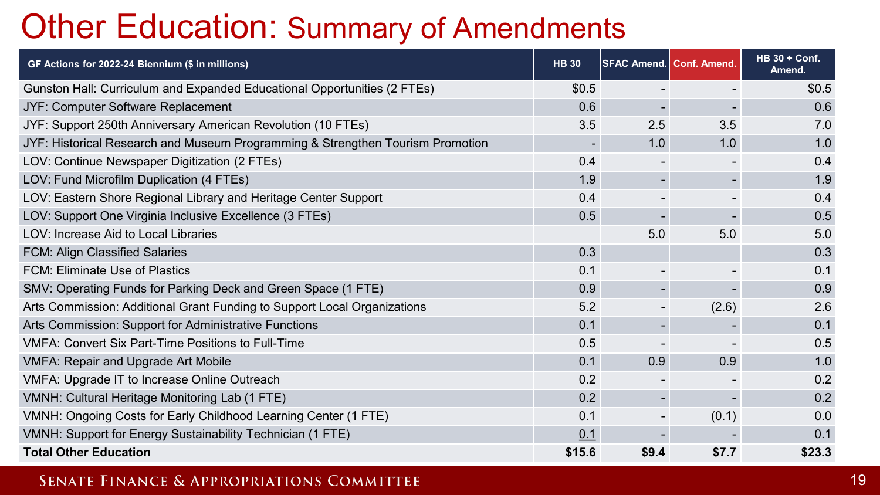# Other Education: Summary of Amendments

| GF Actions for 2022-24 Biennium ($ in millions) | HB 30 | SFAC Amend. | Conf. Amend. | HB 30 + Conf. Amend. |
|---|---|---|---|---|
| Gunston Hall: Curriculum and Expanded Educational Opportunities (2 FTEs) | $0.5 | - | - | $0.5 |
| JYF: Computer Software Replacement | 0.6 | - | - | 0.6 |
| JYF: Support 250th Anniversary American Revolution (10 FTEs) | 3.5 | 2.5 | 3.5 | 7.0 |
| JYF: Historical Research and Museum Programming & Strengthen Tourism Promotion | - | 1.0 | 1.0 | 1.0 |
| LOV: Continue Newspaper Digitization (2 FTEs) | 0.4 | - | - | 0.4 |
| LOV: Fund Microfilm Duplication (4 FTEs) | 1.9 | - | - | 1.9 |
| LOV: Eastern Shore Regional Library and Heritage Center Support | 0.4 | - | - | 0.4 |
| LOV: Support One Virginia Inclusive Excellence (3 FTEs) | 0.5 | - | - | 0.5 |
| LOV: Increase Aid to Local Libraries | | 5.0 | 5.0 | 5.0 |
| FCM: Align Classified Salaries | 0.3 | | | 0.3 |
| FCM: Eliminate Use of Plastics | 0.1 | - | - | 0.1 |
| SMV: Operating Funds for Parking Deck and Green Space (1 FTE) | 0.9 | - | - | 0.9 |
| Arts Commission: Additional Grant Funding to Support Local Organizations | 5.2 | - | (2.6) | 2.6 |
| Arts Commission: Support for Administrative Functions | 0.1 | - | - | 0.1 |
| VMFA: Convert Six Part-Time Positions to Full-Time | 0.5 | - | - | 0.5 |
| VMFA: Repair and Upgrade Art Mobile | 0.1 | 0.9 | 0.9 | 1.0 |
| VMFA: Upgrade IT to Increase Online Outreach | 0.2 | - | - | 0.2 |
| VMNH: Cultural Heritage Monitoring Lab (1 FTE) | 0.2 | - | - | 0.2 |
| VMNH: Ongoing Costs for Early Childhood Learning Center (1 FTE) | 0.1 | - | (0.1) | 0.0 |
| VMNH: Support for Energy Sustainability Technician (1 FTE) | 0.1 | - | - | 0.1 |
| **Total Other Education** | **$15.6** | **$9.4** | **$7.7** | **$23.3** |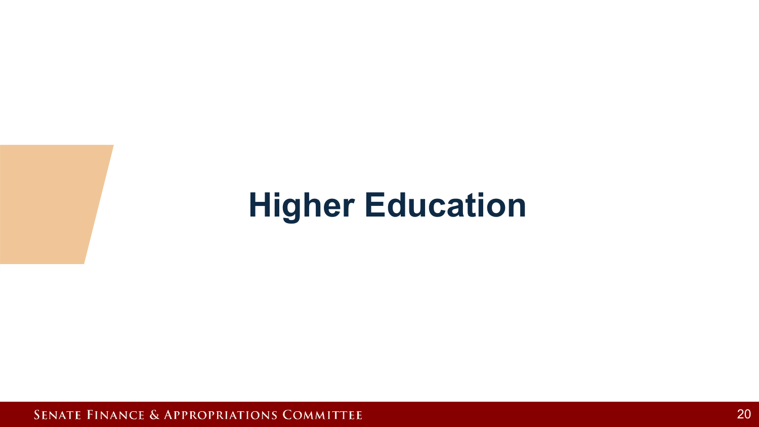# Higher Education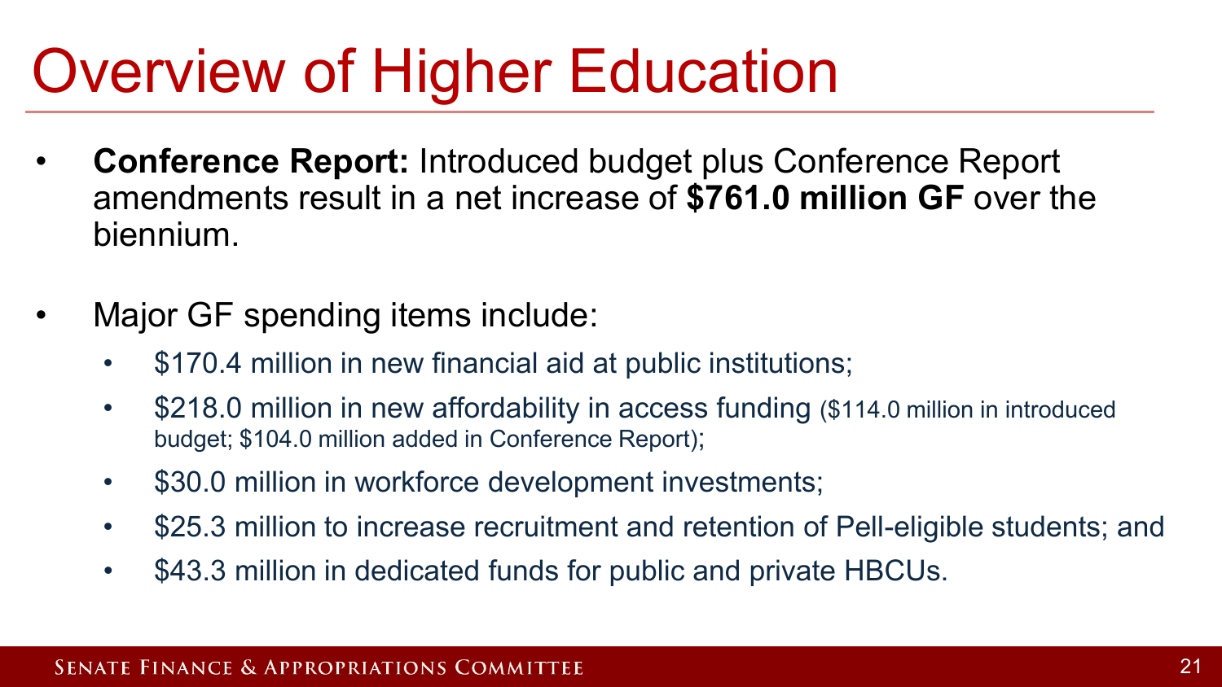# Overview of Higher Education

- **Conference Report:** Introduced budget plus Conference Report amendments result in a net increase of **$761.0 million GF** over the biennium.

- Major GF spending items include:
  - $170.4 million in new financial aid at public institutions;
  - $218.0 million in new affordability in access funding ($114.0 million in introduced budget; $104.0 million added in Conference Report);
  - $30.0 million in workforce development investments;
  - $25.3 million to increase recruitment and retention of Pell-eligible students; and
  - $43.3 million in dedicated funds for public and private HBCUs.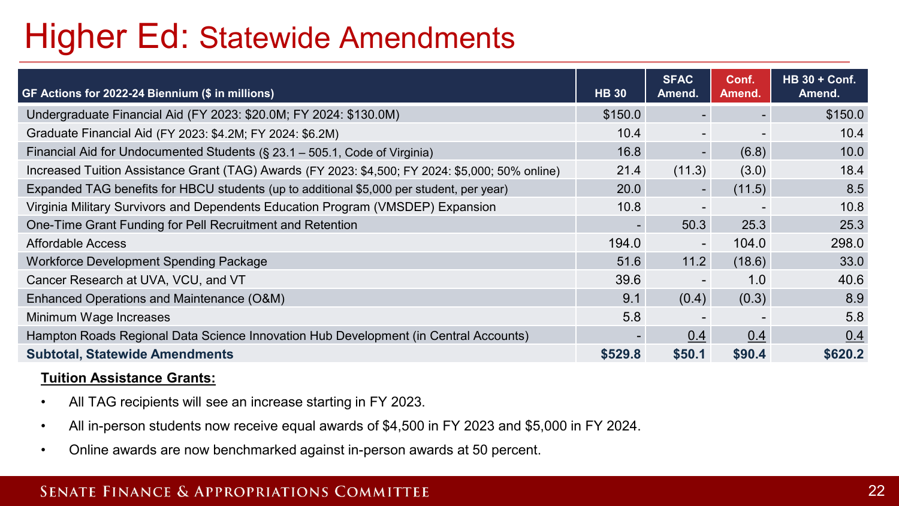# Higher Ed: Statewide Amendments

| GF Actions for 2022-24 Biennium ($ in millions) | HB 30 | SFAC Amend. | Conf. Amend. | HB 30 + Conf. Amend. |
|---|---|---|---|---|
| Undergraduate Financial Aid (FY 2023: $20.0M; FY 2024: $130.0M) | $150.0 | - | - | $150.0 |
| Graduate Financial Aid (FY 2023: $4.2M; FY 2024: $6.2M) | 10.4 | - | - | 10.4 |
| Financial Aid for Undocumented Students (§ 23.1 – 505.1, Code of Virginia) | 16.8 | - | (6.8) | 10.0 |
| Increased Tuition Assistance Grant (TAG) Awards (FY 2023: $4,500; FY 2024: $5,000; 50% online) | 21.4 | (11.3) | (3.0) | 18.4 |
| Expanded TAG benefits for HBCU students (up to additional $5,000 per student, per year) | 20.0 | - | (11.5) | 8.5 |
| Virginia Military Survivors and Dependents Education Program (VMSDEP) Expansion | 10.8 | - | - | 10.8 |
| One-Time Grant Funding for Pell Recruitment and Retention | - | 50.3 | 25.3 | 25.3 |
| Affordable Access | 194.0 | - | 104.0 | 298.0 |
| Workforce Development Spending Package | 51.6 | 11.2 | (18.6) | 33.0 |
| Cancer Research at UVA, VCU, and VT | 39.6 | - | 1.0 | 40.6 |
| Enhanced Operations and Maintenance (O&M) | 9.1 | (0.4) | (0.3) | 8.9 |
| Minimum Wage Increases | 5.8 | - | - | 5.8 |
| Hampton Roads Regional Data Science Innovation Hub Development (in Central Accounts) | - | 0.4 | 0.4 | 0.4 |
| **Subtotal, Statewide Amendments** | **$529.8** | **$50.1** | **$90.4** | **$620.2** |

**Tuition Assistance Grants:**

- All TAG recipients will see an increase starting in FY 2023.
- All in-person students now receive equal awards of $4,500 in FY 2023 and $5,000 in FY 2024.
- Online awards are now benchmarked against in-person awards at 50 percent.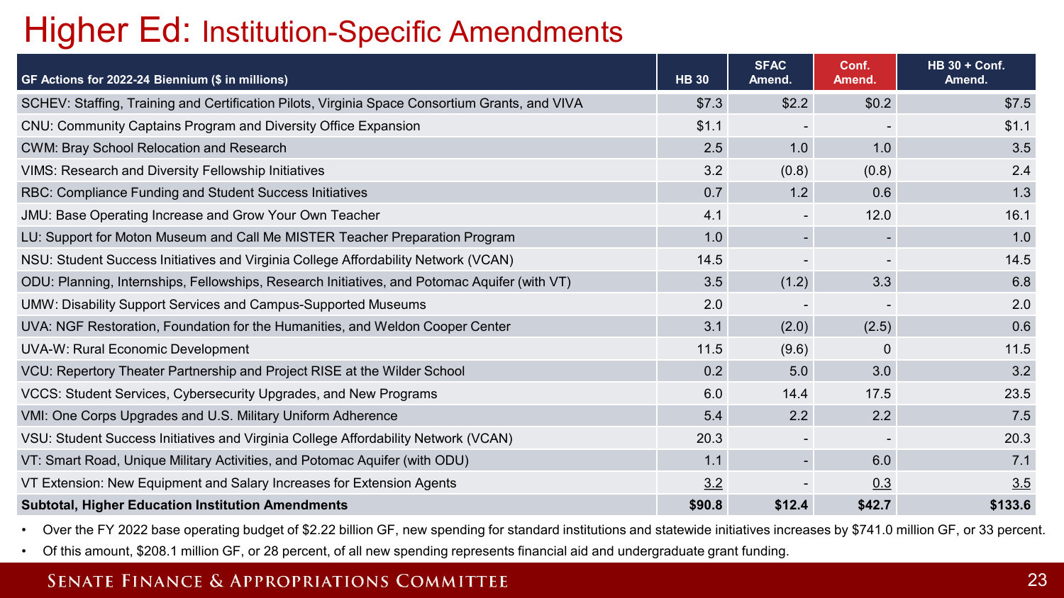# Higher Ed: Institution-Specific Amendments

| GF Actions for 2022-24 Biennium ($ in millions) | HB 30 | SFAC Amend. | Conf. Amend. | HB 30 + Conf. Amend. |
|---|---|---|---|---|
| SCHEV: Staffing, Training and Certification Pilots, Virginia Space Consortium Grants, and VIVA | $7.3 | $2.2 | $0.2 | $7.5 |
| CNU: Community Captains Program and Diversity Office Expansion | $1.1 | - | - | $1.1 |
| CWM: Bray School Relocation and Research | 2.5 | 1.0 | 1.0 | 3.5 |
| VIMS: Research and Diversity Fellowship Initiatives | 3.2 | (0.8) | (0.8) | 2.4 |
| RBC: Compliance Funding and Student Success Initiatives | 0.7 | 1.2 | 0.6 | 1.3 |
| JMU: Base Operating Increase and Grow Your Own Teacher | 4.1 | - | 12.0 | 16.1 |
| LU: Support for Moton Museum and Call Me MISTER Teacher Preparation Program | 1.0 | - | - | 1.0 |
| NSU: Student Success Initiatives and Virginia College Affordability Network (VCAN) | 14.5 | - | - | 14.5 |
| ODU: Planning, Internships, Fellowships, Research Initiatives, and Potomac Aquifer (with VT) | 3.5 | (1.2) | 3.3 | 6.8 |
| UMW: Disability Support Services and Campus-Supported Museums | 2.0 | - | - | 2.0 |
| UVA: NGF Restoration, Foundation for the Humanities, and Weldon Cooper Center | 3.1 | (2.0) | (2.5) | 0.6 |
| UVA-W: Rural Economic Development | 11.5 | (9.6) | 0 | 11.5 |
| VCU: Repertory Theater Partnership and Project RISE at the Wilder School | 0.2 | 5.0 | 3.0 | 3.2 |
| VCCS: Student Services, Cybersecurity Upgrades, and New Programs | 6.0 | 14.4 | 17.5 | 23.5 |
| VMI: One Corps Upgrades and U.S. Military Uniform Adherence | 5.4 | 2.2 | 2.2 | 7.5 |
| VSU: Student Success Initiatives and Virginia College Affordability Network (VCAN) | 20.3 | - | - | 20.3 |
| VT: Smart Road, Unique Military Activities, and Potomac Aquifer (with ODU) | 1.1 | - | 6.0 | 7.1 |
| VT Extension: New Equipment and Salary Increases for Extension Agents | 3.2 | - | 0.3 | 3.5 |
| **Subtotal, Higher Education Institution Amendments** | **$90.8** | **$12.4** | **$42.7** | **$133.6** |

- Over the FY 2022 base operating budget of $2.22 billion GF, new spending for standard institutions and statewide initiatives increases by $741.0 million GF, or 33 percent.
- Of this amount, $208.1 million GF, or 28 percent, of all new spending represents financial aid and undergraduate grant funding.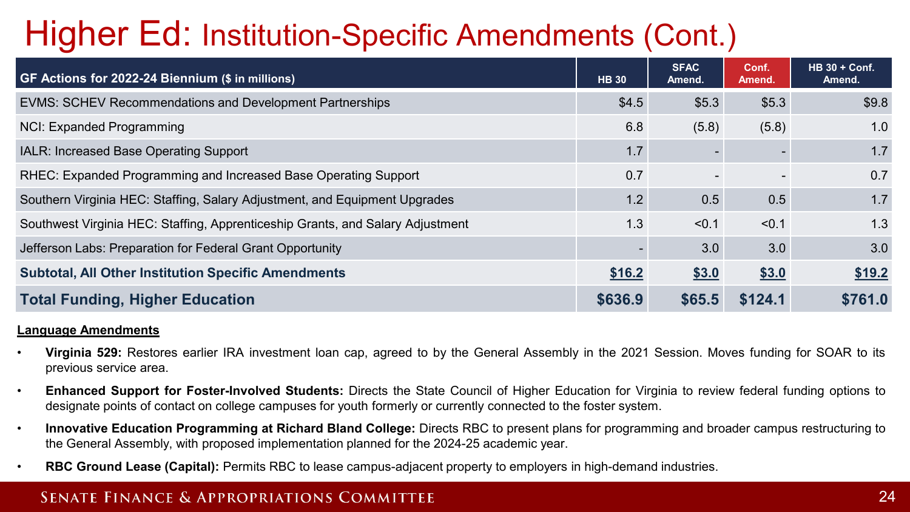# Higher Ed: Institution-Specific Amendments (Cont.)

| GF Actions for 2022-24 Biennium ($ in millions) | HB 30 | SFAC Amend. | Conf. Amend. | HB 30 + Conf. Amend. |
|---|---|---|---|---|
| EVMS: SCHEV Recommendations and Development Partnerships | $4.5 | $5.3 | $5.3 | $9.8 |
| NCI: Expanded Programming | 6.8 | (5.8) | (5.8) | 1.0 |
| IALR: Increased Base Operating Support | 1.7 | - | - | 1.7 |
| RHEC: Expanded Programming and Increased Base Operating Support | 0.7 | - | - | 0.7 |
| Southern Virginia HEC: Staffing, Salary Adjustment, and Equipment Upgrades | 1.2 | 0.5 | 0.5 | 1.7 |
| Southwest Virginia HEC: Staffing, Apprenticeship Grants, and Salary Adjustment | 1.3 | <0.1 | <0.1 | 1.3 |
| Jefferson Labs: Preparation for Federal Grant Opportunity | - | 3.0 | 3.0 | 3.0 |
| **Subtotal, All Other Institution Specific Amendments** | **$16.2** | **$3.0** | **$3.0** | **$19.2** |
| **Total Funding, Higher Education** | **$636.9** | **$65.5** | **$124.1** | **$761.0** |

**Language Amendments**

- **Virginia 529:** Restores earlier IRA investment loan cap, agreed to by the General Assembly in the 2021 Session. Moves funding for SOAR to its previous service area.
- **Enhanced Support for Foster-Involved Students:** Directs the State Council of Higher Education for Virginia to review federal funding options to designate points of contact on college campuses for youth formerly or currently connected to the foster system.
- **Innovative Education Programming at Richard Bland College:** Directs RBC to present plans for programming and broader campus restructuring to the General Assembly, with proposed implementation planned for the 2024-25 academic year.
- **RBC Ground Lease (Capital):** Permits RBC to lease campus-adjacent property to employers in high-demand industries.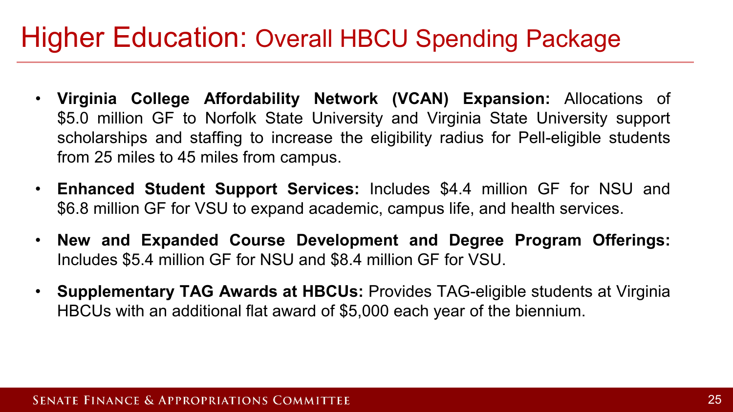# Higher Education: Overall HBCU Spending Package

- **Virginia College Affordability Network (VCAN) Expansion:** Allocations of $5.0 million GF to Norfolk State University and Virginia State University support scholarships and staffing to increase the eligibility radius for Pell-eligible students from 25 miles to 45 miles from campus.
- **Enhanced Student Support Services:** Includes $4.4 million GF for NSU and $6.8 million GF for VSU to expand academic, campus life, and health services.
- **New and Expanded Course Development and Degree Program Offerings:** Includes $5.4 million GF for NSU and $8.4 million GF for VSU.
- **Supplementary TAG Awards at HBCUs:** Provides TAG-eligible students at Virginia HBCUs with an additional flat award of $5,000 each year of the biennium.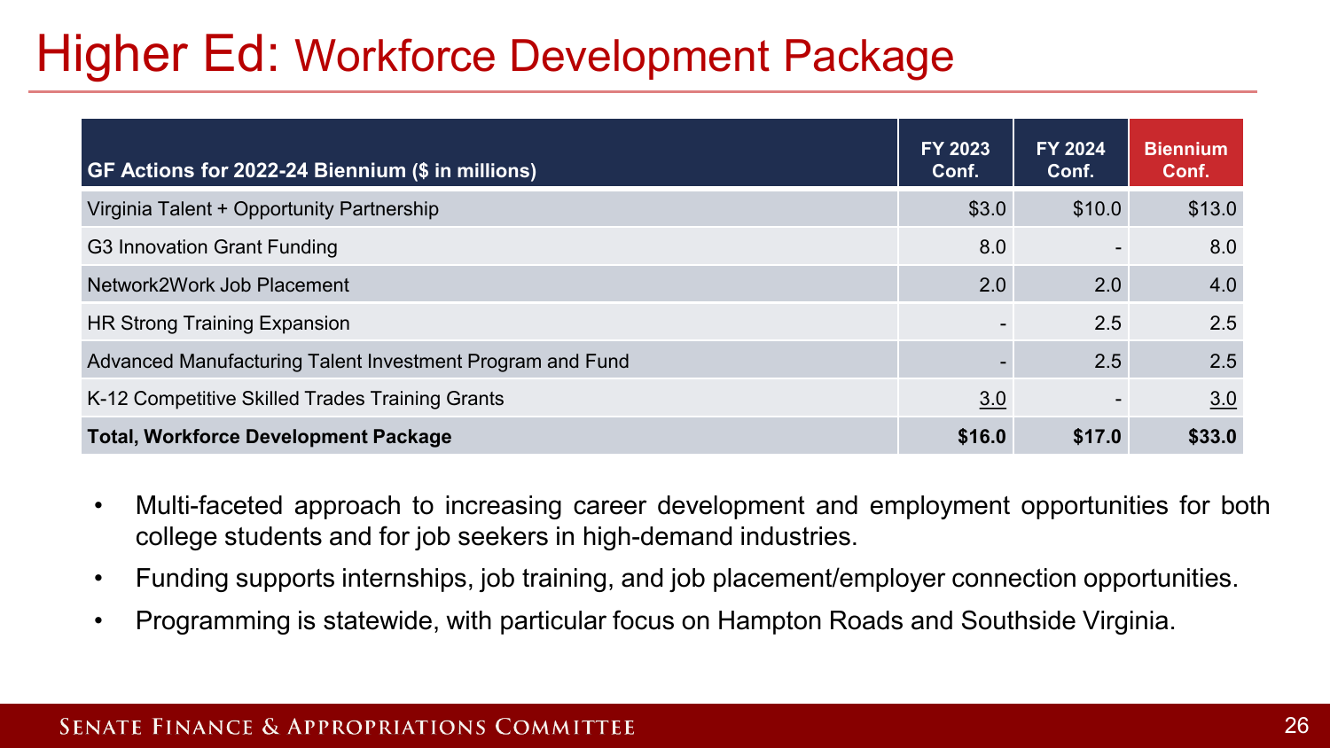# Higher Ed: Workforce Development Package

| GF Actions for 2022-24 Biennium ($ in millions) | FY 2023 Conf. | FY 2024 Conf. | Biennium Conf. |
|---|---|---|---|
| Virginia Talent + Opportunity Partnership | $3.0 | $10.0 | $13.0 |
| G3 Innovation Grant Funding | 8.0 | - | 8.0 |
| Network2Work Job Placement | 2.0 | 2.0 | 4.0 |
| HR Strong Training Expansion | - | 2.5 | 2.5 |
| Advanced Manufacturing Talent Investment Program and Fund | - | 2.5 | 2.5 |
| K-12 Competitive Skilled Trades Training Grants | 3.0 | - | 3.0 |
| **Total, Workforce Development Package** | **$16.0** | **$17.0** | **$33.0** |

- Multi-faceted approach to increasing career development and employment opportunities for both college students and for job seekers in high-demand industries.
- Funding supports internships, job training, and job placement/employer connection opportunities.
- Programming is statewide, with particular focus on Hampton Roads and Southside Virginia.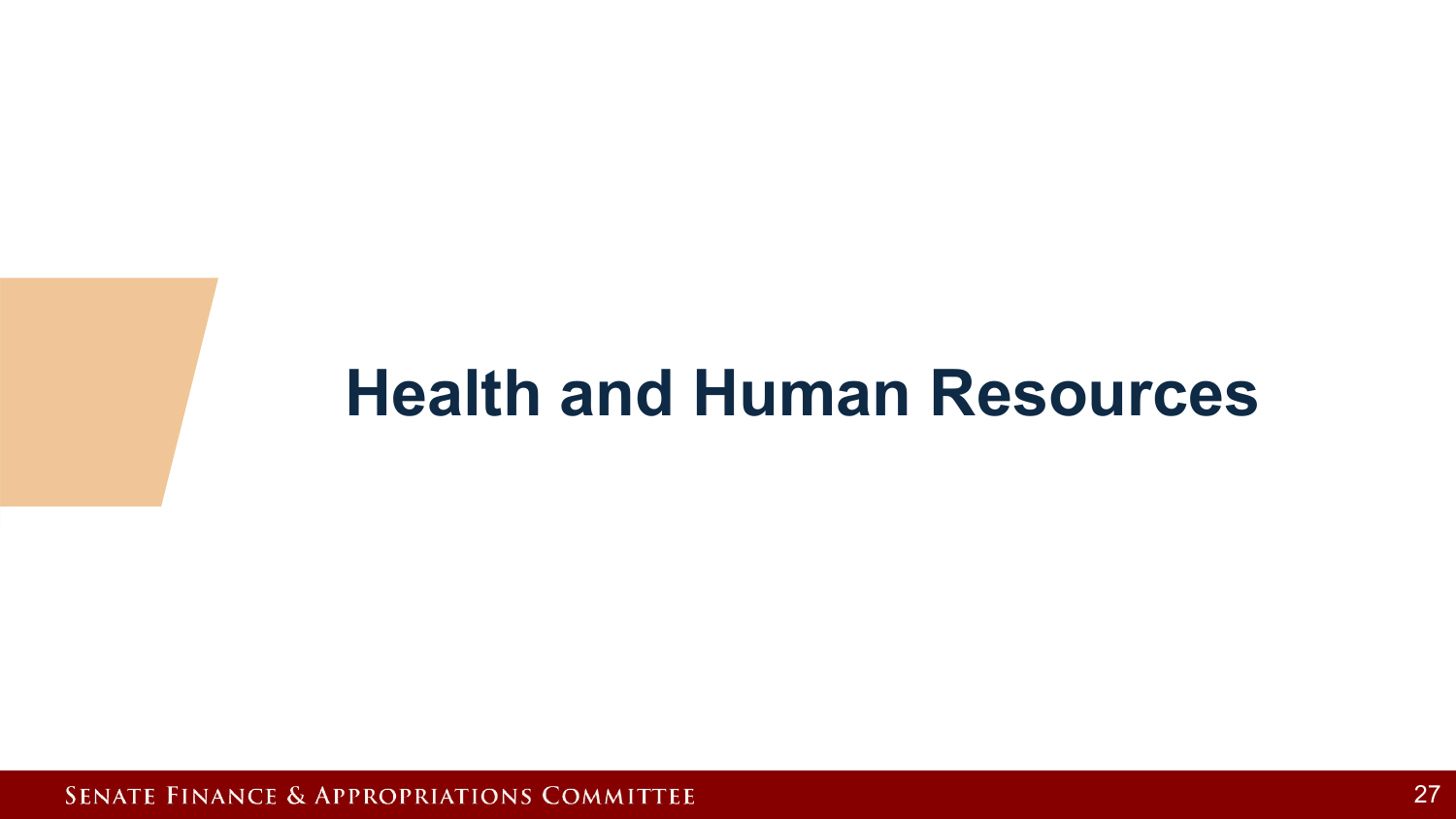# Health and Human Resources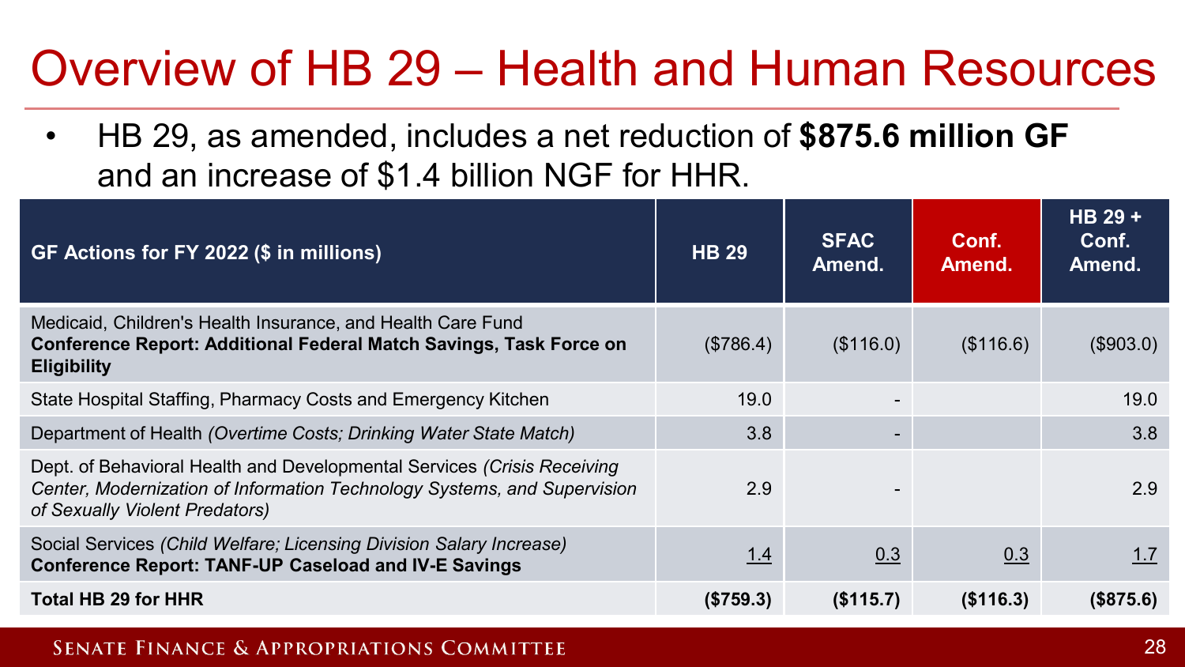# Overview of HB 29 – Health and Human Resources

- HB 29, as amended, includes a net reduction of **$875.6 million GF** and an increase of $1.4 billion NGF for HHR.

| GF Actions for FY 2022 ($ in millions) | HB 29 | SFAC Amend. | Conf. Amend. | HB 29 + Conf. Amend. |
|---|---|---|---|---|
| Medicaid, Children's Health Insurance, and Health Care Fund **Conference Report: Additional Federal Match Savings, Task Force on Eligibility** | ($786.4) | ($116.0) | ($116.6) | ($903.0) |
| State Hospital Staffing, Pharmacy Costs and Emergency Kitchen | 19.0 | - | | 19.0 |
| Department of Health *(Overtime Costs; Drinking Water State Match)* | 3.8 | - | | 3.8 |
| Dept. of Behavioral Health and Developmental Services *(Crisis Receiving Center, Modernization of Information Technology Systems, and Supervision of Sexually Violent Predators)* | 2.9 | - | | 2.9 |
| Social Services *(Child Welfare; Licensing Division Salary Increase)* **Conference Report: TANF-UP Caseload and IV-E Savings** | 1.4 | 0.3 | 0.3 | 1.7 |
| **Total HB 29 for HHR** | **($759.3)** | **($115.7)** | **($116.3)** | **($875.6)** |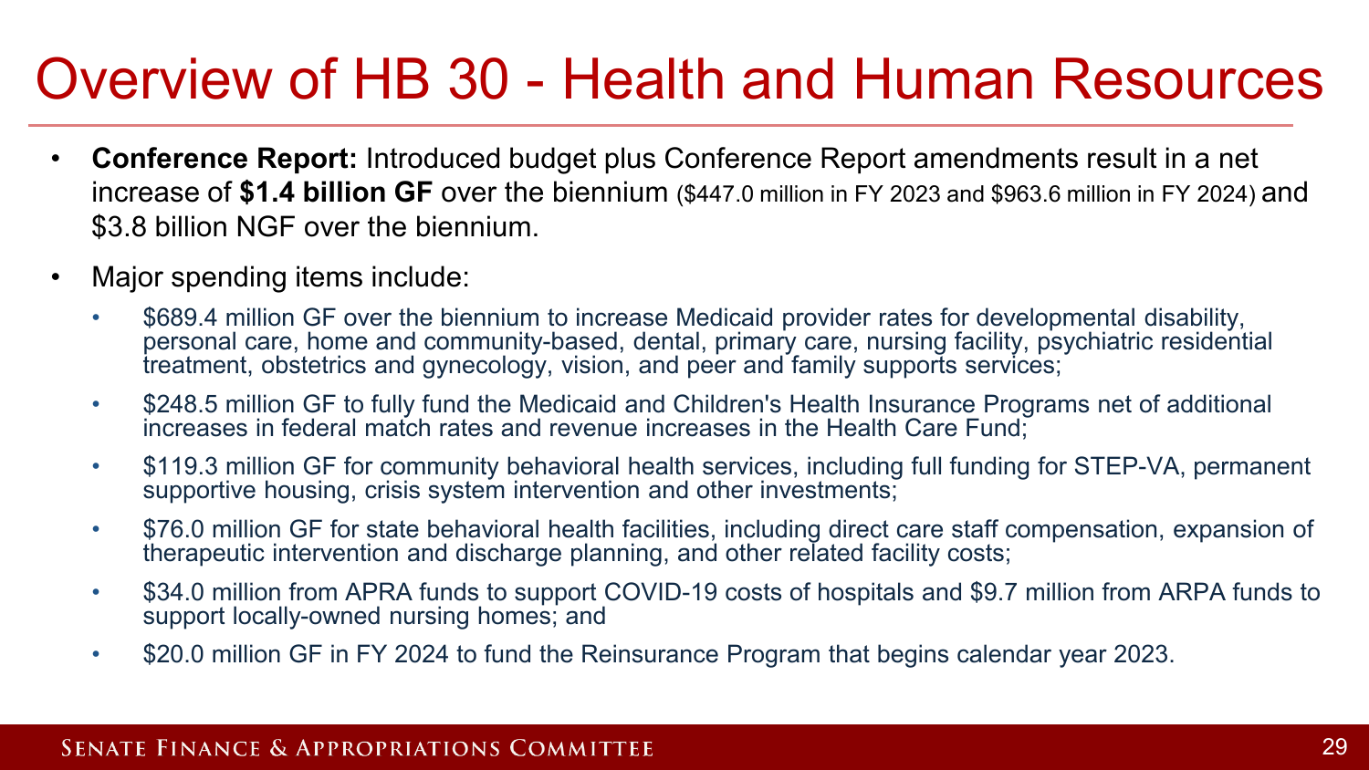# Overview of HB 30 - Health and Human Resources

- **Conference Report:** Introduced budget plus Conference Report amendments result in a net increase of **$1.4 billion GF** over the biennium ($447.0 million in FY 2023 and $963.6 million in FY 2024) and $3.8 billion NGF over the biennium.
- Major spending items include:
  - $689.4 million GF over the biennium to increase Medicaid provider rates for developmental disability, personal care, home and community-based, dental, primary care, nursing facility, psychiatric residential treatment, obstetrics and gynecology, vision, and peer and family supports services;
  - $248.5 million GF to fully fund the Medicaid and Children's Health Insurance Programs net of additional increases in federal match rates and revenue increases in the Health Care Fund;
  - $119.3 million GF for community behavioral health services, including full funding for STEP-VA, permanent supportive housing, crisis system intervention and other investments;
  - $76.0 million GF for state behavioral health facilities, including direct care staff compensation, expansion of therapeutic intervention and discharge planning, and other related facility costs;
  - $34.0 million from APRA funds to support COVID-19 costs of hospitals and $9.7 million from ARPA funds to support locally-owned nursing homes; and
  - $20.0 million GF in FY 2024 to fund the Reinsurance Program that begins calendar year 2023.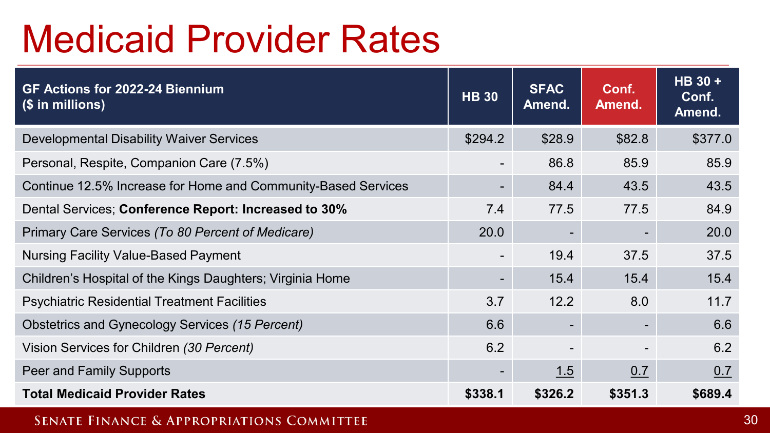# Medicaid Provider Rates

| GF Actions for 2022-24 Biennium ($ in millions) | HB 30 | SFAC Amend. | Conf. Amend. | HB 30 + Conf. Amend. |
|---|---|---|---|---|
| Developmental Disability Waiver Services | $294.2 | $28.9 | $82.8 | $377.0 |
| Personal, Respite, Companion Care (7.5%) | - | 86.8 | 85.9 | 85.9 |
| Continue 12.5% Increase for Home and Community-Based Services | - | 84.4 | 43.5 | 43.5 |
| Dental Services; **Conference Report: Increased to 30%** | 7.4 | 77.5 | 77.5 | 84.9 |
| Primary Care Services *(To 80 Percent of Medicare)* | 20.0 | - | - | 20.0 |
| Nursing Facility Value-Based Payment | - | 19.4 | 37.5 | 37.5 |
| Children's Hospital of the Kings Daughters; Virginia Home | - | 15.4 | 15.4 | 15.4 |
| Psychiatric Residential Treatment Facilities | 3.7 | 12.2 | 8.0 | 11.7 |
| Obstetrics and Gynecology Services *(15 Percent)* | 6.6 | - | - | 6.6 |
| Vision Services for Children *(30 Percent)* | 6.2 | - | - | 6.2 |
| Peer and Family Supports | - | 1.5 | 0.7 | 0.7 |
| **Total Medicaid Provider Rates** | **$338.1** | **$326.2** | **$351.3** | **$689.4** |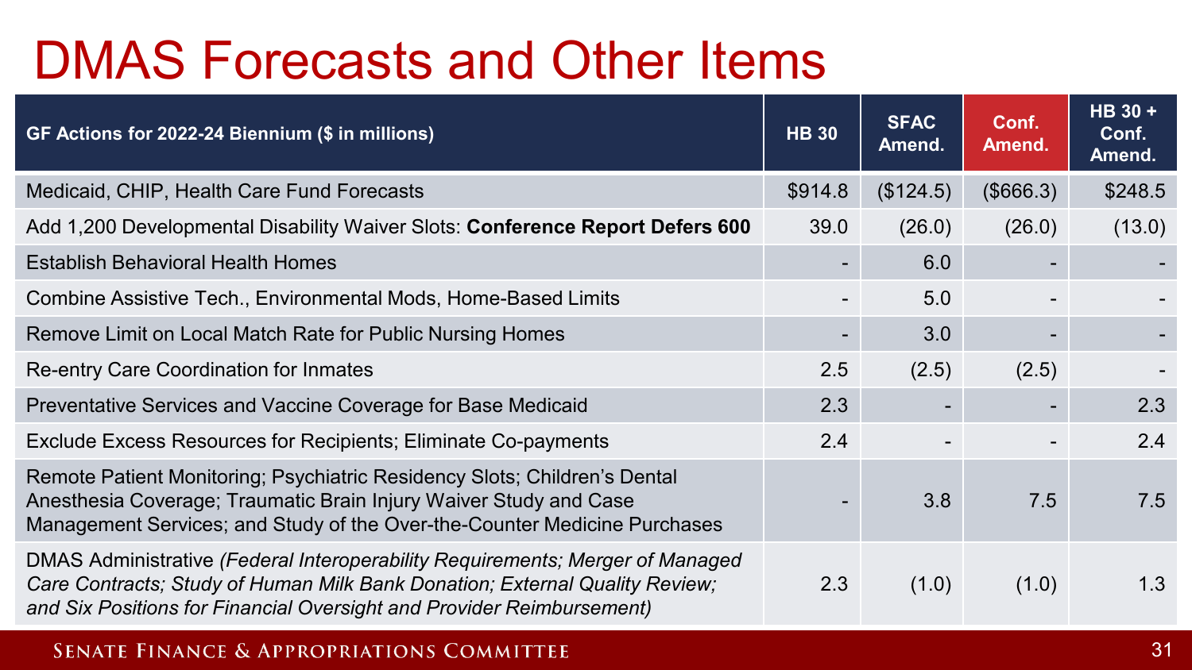# DMAS Forecasts and Other Items

| GF Actions for 2022-24 Biennium ($ in millions) | HB 30 | SFAC Amend. | Conf. Amend. | HB 30 + Conf. Amend. |
|---|---|---|---|---|
| Medicaid, CHIP, Health Care Fund Forecasts | $914.8 | ($124.5) | ($666.3) | $248.5 |
| Add 1,200 Developmental Disability Waiver Slots: **Conference Report Defers 600** | 39.0 | (26.0) | (26.0) | (13.0) |
| Establish Behavioral Health Homes | - | 6.0 | - | - |
| Combine Assistive Tech., Environmental Mods, Home-Based Limits | - | 5.0 | - | - |
| Remove Limit on Local Match Rate for Public Nursing Homes | - | 3.0 | - | - |
| Re-entry Care Coordination for Inmates | 2.5 | (2.5) | (2.5) | - |
| Preventative Services and Vaccine Coverage for Base Medicaid | 2.3 | - | - | 2.3 |
| Exclude Excess Resources for Recipients; Eliminate Co-payments | 2.4 | - | - | 2.4 |
| Remote Patient Monitoring; Psychiatric Residency Slots; Children's Dental Anesthesia Coverage; Traumatic Brain Injury Waiver Study and Case Management Services; and Study of the Over-the-Counter Medicine Purchases | - | 3.8 | 7.5 | 7.5 |
| DMAS Administrative *(Federal Interoperability Requirements; Merger of Managed Care Contracts; Study of Human Milk Bank Donation; External Quality Review; and Six Positions for Financial Oversight and Provider Reimbursement)* | 2.3 | (1.0) | (1.0) | 1.3 |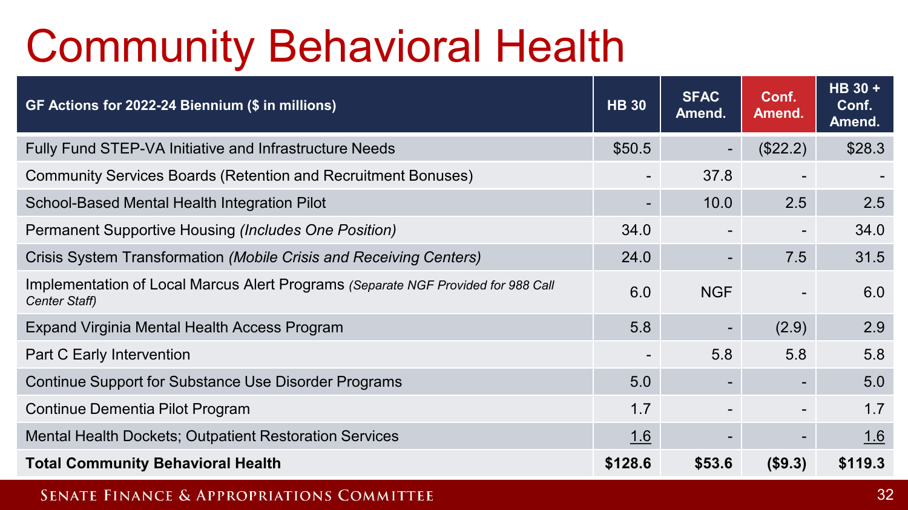# Community Behavioral Health

| GF Actions for 2022-24 Biennium ($ in millions) | HB 30 | SFAC Amend. | Conf. Amend. | HB 30 + Conf. Amend. |
|---|---|---|---|---|
| Fully Fund STEP-VA Initiative and Infrastructure Needs | $50.5 | - | ($22.2) | $28.3 |
| Community Services Boards (Retention and Recruitment Bonuses) | - | 37.8 | - | - |
| School-Based Mental Health Integration Pilot | - | 10.0 | 2.5 | 2.5 |
| Permanent Supportive Housing *(Includes One Position)* | 34.0 | - | - | 34.0 |
| Crisis System Transformation *(Mobile Crisis and Receiving Centers)* | 24.0 | - | 7.5 | 31.5 |
| Implementation of Local Marcus Alert Programs *(Separate NGF Provided for 988 Call Center Staff)* | 6.0 | NGF | - | 6.0 |
| Expand Virginia Mental Health Access Program | 5.8 | - | (2.9) | 2.9 |
| Part C Early Intervention | - | 5.8 | 5.8 | 5.8 |
| Continue Support for Substance Use Disorder Programs | 5.0 | - | - | 5.0 |
| Continue Dementia Pilot Program | 1.7 | - | - | 1.7 |
| Mental Health Dockets; Outpatient Restoration Services | 1.6 | - | - | 1.6 |
| **Total Community Behavioral Health** | **$128.6** | **$53.6** | **($9.3)** | **$119.3** |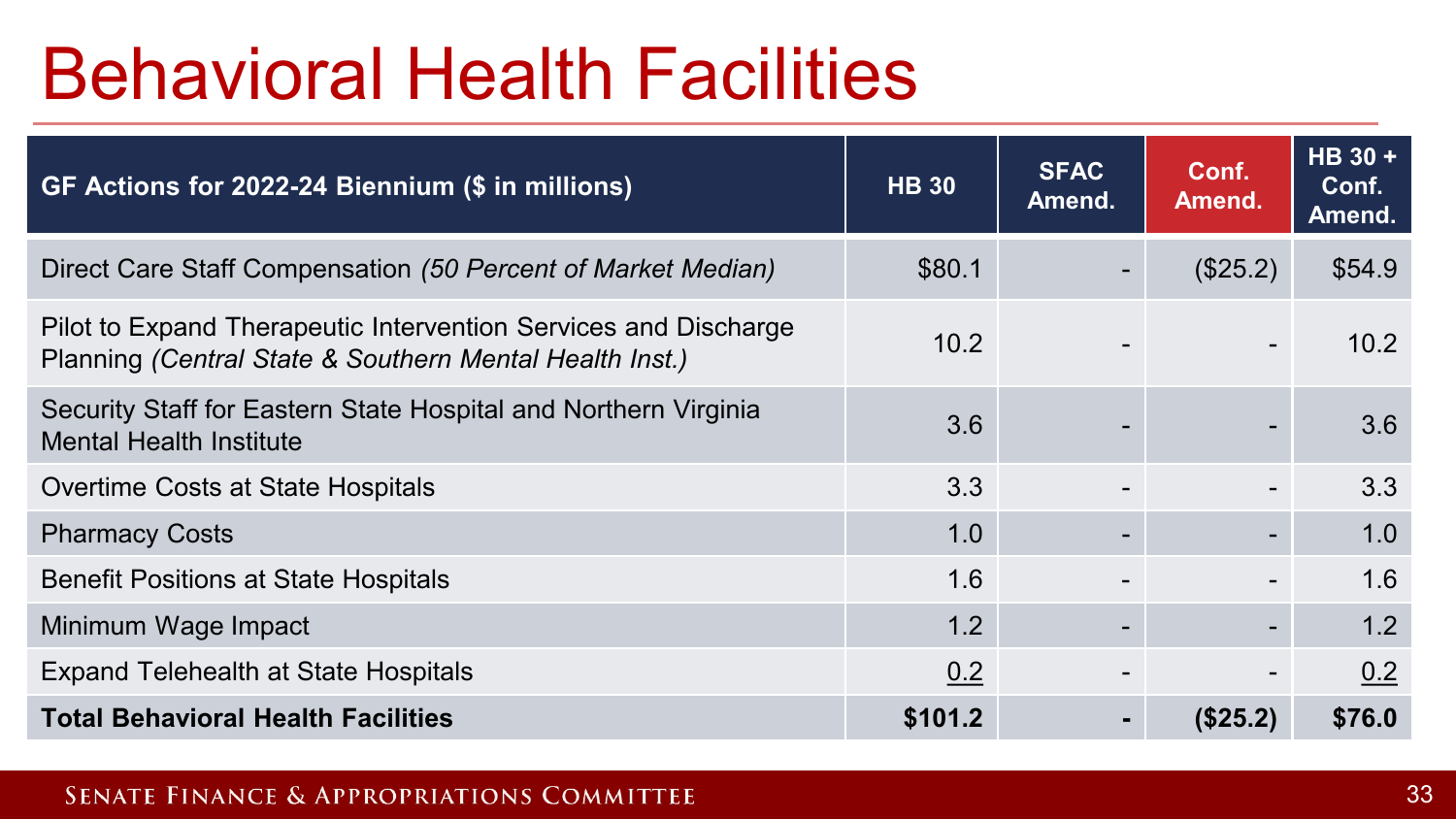# Behavioral Health Facilities

| GF Actions for 2022-24 Biennium ($ in millions) | HB 30 | SFAC Amend. | Conf. Amend. | HB 30 + Conf. Amend. |
|---|---|---|---|---|
| Direct Care Staff Compensation *(50 Percent of Market Median)* | $80.1 | - | ($25.2) | $54.9 |
| Pilot to Expand Therapeutic Intervention Services and Discharge Planning *(Central State & Southern Mental Health Inst.)* | 10.2 | - | - | 10.2 |
| Security Staff for Eastern State Hospital and Northern Virginia Mental Health Institute | 3.6 | - | - | 3.6 |
| Overtime Costs at State Hospitals | 3.3 | - | - | 3.3 |
| Pharmacy Costs | 1.0 | - | - | 1.0 |
| Benefit Positions at State Hospitals | 1.6 | - | - | 1.6 |
| Minimum Wage Impact | 1.2 | - | - | 1.2 |
| Expand Telehealth at State Hospitals | 0.2 | - | - | 0.2 |
| **Total Behavioral Health Facilities** | **$101.2** | **-** | **($25.2)** | **$76.0** |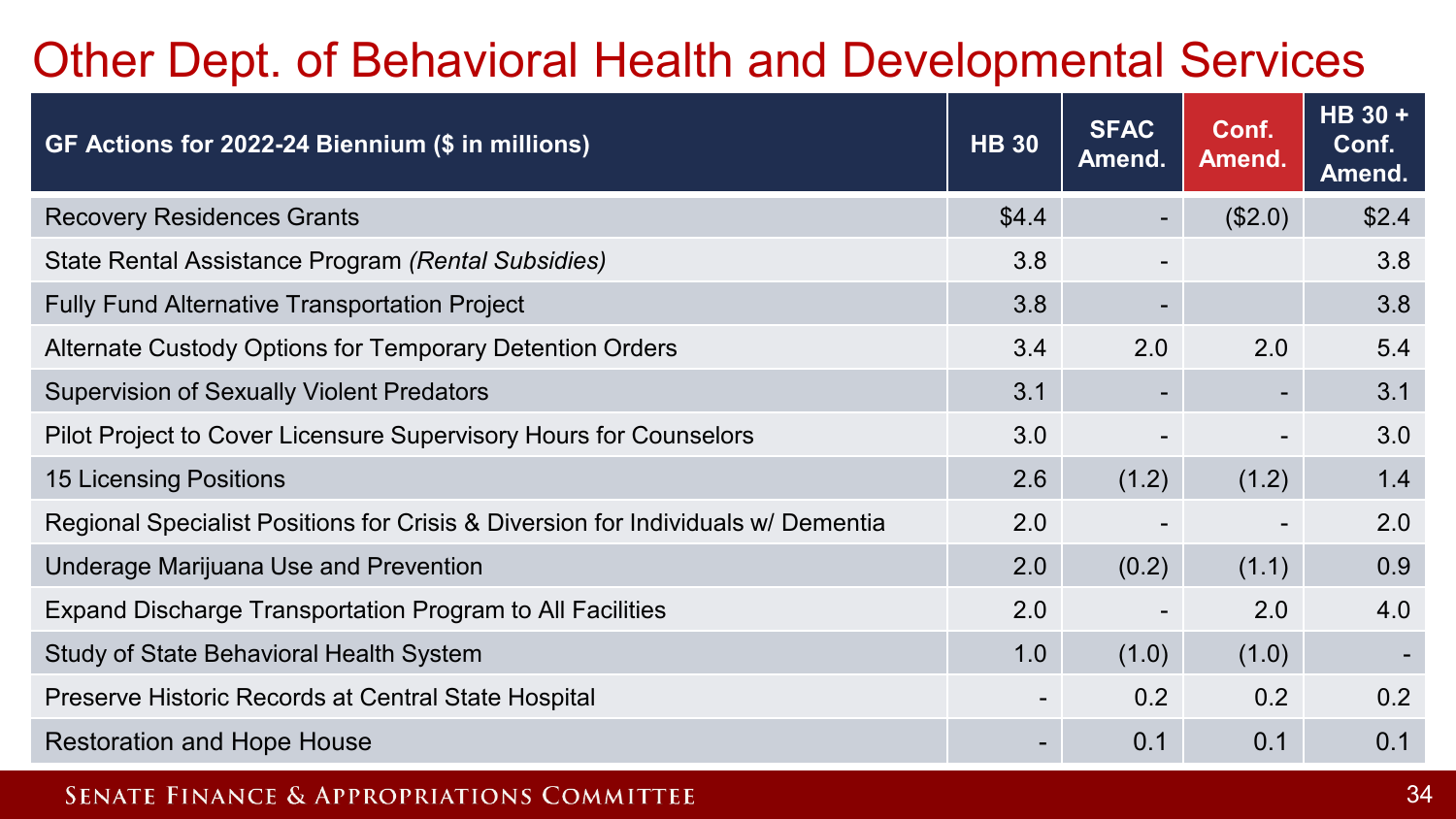# Other Dept. of Behavioral Health and Developmental Services

| GF Actions for 2022-24 Biennium ($ in millions) | HB 30 | SFAC Amend. | Conf. Amend. | HB 30 + Conf. Amend. |
|---|---|---|---|---|
| Recovery Residences Grants | $4.4 | - | ($2.0) | $2.4 |
| State Rental Assistance Program *(Rental Subsidies)* | 3.8 | - | | 3.8 |
| Fully Fund Alternative Transportation Project | 3.8 | - | | 3.8 |
| Alternate Custody Options for Temporary Detention Orders | 3.4 | 2.0 | 2.0 | 5.4 |
| Supervision of Sexually Violent Predators | 3.1 | - | - | 3.1 |
| Pilot Project to Cover Licensure Supervisory Hours for Counselors | 3.0 | - | - | 3.0 |
| 15 Licensing Positions | 2.6 | (1.2) | (1.2) | 1.4 |
| Regional Specialist Positions for Crisis & Diversion for Individuals w/ Dementia | 2.0 | - | - | 2.0 |
| Underage Marijuana Use and Prevention | 2.0 | (0.2) | (1.1) | 0.9 |
| Expand Discharge Transportation Program to All Facilities | 2.0 | - | 2.0 | 4.0 |
| Study of State Behavioral Health System | 1.0 | (1.0) | (1.0) | - |
| Preserve Historic Records at Central State Hospital | - | 0.2 | 0.2 | 0.2 |
| Restoration and Hope House | - | 0.1 | 0.1 | 0.1 |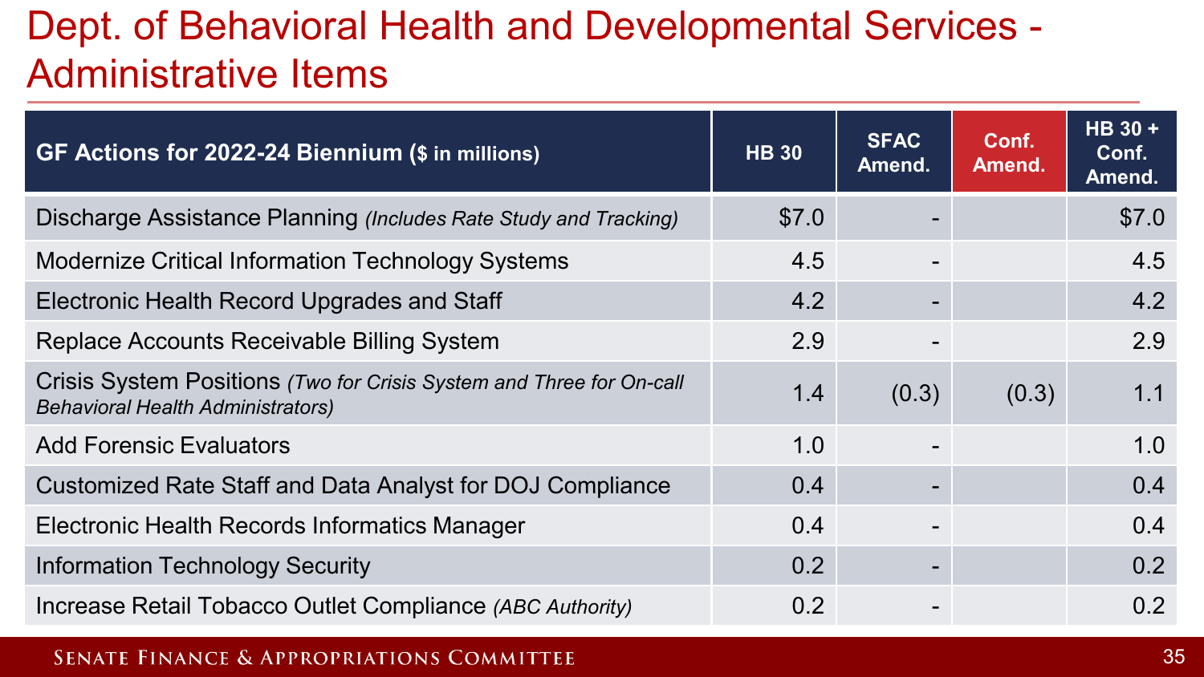# Dept. of Behavioral Health and Developmental Services - Administrative Items

| GF Actions for 2022-24 Biennium ($ in millions) | HB 30 | SFAC Amend. | Conf. Amend. | HB 30 + Conf. Amend. |
|---|---|---|---|---|
| Discharge Assistance Planning *(Includes Rate Study and Tracking)* | $7.0 | - | | $7.0 |
| Modernize Critical Information Technology Systems | 4.5 | - | | 4.5 |
| Electronic Health Record Upgrades and Staff | 4.2 | - | | 4.2 |
| Replace Accounts Receivable Billing System | 2.9 | - | | 2.9 |
| Crisis System Positions *(Two for Crisis System and Three for On-call Behavioral Health Administrators)* | 1.4 | (0.3) | (0.3) | 1.1 |
| Add Forensic Evaluators | 1.0 | - | | 1.0 |
| Customized Rate Staff and Data Analyst for DOJ Compliance | 0.4 | - | | 0.4 |
| Electronic Health Records Informatics Manager | 0.4 | - | | 0.4 |
| Information Technology Security | 0.2 | - | | 0.2 |
| Increase Retail Tobacco Outlet Compliance *(ABC Authority)* | 0.2 | - | | 0.2 |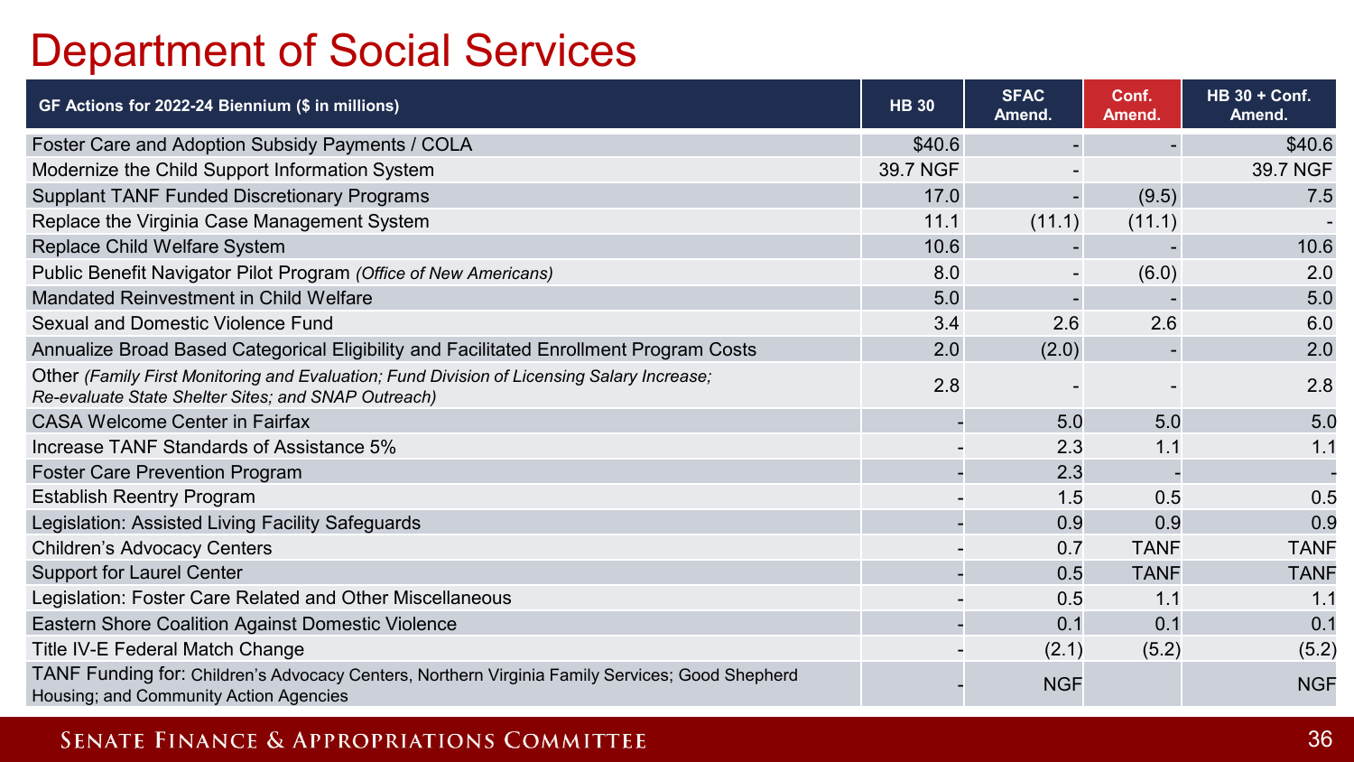# Department of Social Services

| GF Actions for 2022-24 Biennium ($ in millions) | HB 30 | SFAC Amend. | Conf. Amend. | HB 30 + Conf. Amend. |
|---|---|---|---|---|
| Foster Care and Adoption Subsidy Payments / COLA | $40.6 | - | - | $40.6 |
| Modernize the Child Support Information System | 39.7 NGF | - | | 39.7 NGF |
| Supplant TANF Funded Discretionary Programs | 17.0 | - | (9.5) | 7.5 |
| Replace the Virginia Case Management System | 11.1 | (11.1) | (11.1) | - |
| Replace Child Welfare System | 10.6 | - | - | 10.6 |
| Public Benefit Navigator Pilot Program *(Office of New Americans)* | 8.0 | - | (6.0) | 2.0 |
| Mandated Reinvestment in Child Welfare | 5.0 | - | - | 5.0 |
| Sexual and Domestic Violence Fund | 3.4 | 2.6 | 2.6 | 6.0 |
| Annualize Broad Based Categorical Eligibility and Facilitated Enrollment Program Costs | 2.0 | (2.0) | - | 2.0 |
| Other *(Family First Monitoring and Evaluation; Fund Division of Licensing Salary Increase; Re-evaluate State Shelter Sites; and SNAP Outreach)* | 2.8 | - | - | 2.8 |
| CASA Welcome Center in Fairfax | - | 5.0 | 5.0 | 5.0 |
| Increase TANF Standards of Assistance 5% | - | 2.3 | 1.1 | 1.1 |
| Foster Care Prevention Program | - | 2.3 | - | - |
| Establish Reentry Program | - | 1.5 | 0.5 | 0.5 |
| Legislation: Assisted Living Facility Safeguards | - | 0.9 | 0.9 | 0.9 |
| Children's Advocacy Centers | - | 0.7 | TANF | TANF |
| Support for Laurel Center | - | 0.5 | TANF | TANF |
| Legislation: Foster Care Related and Other Miscellaneous | - | 0.5 | 1.1 | 1.1 |
| Eastern Shore Coalition Against Domestic Violence | - | 0.1 | 0.1 | 0.1 |
| Title IV-E Federal Match Change | - | (2.1) | (5.2) | (5.2) |
| TANF Funding for: Children's Advocacy Centers, Northern Virginia Family Services; Good Shepherd Housing; and Community Action Agencies | - | NGF | | NGF |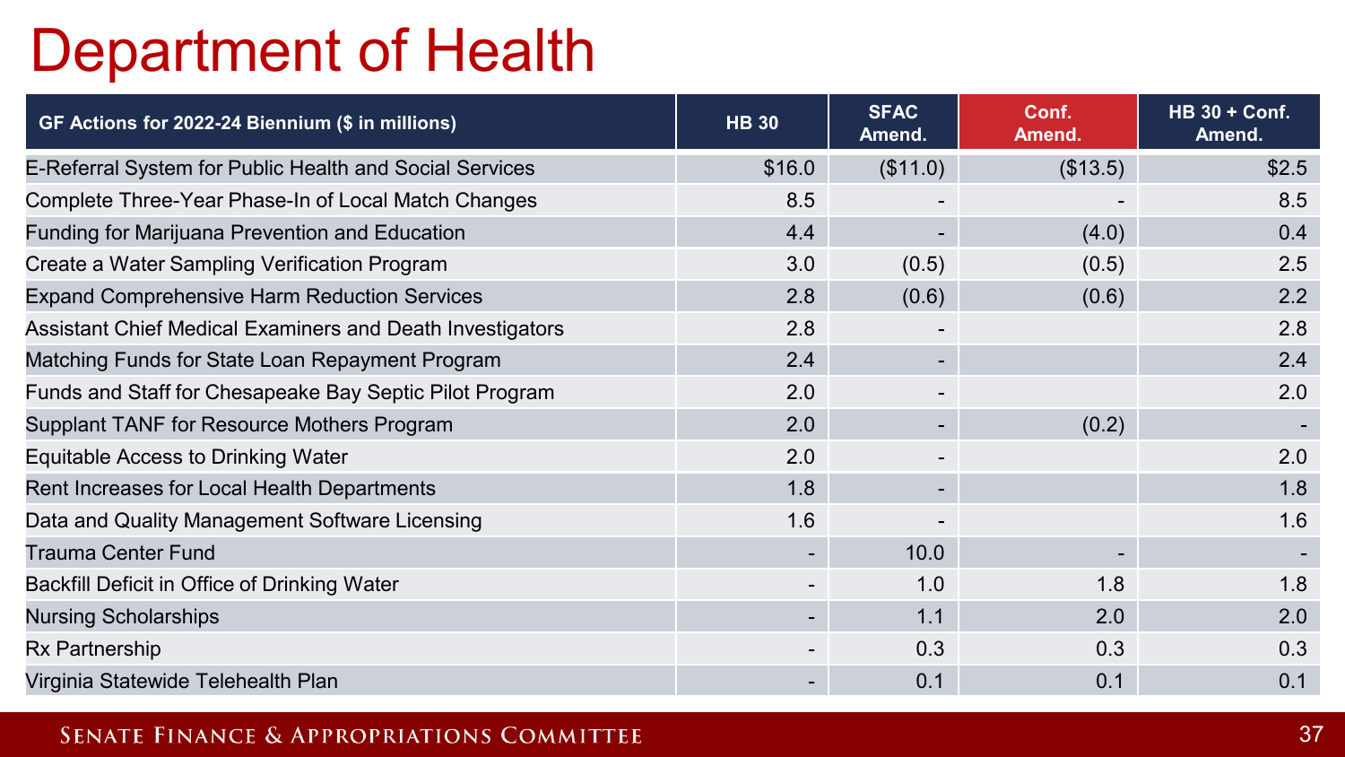# Department of Health

| GF Actions for 2022-24 Biennium ($ in millions) | HB 30 | SFAC Amend. | Conf. Amend. | HB 30 + Conf. Amend. |
|---|---|---|---|---|
| E-Referral System for Public Health and Social Services | $16.0 | ($11.0) | ($13.5) | $2.5 |
| Complete Three-Year Phase-In of Local Match Changes | 8.5 | - | - | 8.5 |
| Funding for Marijuana Prevention and Education | 4.4 | - | (4.0) | 0.4 |
| Create a Water Sampling Verification Program | 3.0 | (0.5) | (0.5) | 2.5 |
| Expand Comprehensive Harm Reduction Services | 2.8 | (0.6) | (0.6) | 2.2 |
| Assistant Chief Medical Examiners and Death Investigators | 2.8 | - | | 2.8 |
| Matching Funds for State Loan Repayment Program | 2.4 | - | | 2.4 |
| Funds and Staff for Chesapeake Bay Septic Pilot Program | 2.0 | - | | 2.0 |
| Supplant TANF for Resource Mothers Program | 2.0 | - | (0.2) | - |
| Equitable Access to Drinking Water | 2.0 | - | | 2.0 |
| Rent Increases for Local Health Departments | 1.8 | - | | 1.8 |
| Data and Quality Management Software Licensing | 1.6 | - | | 1.6 |
| Trauma Center Fund | - | 10.0 | - | - |
| Backfill Deficit in Office of Drinking Water | - | 1.0 | 1.8 | 1.8 |
| Nursing Scholarships | - | 1.1 | 2.0 | 2.0 |
| Rx Partnership | - | 0.3 | 0.3 | 0.3 |
| Virginia Statewide Telehealth Plan | - | 0.1 | 0.1 | 0.1 |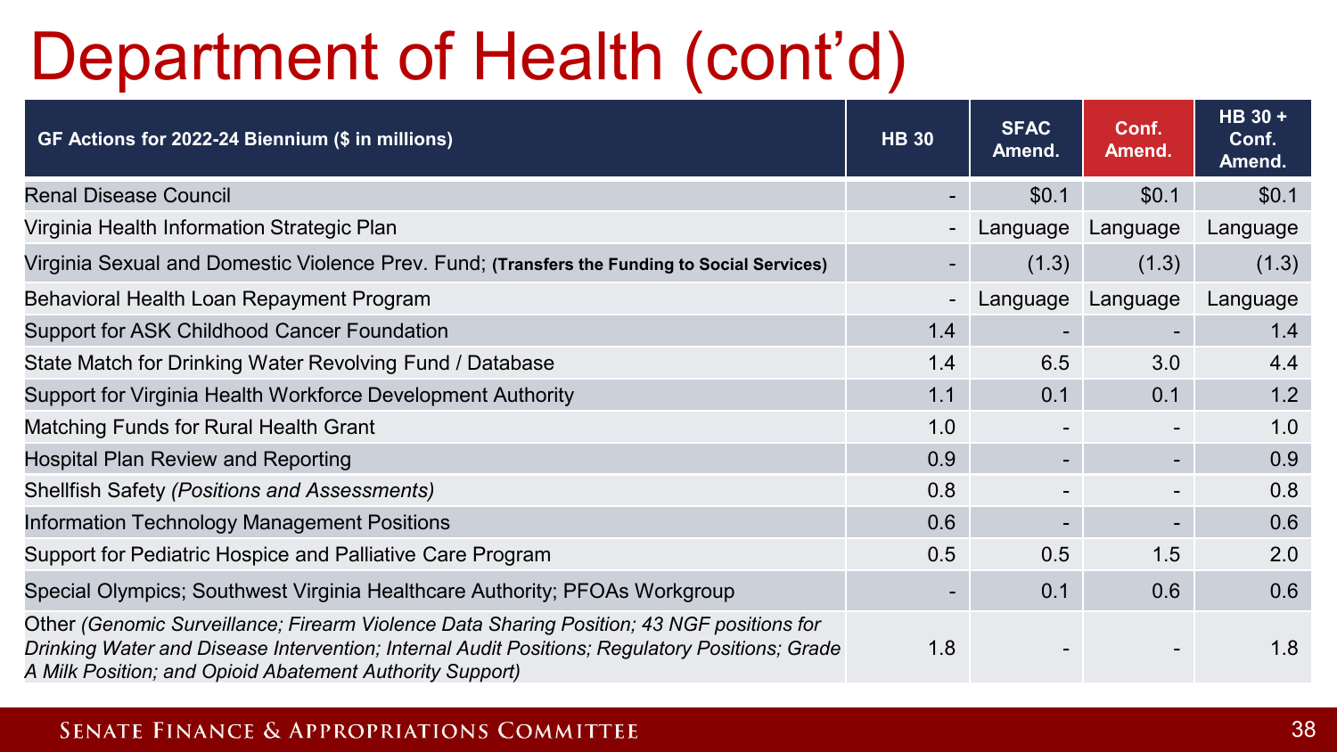# Department of Health (cont'd)

| GF Actions for 2022-24 Biennium ($ in millions) | HB 30 | SFAC Amend. | Conf. Amend. | HB 30 + Conf. Amend. |
|---|---|---|---|---|
| Renal Disease Council | - | $0.1 | $0.1 | $0.1 |
| Virginia Health Information Strategic Plan | - | Language | Language | Language |
| Virginia Sexual and Domestic Violence Prev. Fund; **(Transfers the Funding to Social Services)** | - | (1.3) | (1.3) | (1.3) |
| Behavioral Health Loan Repayment Program | - | Language | Language | Language |
| Support for ASK Childhood Cancer Foundation | 1.4 | - | - | 1.4 |
| State Match for Drinking Water Revolving Fund / Database | 1.4 | 6.5 | 3.0 | 4.4 |
| Support for Virginia Health Workforce Development Authority | 1.1 | 0.1 | 0.1 | 1.2 |
| Matching Funds for Rural Health Grant | 1.0 | - | - | 1.0 |
| Hospital Plan Review and Reporting | 0.9 | - | - | 0.9 |
| Shellfish Safety *(Positions and Assessments)* | 0.8 | - | - | 0.8 |
| Information Technology Management Positions | 0.6 | - | - | 0.6 |
| Support for Pediatric Hospice and Palliative Care Program | 0.5 | 0.5 | 1.5 | 2.0 |
| Special Olympics; Southwest Virginia Healthcare Authority; PFOAs Workgroup | - | 0.1 | 0.6 | 0.6 |
| Other *(Genomic Surveillance; Firearm Violence Data Sharing Position; 43 NGF positions for Drinking Water and Disease Intervention; Internal Audit Positions; Regulatory Positions; Grade A Milk Position; and Opioid Abatement Authority Support)* | 1.8 | - | - | 1.8 |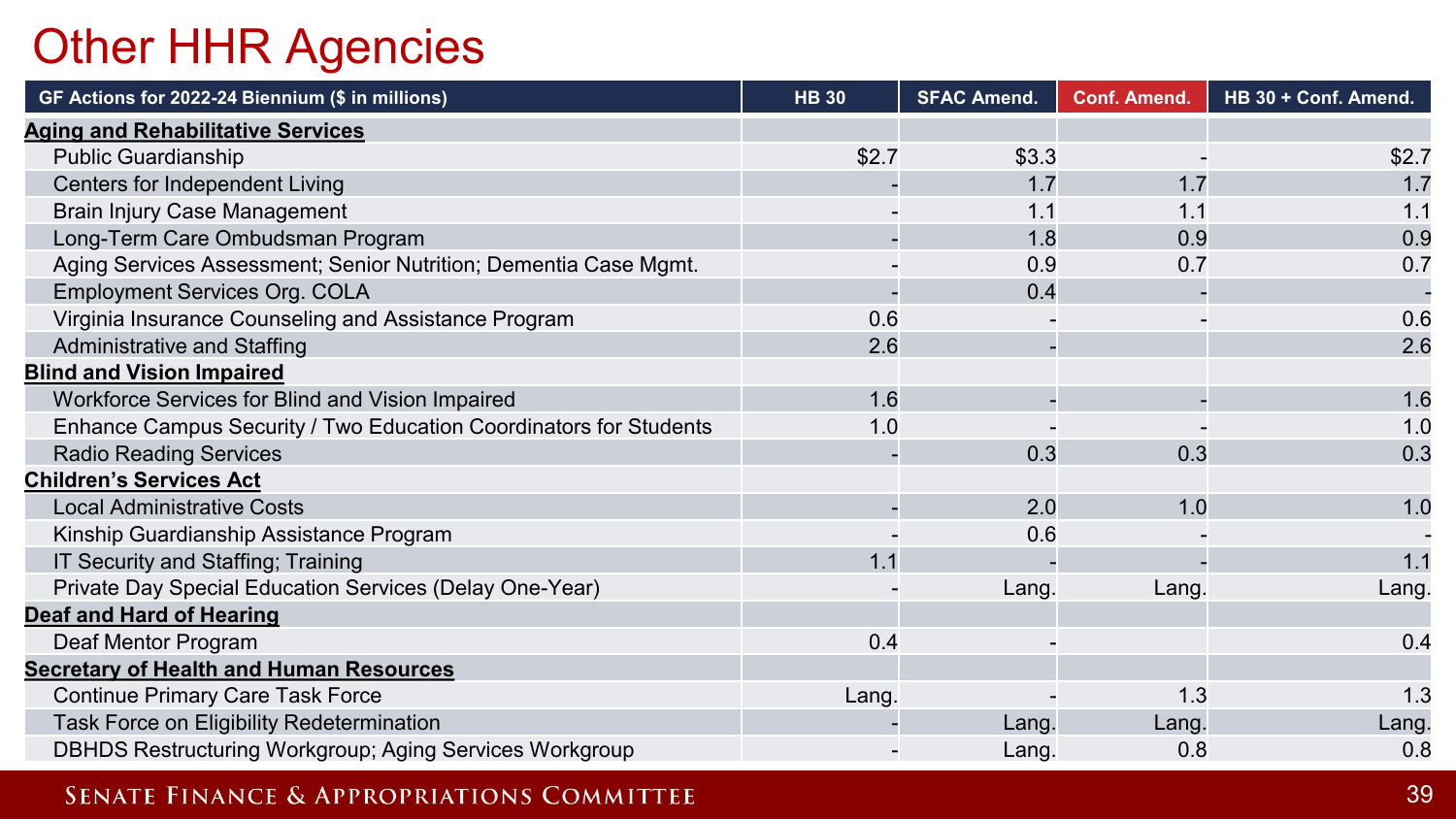# Other HHR Agencies

| GF Actions for 2022-24 Biennium ($ in millions) | HB 30 | SFAC Amend. | Conf. Amend. | HB 30 + Conf. Amend. |
|---|---|---|---|---|
| **Aging and Rehabilitative Services** | | | | |
| Public Guardianship | $2.7 | $3.3 | - | $2.7 |
| Centers for Independent Living | - | 1.7 | 1.7 | 1.7 |
| Brain Injury Case Management | - | 1.1 | 1.1 | 1.1 |
| Long-Term Care Ombudsman Program | - | 1.8 | 0.9 | 0.9 |
| Aging Services Assessment; Senior Nutrition; Dementia Case Mgmt. | - | 0.9 | 0.7 | 0.7 |
| Employment Services Org. COLA | - | 0.4 | - | - |
| Virginia Insurance Counseling and Assistance Program | 0.6 | - | - | 0.6 |
| Administrative and Staffing | 2.6 | - | | 2.6 |
| **Blind and Vision Impaired** | | | | |
| Workforce Services for Blind and Vision Impaired | 1.6 | - | - | 1.6 |
| Enhance Campus Security / Two Education Coordinators for Students | 1.0 | - | - | 1.0 |
| Radio Reading Services | - | 0.3 | 0.3 | 0.3 |
| **Children's Services Act** | | | | |
| Local Administrative Costs | - | 2.0 | 1.0 | 1.0 |
| Kinship Guardianship Assistance Program | - | 0.6 | - | - |
| IT Security and Staffing; Training | 1.1 | - | - | 1.1 |
| Private Day Special Education Services (Delay One-Year) | - | Lang. | Lang. | Lang. |
| **Deaf and Hard of Hearing** | | | | |
| Deaf Mentor Program | 0.4 | - | | 0.4 |
| **Secretary of Health and Human Resources** | | | | |
| Continue Primary Care Task Force | Lang. | - | 1.3 | 1.3 |
| Task Force on Eligibility Redetermination | - | Lang. | Lang. | Lang. |
| DBHDS Restructuring Workgroup; Aging Services Workgroup | - | Lang. | 0.8 | 0.8 |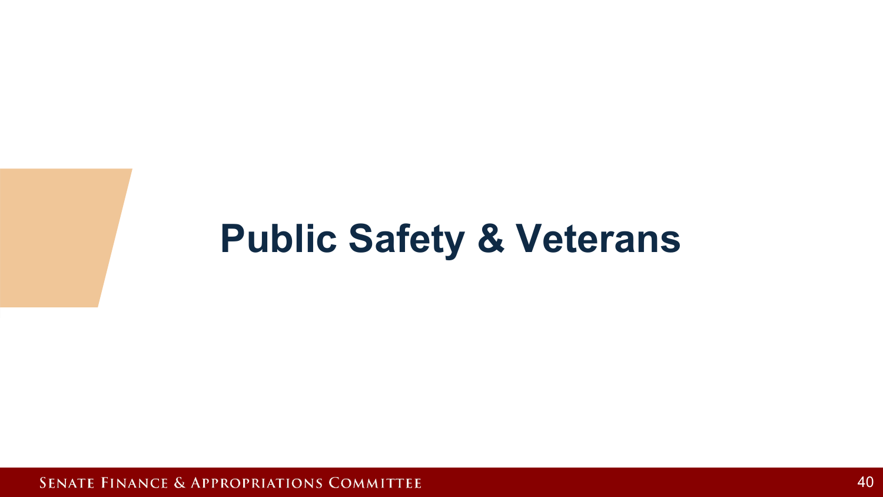# Public Safety & Veterans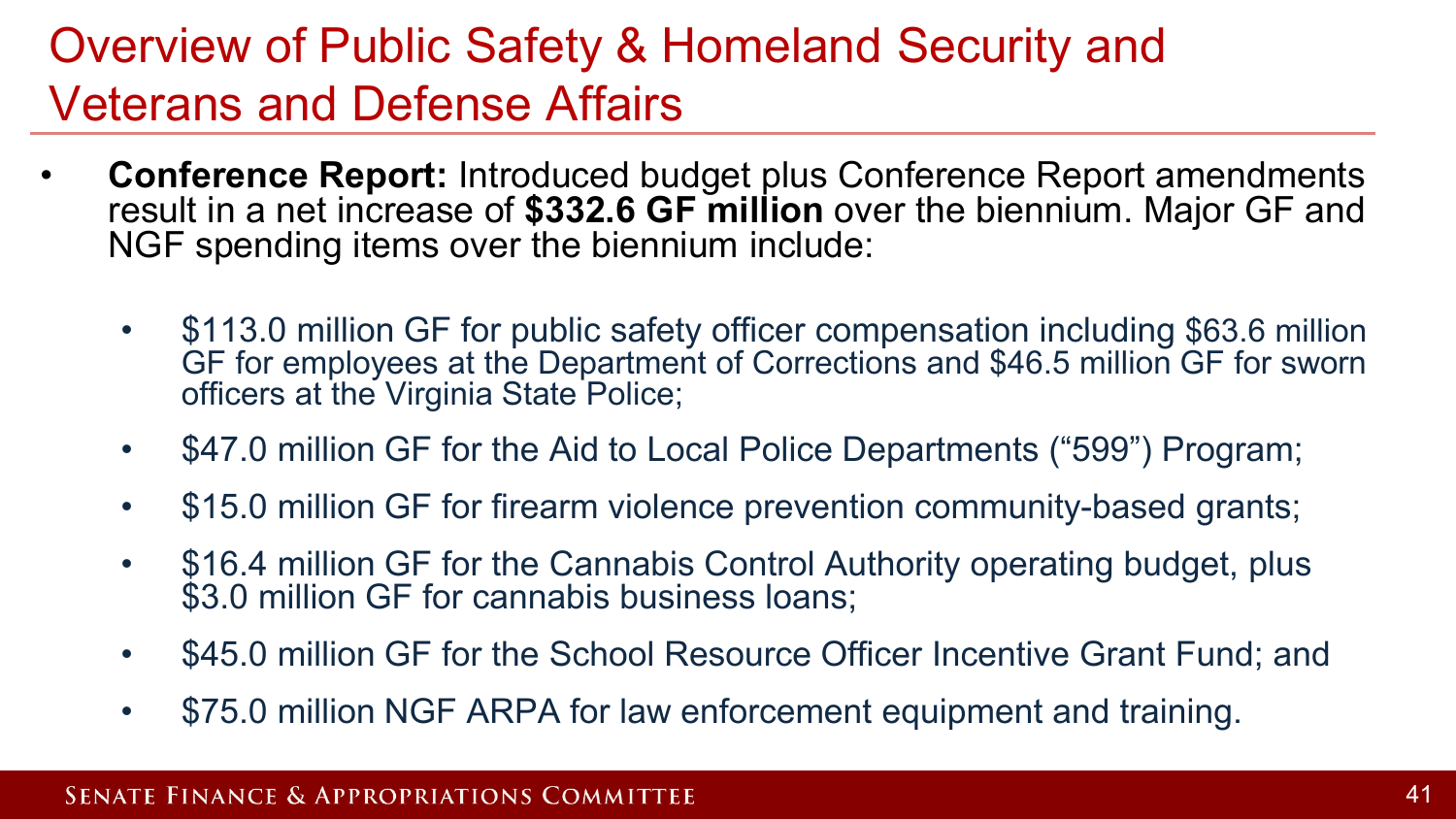# Overview of Public Safety & Homeland Security and Veterans and Defense Affairs

- **Conference Report:** Introduced budget plus Conference Report amendments result in a net increase of **$332.6 GF million** over the biennium. Major GF and NGF spending items over the biennium include:
  - $113.0 million GF for public safety officer compensation including $63.6 million GF for employees at the Department of Corrections and $46.5 million GF for sworn officers at the Virginia State Police;
  - $47.0 million GF for the Aid to Local Police Departments ("599") Program;
  - $15.0 million GF for firearm violence prevention community-based grants;
  - $16.4 million GF for the Cannabis Control Authority operating budget, plus $3.0 million GF for cannabis business loans;
  - $45.0 million GF for the School Resource Officer Incentive Grant Fund; and
  - $75.0 million NGF ARPA for law enforcement equipment and training.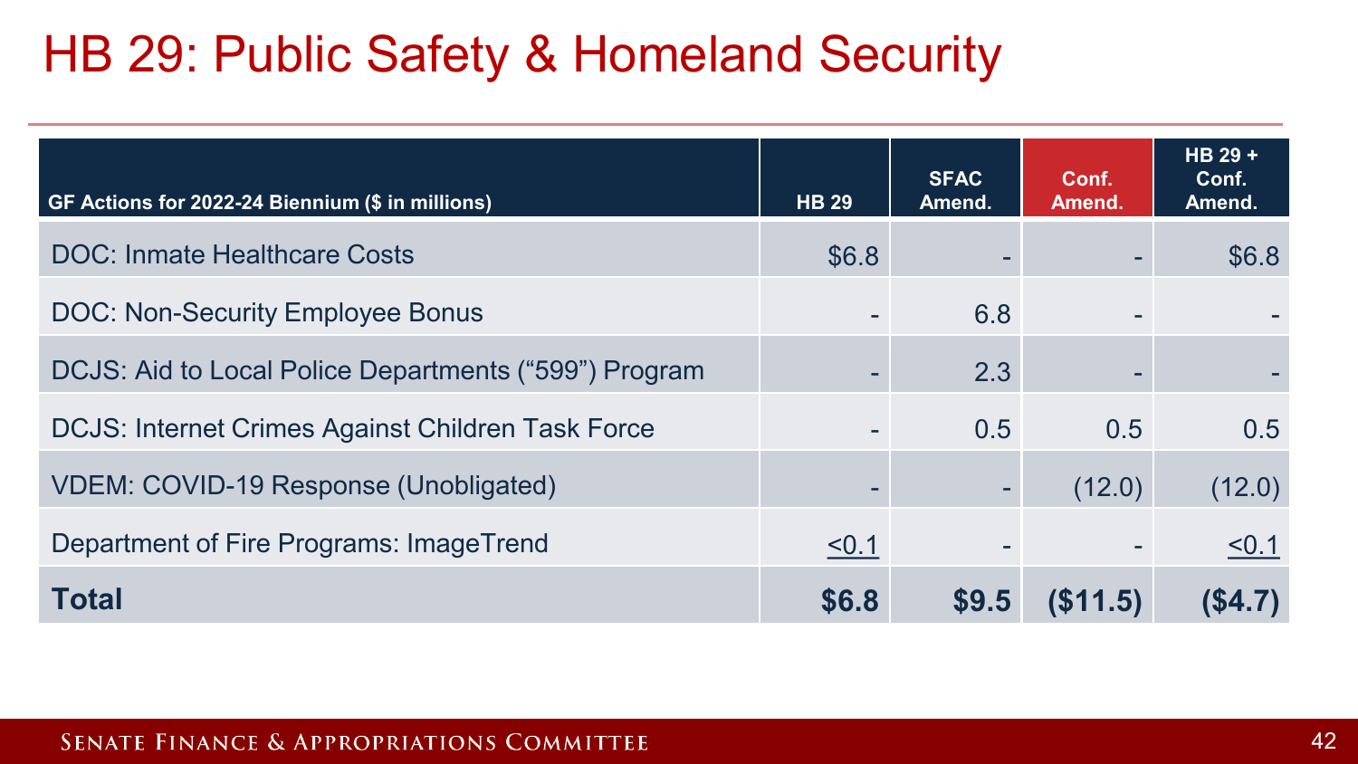# HB 29: Public Safety & Homeland Security

| GF Actions for 2022-24 Biennium ($ in millions) | HB 29 | SFAC Amend. | Conf. Amend. | HB 29 + Conf. Amend. |
|---|---|---|---|---|
| DOC: Inmate Healthcare Costs | $6.8 | - | - | $6.8 |
| DOC: Non-Security Employee Bonus | - | 6.8 | - | - |
| DCJS: Aid to Local Police Departments ("599") Program | - | 2.3 | - | - |
| DCJS: Internet Crimes Against Children Task Force | - | 0.5 | 0.5 | 0.5 |
| VDEM: COVID-19 Response (Unobligated) | - | - | (12.0) | (12.0) |
| Department of Fire Programs: ImageTrend | <0.1 | - | - | <0.1 |
| **Total** | **$6.8** | **$9.5** | **($11.5)** | **($4.7)** |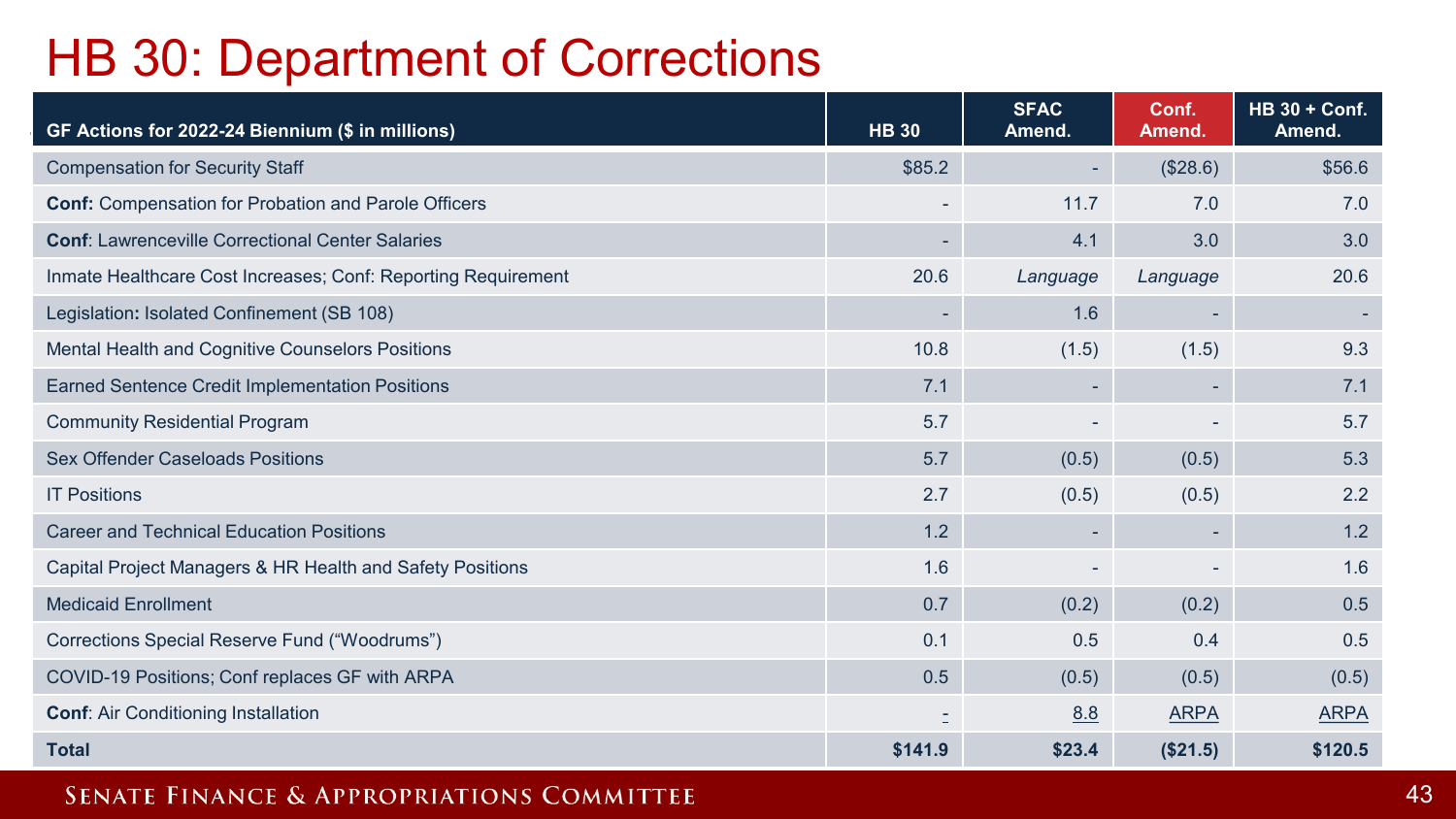# HB 30: Department of Corrections

| GF Actions for 2022-24 Biennium ($ in millions) | HB 30 | SFAC Amend. | Conf. Amend. | HB 30 + Conf. Amend. |
|---|---|---|---|---|
| Compensation for Security Staff | $85.2 | - | ($28.6) | $56.6 |
| **Conf:** Compensation for Probation and Parole Officers | - | 11.7 | 7.0 | 7.0 |
| **Conf**: Lawrenceville Correctional Center Salaries | - | 4.1 | 3.0 | 3.0 |
| Inmate Healthcare Cost Increases; Conf: Reporting Requirement | 20.6 | *Language* | *Language* | 20.6 |
| Legislation**:** Isolated Confinement (SB 108) | - | 1.6 | - | - |
| Mental Health and Cognitive Counselors Positions | 10.8 | (1.5) | (1.5) | 9.3 |
| Earned Sentence Credit Implementation Positions | 7.1 | - | - | 7.1 |
| Community Residential Program | 5.7 | - | - | 5.7 |
| Sex Offender Caseloads Positions | 5.7 | (0.5) | (0.5) | 5.3 |
| IT Positions | 2.7 | (0.5) | (0.5) | 2.2 |
| Career and Technical Education Positions | 1.2 | - | - | 1.2 |
| Capital Project Managers & HR Health and Safety Positions | 1.6 | - | - | 1.6 |
| Medicaid Enrollment | 0.7 | (0.2) | (0.2) | 0.5 |
| Corrections Special Reserve Fund ("Woodrums") | 0.1 | 0.5 | 0.4 | 0.5 |
| COVID-19 Positions; Conf replaces GF with ARPA | 0.5 | (0.5) | (0.5) | (0.5) |
| **Conf**: Air Conditioning Installation | - | 8.8 | ARPA | ARPA |
| **Total** | **$141.9** | **$23.4** | **($21.5)** | **$120.5** |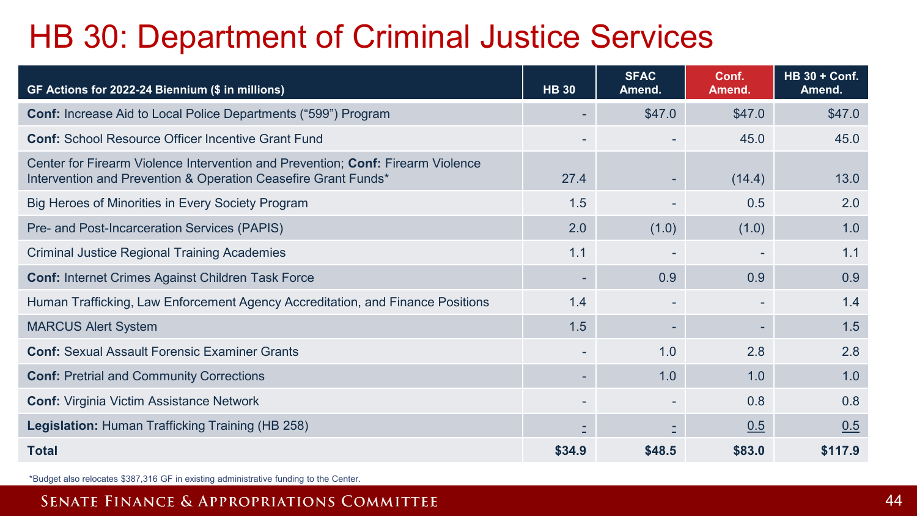# HB 30: Department of Criminal Justice Services

| GF Actions for 2022-24 Biennium ($ in millions) | HB 30 | SFAC Amend. | Conf. Amend. | HB 30 + Conf. Amend. |
|---|---|---|---|---|
| **Conf:** Increase Aid to Local Police Departments ("599") Program | - | $47.0 | $47.0 | $47.0 |
| **Conf:** School Resource Officer Incentive Grant Fund | - | - | 45.0 | 45.0 |
| Center for Firearm Violence Intervention and Prevention; **Conf:** Firearm Violence Intervention and Prevention & Operation Ceasefire Grant Funds* | 27.4 | - | (14.4) | 13.0 |
| Big Heroes of Minorities in Every Society Program | 1.5 | - | 0.5 | 2.0 |
| Pre- and Post-Incarceration Services (PAPIS) | 2.0 | (1.0) | (1.0) | 1.0 |
| Criminal Justice Regional Training Academies | 1.1 | - | - | 1.1 |
| **Conf:** Internet Crimes Against Children Task Force | - | 0.9 | 0.9 | 0.9 |
| Human Trafficking, Law Enforcement Agency Accreditation, and Finance Positions | 1.4 | - | - | 1.4 |
| MARCUS Alert System | 1.5 | - | - | 1.5 |
| **Conf:** Sexual Assault Forensic Examiner Grants | - | 1.0 | 2.8 | 2.8 |
| **Conf:** Pretrial and Community Corrections | - | 1.0 | 1.0 | 1.0 |
| **Conf:** Virginia Victim Assistance Network | - | - | 0.8 | 0.8 |
| **Legislation:** Human Trafficking Training (HB 258) | - | - | 0.5 | 0.5 |
| **Total** | **$34.9** | **$48.5** | **$83.0** | **$117.9** |

*Budget also relocates $387,316 GF in existing administrative funding to the Center.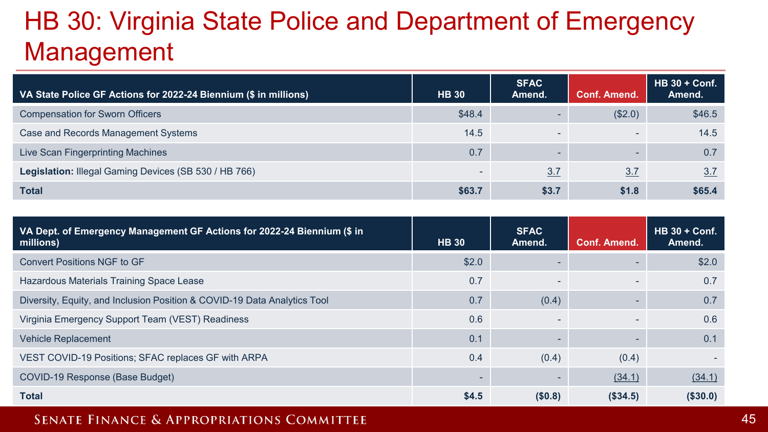# HB 30: Virginia State Police and Department of Emergency Management

| VA State Police GF Actions for 2022-24 Biennium ($ in millions) | HB 30 | SFAC Amend. | Conf. Amend. | HB 30 + Conf. Amend. |
|---|---|---|---|---|
| Compensation for Sworn Officers | $48.4 | - | ($2.0) | $46.5 |
| Case and Records Management Systems | 14.5 | - | - | 14.5 |
| Live Scan Fingerprinting Machines | 0.7 | - | - | 0.7 |
| **Legislation:** Illegal Gaming Devices (SB 530 / HB 766) | - | 3.7 | 3.7 | 3.7 |
| **Total** | **$63.7** | **$3.7** | **$1.8** | **$65.4** |

| VA Dept. of Emergency Management GF Actions for 2022-24 Biennium ($ in millions) | HB 30 | SFAC Amend. | Conf. Amend. | HB 30 + Conf. Amend. |
|---|---|---|---|---|
| Convert Positions NGF to GF | $2.0 | - | - | $2.0 |
| Hazardous Materials Training Space Lease | 0.7 | - | - | 0.7 |
| Diversity, Equity, and Inclusion Position & COVID-19 Data Analytics Tool | 0.7 | (0.4) | - | 0.7 |
| Virginia Emergency Support Team (VEST) Readiness | 0.6 | - | - | 0.6 |
| Vehicle Replacement | 0.1 | - | - | 0.1 |
| VEST COVID-19 Positions; SFAC replaces GF with ARPA | 0.4 | (0.4) | (0.4) | - |
| COVID-19 Response (Base Budget) | - | - | (34.1) | (34.1) |
| **Total** | **$4.5** | **($0.8)** | **($34.5)** | **($30.0)** |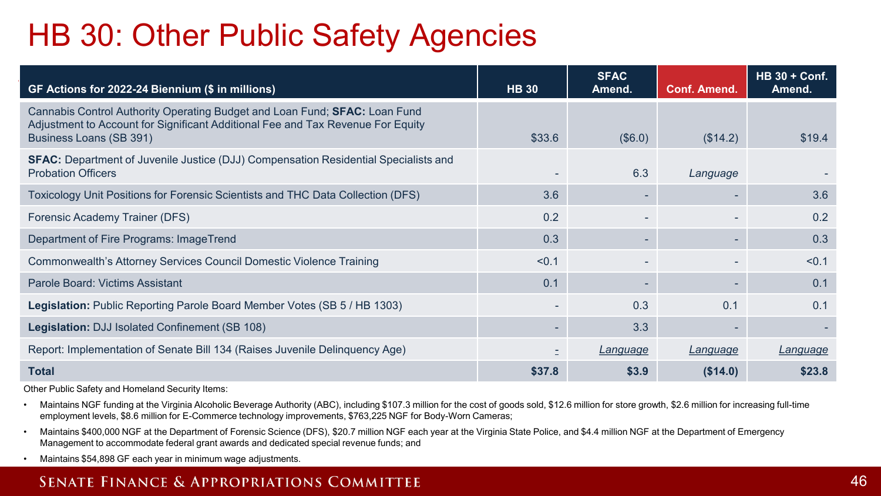# HB 30: Other Public Safety Agencies

| GF Actions for 2022-24 Biennium ($ in millions) | HB 30 | SFAC Amend. | Conf. Amend. | HB 30 + Conf. Amend. |
|---|---|---|---|---|
| Cannabis Control Authority Operating Budget and Loan Fund; **SFAC:** Loan Fund Adjustment to Account for Significant Additional Fee and Tax Revenue For Equity Business Loans (SB 391) | $33.6 | ($6.0) | ($14.2) | $19.4 |
| **SFAC:** Department of Juvenile Justice (DJJ) Compensation Residential Specialists and Probation Officers | - | 6.3 | *Language* | - |
| Toxicology Unit Positions for Forensic Scientists and THC Data Collection (DFS) | 3.6 | - | - | 3.6 |
| Forensic Academy Trainer (DFS) | 0.2 | - | - | 0.2 |
| Department of Fire Programs: ImageTrend | 0.3 | - | - | 0.3 |
| Commonwealth's Attorney Services Council Domestic Violence Training | <0.1 | - | - | <0.1 |
| Parole Board: Victims Assistant | 0.1 | - | - | 0.1 |
| **Legislation:** Public Reporting Parole Board Member Votes (SB 5 / HB 1303) | - | 0.3 | 0.1 | 0.1 |
| **Legislation:** DJJ Isolated Confinement (SB 108) | - | 3.3 | - | - |
| Report: Implementation of Senate Bill 134 (Raises Juvenile Delinquency Age) | - | *Language* | *Language* | *Language* |
| **Total** | **$37.8** | **$3.9** | **($14.0)** | **$23.8** |

Other Public Safety and Homeland Security Items:

- Maintains NGF funding at the Virginia Alcoholic Beverage Authority (ABC), including $107.3 million for the cost of goods sold, $12.6 million for store growth, $2.6 million for increasing full-time employment levels, $8.6 million for E-Commerce technology improvements, $763,225 NGF for Body-Worn Cameras;
- Maintains $400,000 NGF at the Department of Forensic Science (DFS), $20.7 million NGF each year at the Virginia State Police, and $4.4 million NGF at the Department of Emergency Management to accommodate federal grant awards and dedicated special revenue funds; and
- Maintains $54,898 GF each year in minimum wage adjustments.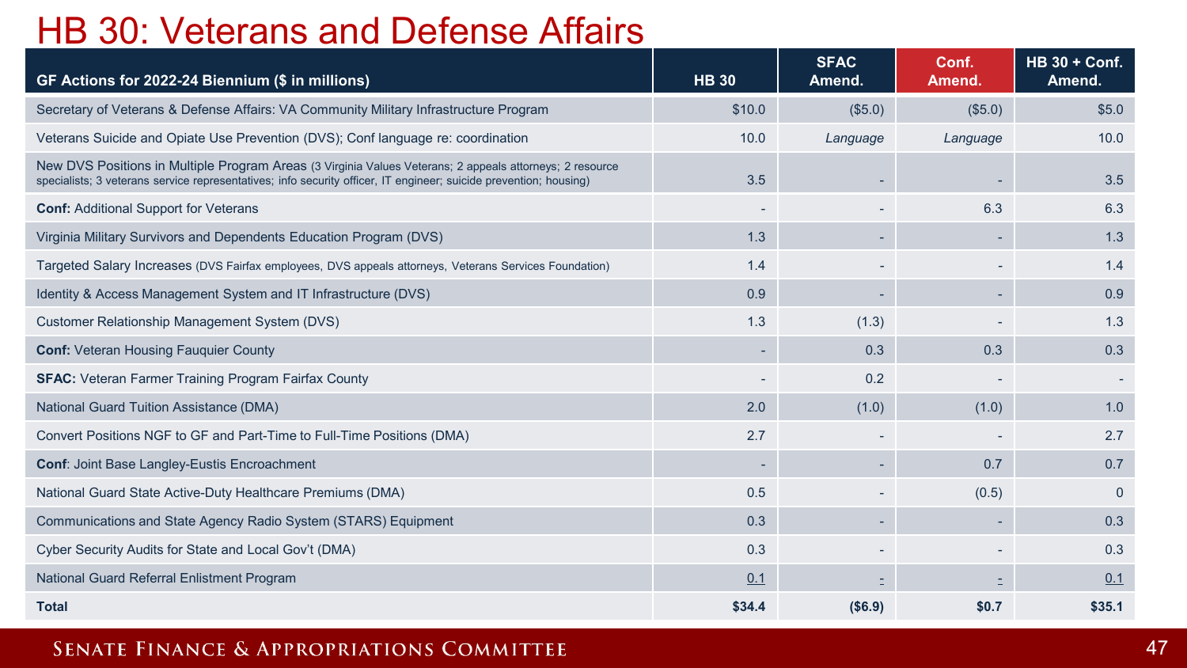# HB 30: Veterans and Defense Affairs

| GF Actions for 2022-24 Biennium ($ in millions) | HB 30 | SFAC Amend. | Conf. Amend. | HB 30 + Conf. Amend. |
|---|---|---|---|---|
| Secretary of Veterans & Defense Affairs: VA Community Military Infrastructure Program | $10.0 | ($5.0) | ($5.0) | $5.0 |
| Veterans Suicide and Opiate Use Prevention (DVS); Conf language re: coordination | 10.0 | *Language* | *Language* | 10.0 |
| New DVS Positions in Multiple Program Areas (3 Virginia Values Veterans; 2 appeals attorneys; 2 resource specialists; 3 veterans service representatives; info security officer, IT engineer; suicide prevention; housing) | 3.5 | - | - | 3.5 |
| **Conf:** Additional Support for Veterans | - | - | 6.3 | 6.3 |
| Virginia Military Survivors and Dependents Education Program (DVS) | 1.3 | - | - | 1.3 |
| Targeted Salary Increases (DVS Fairfax employees, DVS appeals attorneys, Veterans Services Foundation) | 1.4 | - | - | 1.4 |
| Identity & Access Management System and IT Infrastructure (DVS) | 0.9 | - | - | 0.9 |
| Customer Relationship Management System (DVS) | 1.3 | (1.3) | - | 1.3 |
| **Conf:** Veteran Housing Fauquier County | - | 0.3 | 0.3 | 0.3 |
| **SFAC:** Veteran Farmer Training Program Fairfax County | - | 0.2 | - | - |
| National Guard Tuition Assistance (DMA) | 2.0 | (1.0) | (1.0) | 1.0 |
| Convert Positions NGF to GF and Part-Time to Full-Time Positions (DMA) | 2.7 | - | - | 2.7 |
| **Conf**: Joint Base Langley-Eustis Encroachment | - | - | 0.7 | 0.7 |
| National Guard State Active-Duty Healthcare Premiums (DMA) | 0.5 | - | (0.5) | 0 |
| Communications and State Agency Radio System (STARS) Equipment | 0.3 | - | - | 0.3 |
| Cyber Security Audits for State and Local Gov't (DMA) | 0.3 | - | - | 0.3 |
| National Guard Referral Enlistment Program | 0.1 | - | - | 0.1 |
| **Total** | **$34.4** | **($6.9)** | **$0.7** | **$35.1** |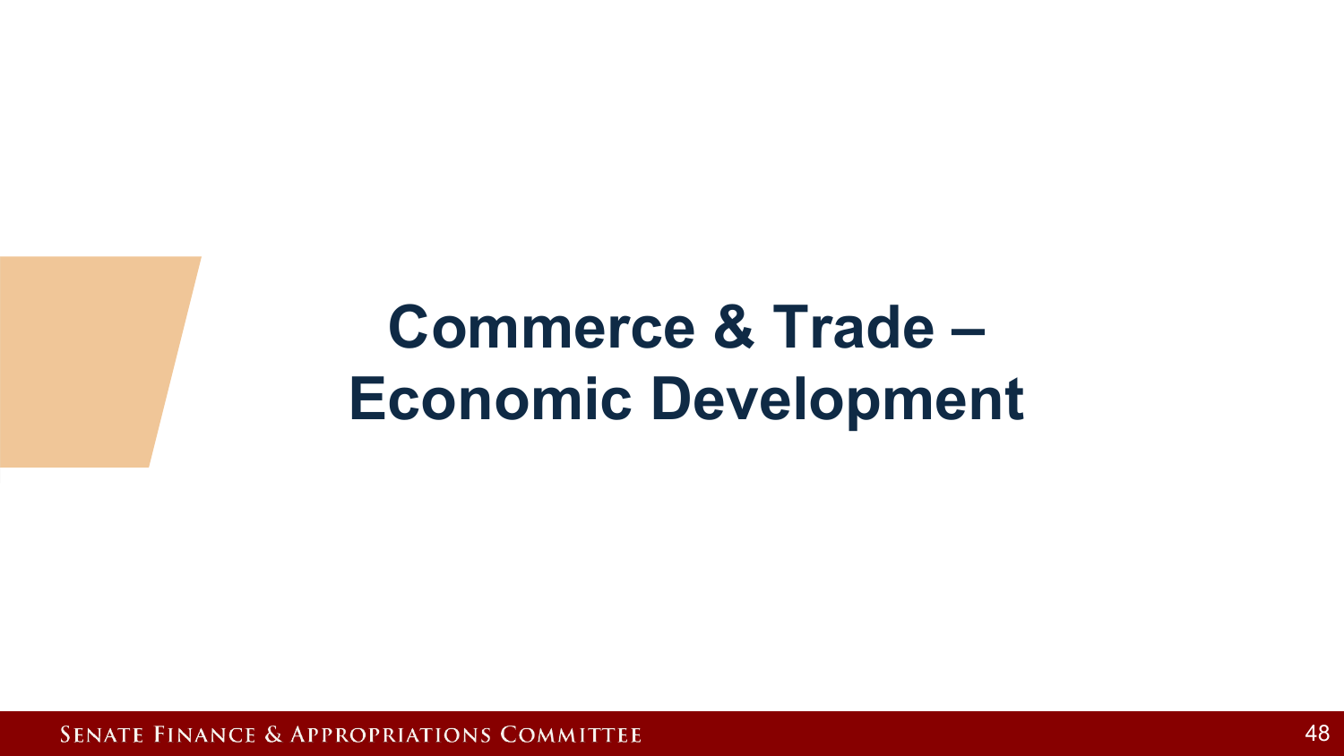# Commerce & Trade – Economic Development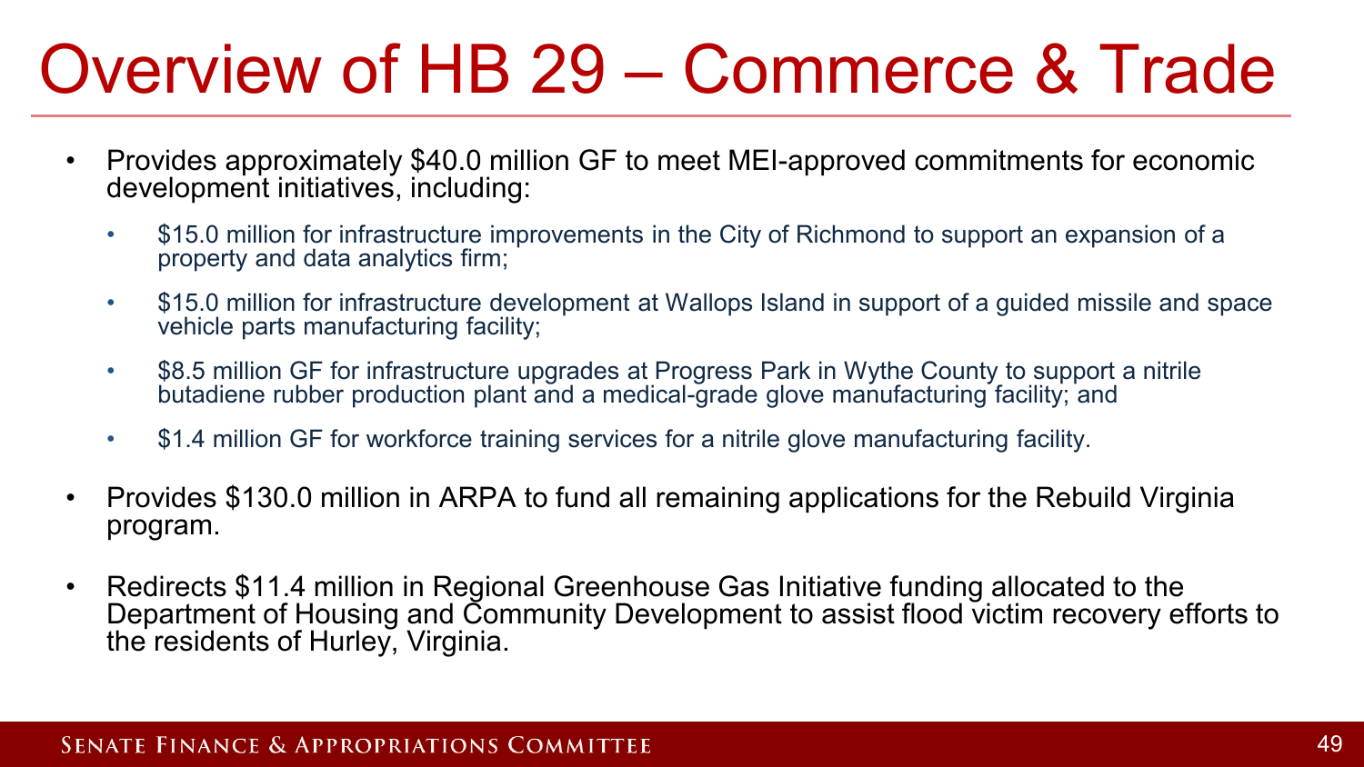# Overview of HB 29 – Commerce & Trade

- Provides approximately $40.0 million GF to meet MEI-approved commitments for economic development initiatives, including:
  - $15.0 million for infrastructure improvements in the City of Richmond to support an expansion of a property and data analytics firm;
  - $15.0 million for infrastructure development at Wallops Island in support of a guided missile and space vehicle parts manufacturing facility;
  - $8.5 million GF for infrastructure upgrades at Progress Park in Wythe County to support a nitrile butadiene rubber production plant and a medical-grade glove manufacturing facility; and
  - $1.4 million GF for workforce training services for a nitrile glove manufacturing facility.
- Provides $130.0 million in ARPA to fund all remaining applications for the Rebuild Virginia program.
- Redirects $11.4 million in Regional Greenhouse Gas Initiative funding allocated to the Department of Housing and Community Development to assist flood victim recovery efforts to the residents of Hurley, Virginia.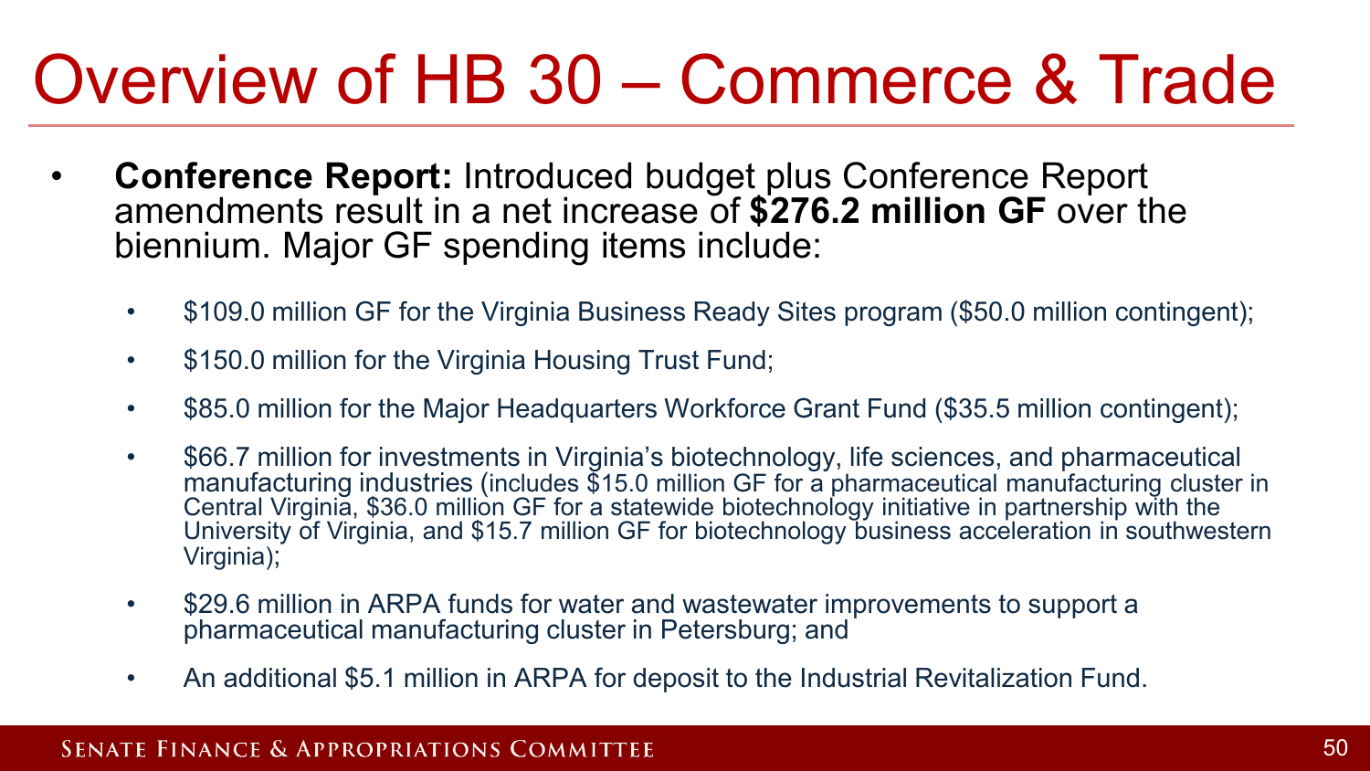# Overview of HB 30 – Commerce & Trade

- **Conference Report:** Introduced budget plus Conference Report amendments result in a net increase of **$276.2 million GF** over the biennium. Major GF spending items include:
  - $109.0 million GF for the Virginia Business Ready Sites program ($50.0 million contingent);
  - $150.0 million for the Virginia Housing Trust Fund;
  - $85.0 million for the Major Headquarters Workforce Grant Fund ($35.5 million contingent);
  - $66.7 million for investments in Virginia's biotechnology, life sciences, and pharmaceutical manufacturing industries (includes $15.0 million GF for a pharmaceutical manufacturing cluster in Central Virginia, $36.0 million GF for a statewide biotechnology initiative in partnership with the University of Virginia, and $15.7 million GF for biotechnology business acceleration in southwestern Virginia);
  - $29.6 million in ARPA funds for water and wastewater improvements to support a pharmaceutical manufacturing cluster in Petersburg; and
  - An additional $5.1 million in ARPA for deposit to the Industrial Revitalization Fund.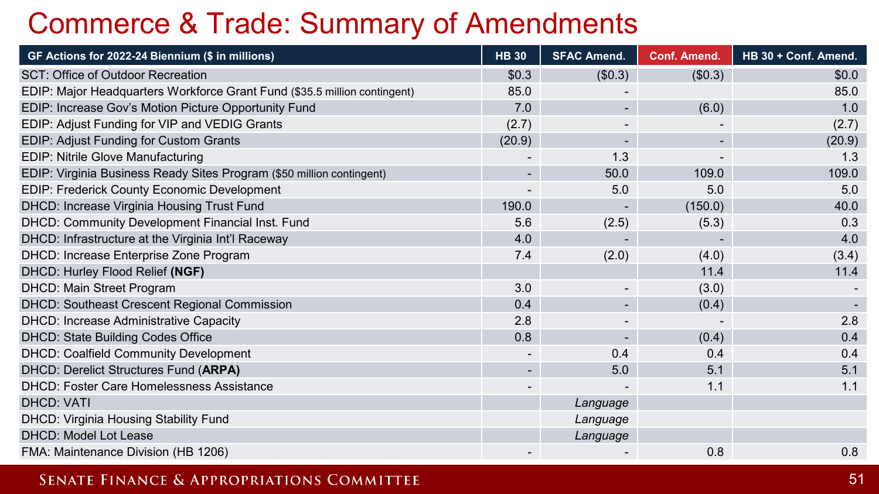# Commerce & Trade: Summary of Amendments

| GF Actions for 2022-24 Biennium ($ in millions) | HB 30 | SFAC Amend. | Conf. Amend. | HB 30 + Conf. Amend. |
|---|---|---|---|---|
| SCT: Office of Outdoor Recreation | $0.3 | ($0.3) | ($0.3) | $0.0 |
| EDIP: Major Headquarters Workforce Grant Fund ($35.5 million contingent) | 85.0 | - | | 85.0 |
| EDIP: Increase Gov's Motion Picture Opportunity Fund | 7.0 | - | (6.0) | 1.0 |
| EDIP: Adjust Funding for VIP and VEDIG Grants | (2.7) | - | - | (2.7) |
| EDIP: Adjust Funding for Custom Grants | (20.9) | - | - | (20.9) |
| EDIP: Nitrile Glove Manufacturing | - | 1.3 | - | 1.3 |
| EDIP: Virginia Business Ready Sites Program ($50 million contingent) | - | 50.0 | 109.0 | 109.0 |
| EDIP: Frederick County Economic Development | - | 5.0 | 5.0 | 5.0 |
| DHCD: Increase Virginia Housing Trust Fund | 190.0 | - | (150.0) | 40.0 |
| DHCD: Community Development Financial Inst. Fund | 5.6 | (2.5) | (5.3) | 0.3 |
| DHCD: Infrastructure at the Virginia Int'l Raceway | 4.0 | - | - | 4.0 |
| DHCD: Increase Enterprise Zone Program | 7.4 | (2.0) | (4.0) | (3.4) |
| DHCD: Hurley Flood Relief **(NGF)** | | | 11.4 | 11.4 |
| DHCD: Main Street Program | 3.0 | - | (3.0) | - |
| DHCD: Southeast Crescent Regional Commission | 0.4 | - | (0.4) | - |
| DHCD: Increase Administrative Capacity | 2.8 | - | - | 2.8 |
| DHCD: State Building Codes Office | 0.8 | - | (0.4) | 0.4 |
| DHCD: Coalfield Community Development | - | 0.4 | 0.4 | 0.4 |
| DHCD: Derelict Structures Fund (**ARPA**) | - | 5.0 | 5.1 | 5.1 |
| DHCD: Foster Care Homelessness Assistance | - | - | 1.1 | 1.1 |
| DHCD: VATI | | *Language* | | |
| DHCD: Virginia Housing Stability Fund | | *Language* | | |
| DHCD: Model Lot Lease | | *Language* | | |
| FMA: Maintenance Division (HB 1206) | - | - | 0.8 | 0.8 |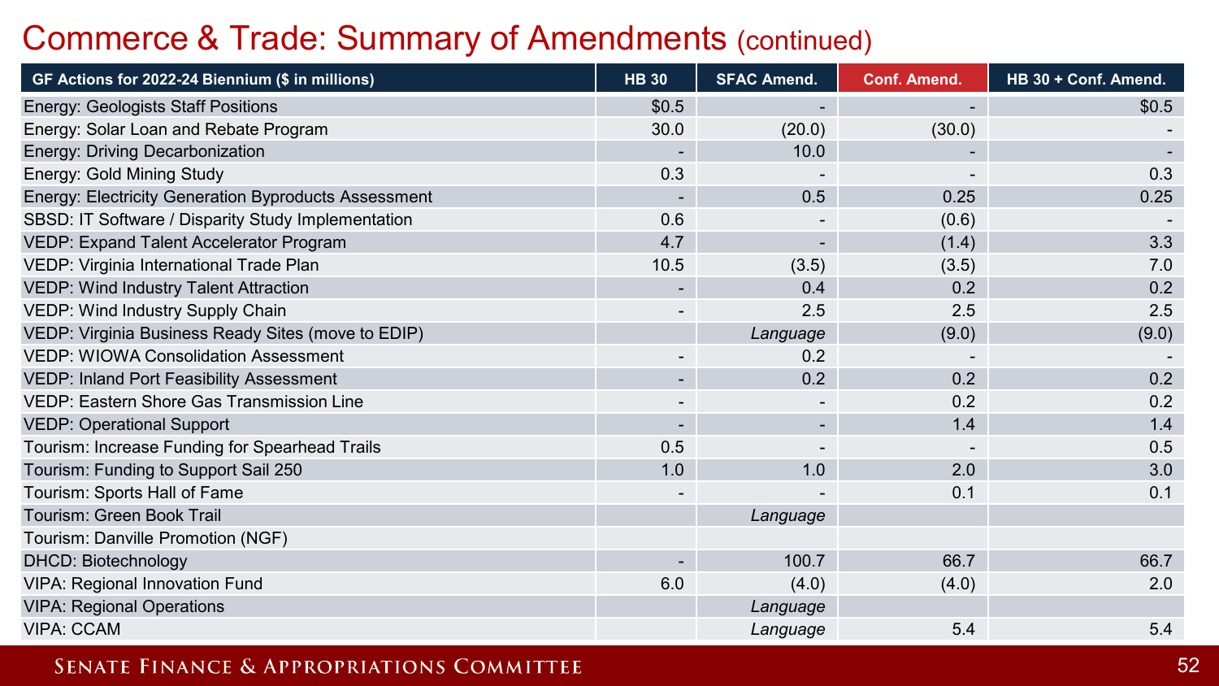# Commerce & Trade: Summary of Amendments (continued)

| GF Actions for 2022-24 Biennium ($ in millions) | HB 30 | SFAC Amend. | Conf. Amend. | HB 30 + Conf. Amend. |
|---|---|---|---|---|
| Energy: Geologists Staff Positions | $0.5 | - | - | $0.5 |
| Energy: Solar Loan and Rebate Program | 30.0 | (20.0) | (30.0) | - |
| Energy: Driving Decarbonization | - | 10.0 | - | - |
| Energy: Gold Mining Study | 0.3 | - | - | 0.3 |
| Energy: Electricity Generation Byproducts Assessment | - | 0.5 | 0.25 | 0.25 |
| SBSD: IT Software / Disparity Study Implementation | 0.6 | - | (0.6) | - |
| VEDP: Expand Talent Accelerator Program | 4.7 | - | (1.4) | 3.3 |
| VEDP: Virginia International Trade Plan | 10.5 | (3.5) | (3.5) | 7.0 |
| VEDP: Wind Industry Talent Attraction | - | 0.4 | 0.2 | 0.2 |
| VEDP: Wind Industry Supply Chain | - | 2.5 | 2.5 | 2.5 |
| VEDP: Virginia Business Ready Sites (move to EDIP) | | *Language* | (9.0) | (9.0) |
| VEDP: WIOWA Consolidation Assessment | - | 0.2 | - | - |
| VEDP: Inland Port Feasibility Assessment | - | 0.2 | 0.2 | 0.2 |
| VEDP: Eastern Shore Gas Transmission Line | - | - | 0.2 | 0.2 |
| VEDP: Operational Support | - | - | 1.4 | 1.4 |
| Tourism: Increase Funding for Spearhead Trails | 0.5 | - | - | 0.5 |
| Tourism: Funding to Support Sail 250 | 1.0 | 1.0 | 2.0 | 3.0 |
| Tourism: Sports Hall of Fame | - | - | 0.1 | 0.1 |
| Tourism: Green Book Trail | | *Language* | | |
| Tourism: Danville Promotion (NGF) | | | | |
| DHCD: Biotechnology | - | 100.7 | 66.7 | 66.7 |
| VIPA: Regional Innovation Fund | 6.0 | (4.0) | (4.0) | 2.0 |
| VIPA: Regional Operations | | *Language* | | |
| VIPA: CCAM | | *Language* | 5.4 | 5.4 |

Senate Finance & Appropriations Committee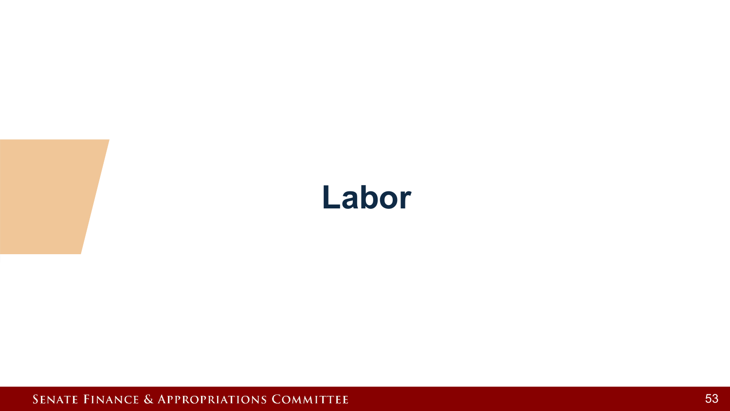# Labor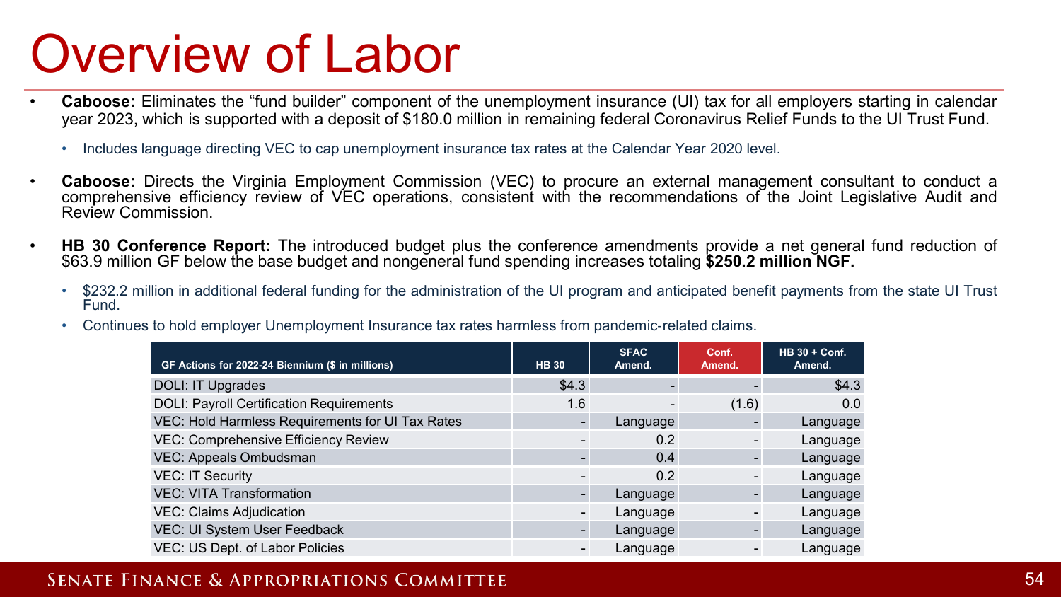# Overview of Labor

- **Caboose:** Eliminates the "fund builder" component of the unemployment insurance (UI) tax for all employers starting in calendar year 2023, which is supported with a deposit of $180.0 million in remaining federal Coronavirus Relief Funds to the UI Trust Fund.
  - Includes language directing VEC to cap unemployment insurance tax rates at the Calendar Year 2020 level.
- **Caboose:** Directs the Virginia Employment Commission (VEC) to procure an external management consultant to conduct a comprehensive efficiency review of VEC operations, consistent with the recommendations of the Joint Legislative Audit and Review Commission.
- **HB 30 Conference Report:** The introduced budget plus the conference amendments provide a net general fund reduction of $63.9 million GF below the base budget and nongeneral fund spending increases totaling **$250.2 million NGF.**
  - $232.2 million in additional federal funding for the administration of the UI program and anticipated benefit payments from the state UI Trust Fund.
  - Continues to hold employer Unemployment Insurance tax rates harmless from pandemic-related claims.

| GF Actions for 2022-24 Biennium ($ in millions) | HB 30 | SFAC Amend. | Conf. Amend. | HB 30 + Conf. Amend. |
|---|---|---|---|---|
| DOLI: IT Upgrades | $4.3 | - | - | $4.3 |
| DOLI: Payroll Certification Requirements | 1.6 | - | (1.6) | 0.0 |
| VEC: Hold Harmless Requirements for UI Tax Rates | - | Language | - | Language |
| VEC: Comprehensive Efficiency Review | - | 0.2 | - | Language |
| VEC: Appeals Ombudsman | - | 0.4 | - | Language |
| VEC: IT Security | - | 0.2 | - | Language |
| VEC: VITA Transformation | - | Language | - | Language |
| VEC: Claims Adjudication | - | Language | - | Language |
| VEC: UI System User Feedback | - | Language | - | Language |
| VEC: US Dept. of Labor Policies | - | Language | - | Language |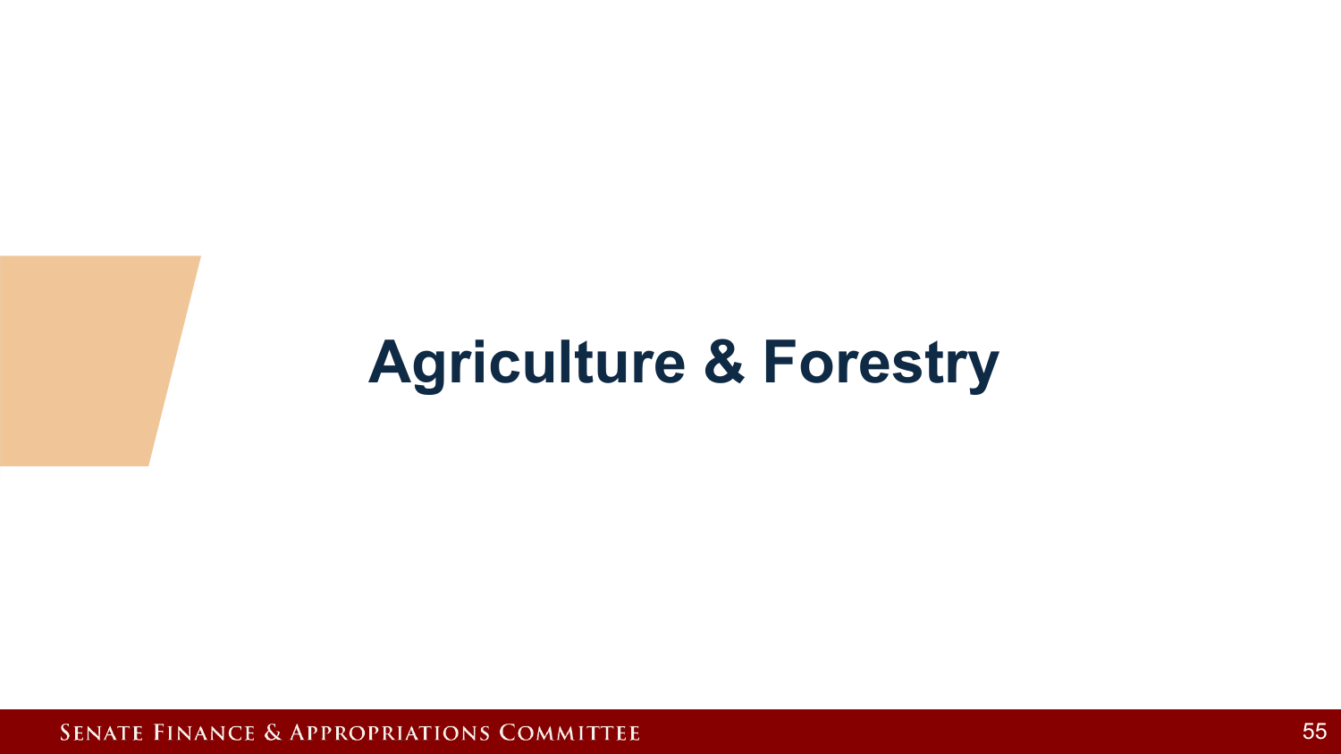# Agriculture & Forestry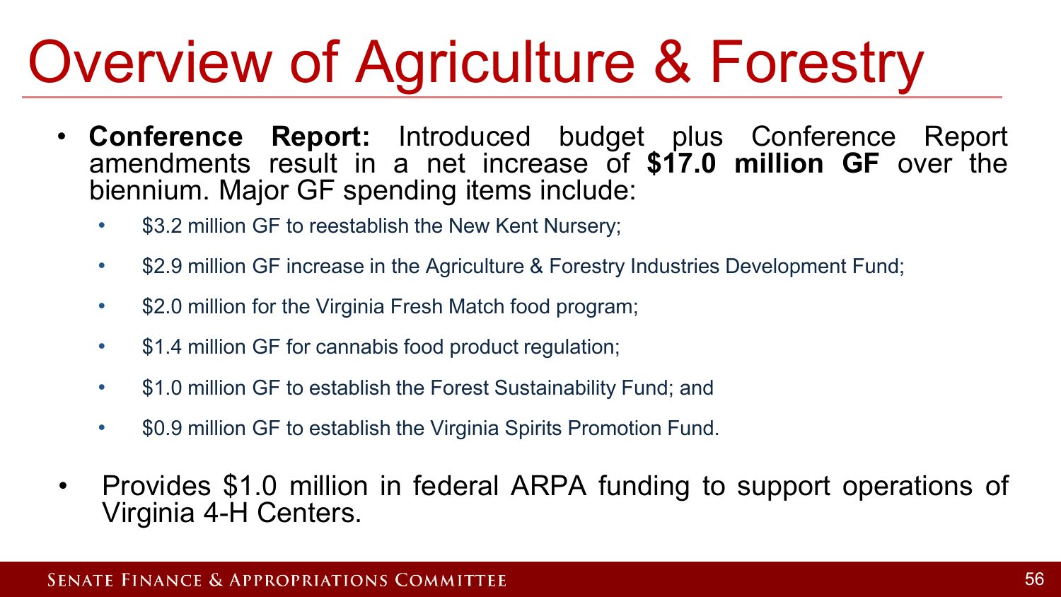# Overview of Agriculture & Forestry

- **Conference Report:** Introduced budget plus Conference Report amendments result in a net increase of **$17.0 million GF** over the biennium. Major GF spending items include:
  - $3.2 million GF to reestablish the New Kent Nursery;
  - $2.9 million GF increase in the Agriculture & Forestry Industries Development Fund;
  - $2.0 million for the Virginia Fresh Match food program;
  - $1.4 million GF for cannabis food product regulation;
  - $1.0 million GF to establish the Forest Sustainability Fund; and
  - $0.9 million GF to establish the Virginia Spirits Promotion Fund.
- Provides $1.0 million in federal ARPA funding to support operations of Virginia 4-H Centers.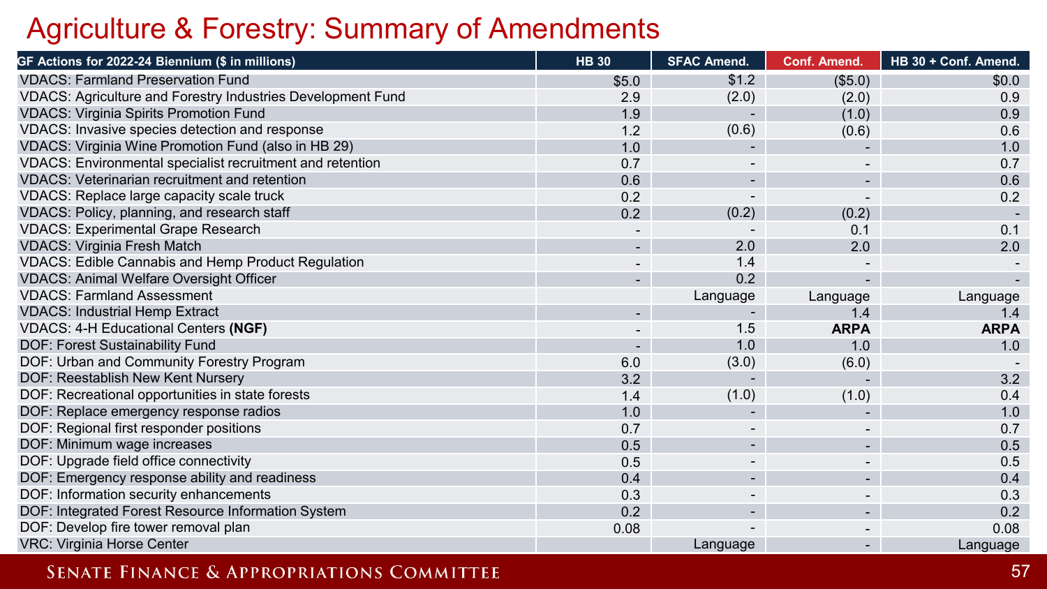# Agriculture & Forestry: Summary of Amendments

| GF Actions for 2022-24 Biennium ($ in millions) | HB 30 | SFAC Amend. | Conf. Amend. | HB 30 + Conf. Amend. |
|---|---|---|---|---|
| VDACS: Farmland Preservation Fund | $5.0 | $1.2 | ($5.0) | $0.0 |
| VDACS: Agriculture and Forestry Industries Development Fund | 2.9 | (2.0) | (2.0) | 0.9 |
| VDACS: Virginia Spirits Promotion Fund | 1.9 | - | (1.0) | 0.9 |
| VDACS: Invasive species detection and response | 1.2 | (0.6) | (0.6) | 0.6 |
| VDACS: Virginia Wine Promotion Fund (also in HB 29) | 1.0 | - | - | 1.0 |
| VDACS: Environmental specialist recruitment and retention | 0.7 | - | - | 0.7 |
| VDACS: Veterinarian recruitment and retention | 0.6 | - | - | 0.6 |
| VDACS: Replace large capacity scale truck | 0.2 | - | - | 0.2 |
| VDACS: Policy, planning, and research staff | 0.2 | (0.2) | (0.2) | - |
| VDACS: Experimental Grape Research | - | - | 0.1 | 0.1 |
| VDACS: Virginia Fresh Match | - | 2.0 | 2.0 | 2.0 |
| VDACS: Edible Cannabis and Hemp Product Regulation | - | 1.4 | - | - |
| VDACS: Animal Welfare Oversight Officer | - | 0.2 | - | - |
| VDACS: Farmland Assessment | | Language | Language | Language |
| VDACS: Industrial Hemp Extract | - | - | 1.4 | 1.4 |
| VDACS: 4-H Educational Centers **(NGF)** | - | 1.5 | **ARPA** | **ARPA** |
| DOF: Forest Sustainability Fund | - | 1.0 | 1.0 | 1.0 |
| DOF: Urban and Community Forestry Program | 6.0 | (3.0) | (6.0) | - |
| DOF: Reestablish New Kent Nursery | 3.2 | - | - | 3.2 |
| DOF: Recreational opportunities in state forests | 1.4 | (1.0) | (1.0) | 0.4 |
| DOF: Replace emergency response radios | 1.0 | - | - | 1.0 |
| DOF: Regional first responder positions | 0.7 | - | - | 0.7 |
| DOF: Minimum wage increases | 0.5 | - | - | 0.5 |
| DOF: Upgrade field office connectivity | 0.5 | - | - | 0.5 |
| DOF: Emergency response ability and readiness | 0.4 | - | - | 0.4 |
| DOF: Information security enhancements | 0.3 | - | - | 0.3 |
| DOF: Integrated Forest Resource Information System | 0.2 | - | - | 0.2 |
| DOF: Develop fire tower removal plan | 0.08 | - | - | 0.08 |
| VRC: Virginia Horse Center | | Language | - | Language |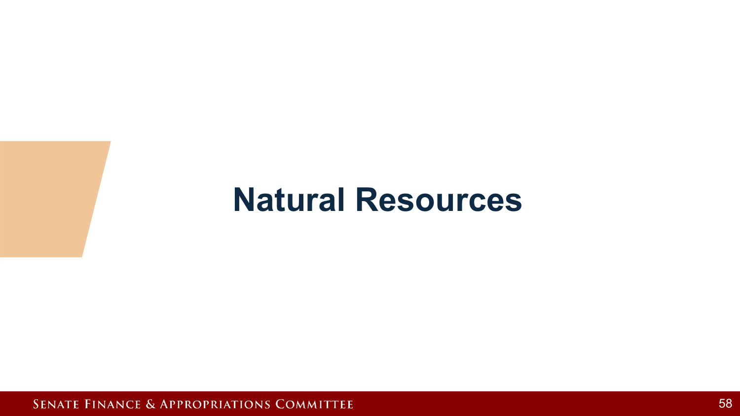# Natural Resources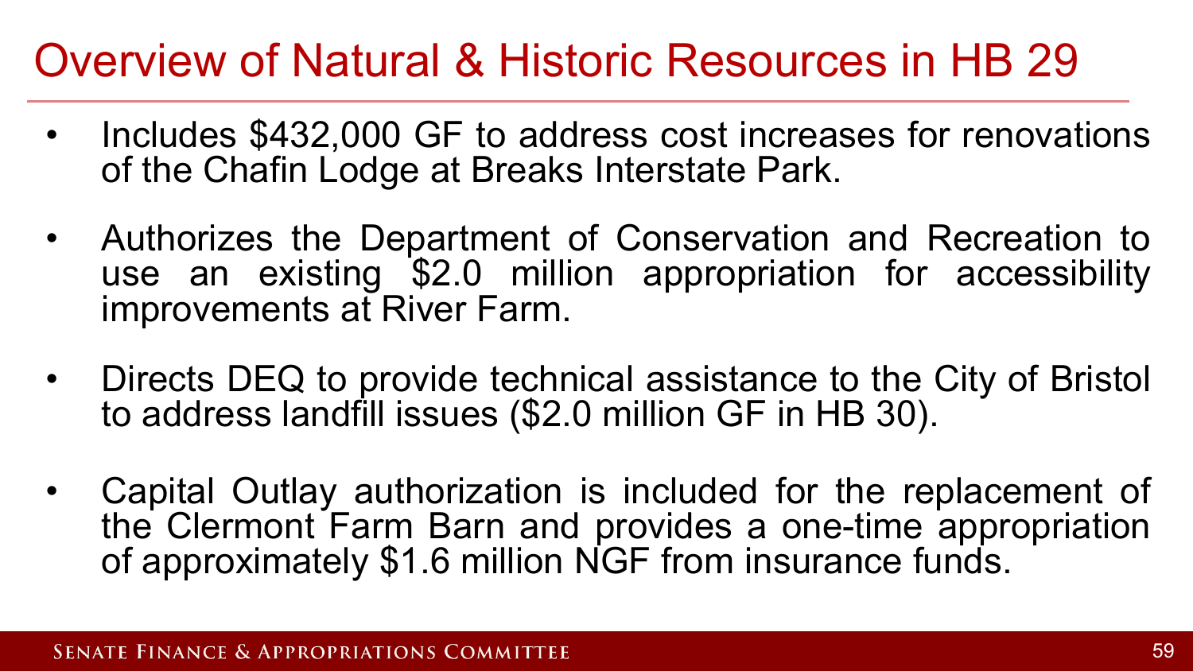# Overview of Natural & Historic Resources in HB 29

- Includes $432,000 GF to address cost increases for renovations of the Chafin Lodge at Breaks Interstate Park.
- Authorizes the Department of Conservation and Recreation to use an existing $2.0 million appropriation for accessibility improvements at River Farm.
- Directs DEQ to provide technical assistance to the City of Bristol to address landfill issues ($2.0 million GF in HB 30).
- Capital Outlay authorization is included for the replacement of the Clermont Farm Barn and provides a one-time appropriation of approximately $1.6 million NGF from insurance funds.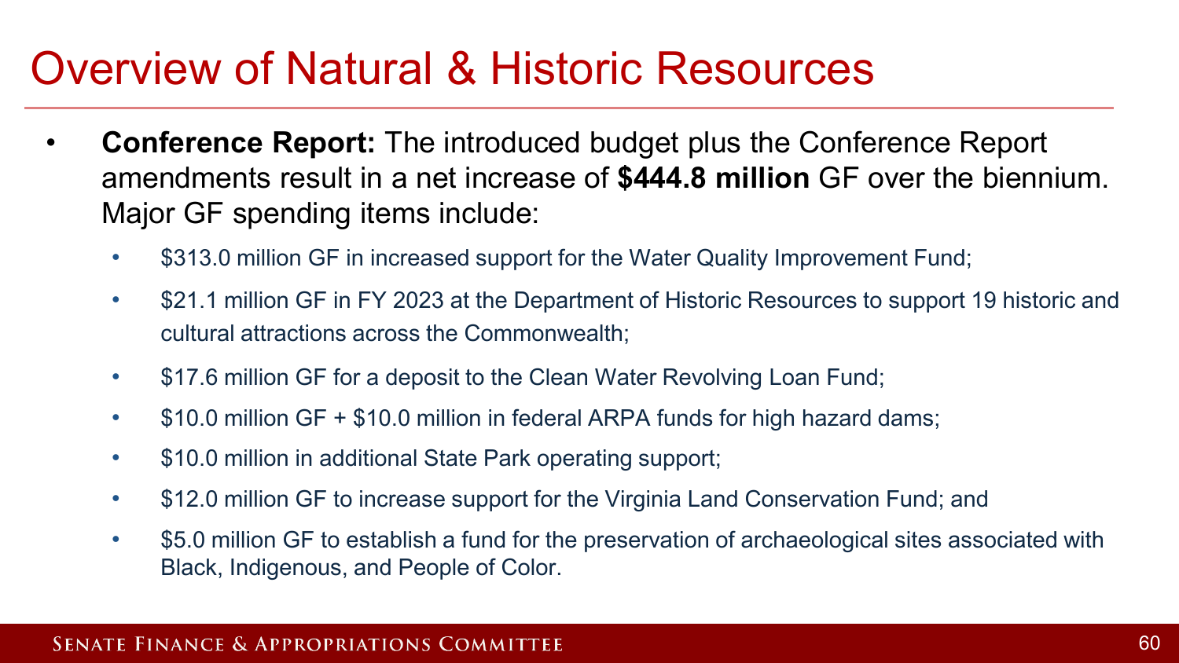# Overview of Natural & Historic Resources

- **Conference Report:** The introduced budget plus the Conference Report amendments result in a net increase of **$444.8 million** GF over the biennium. Major GF spending items include:
  - $313.0 million GF in increased support for the Water Quality Improvement Fund;
  - $21.1 million GF in FY 2023 at the Department of Historic Resources to support 19 historic and cultural attractions across the Commonwealth;
  - $17.6 million GF for a deposit to the Clean Water Revolving Loan Fund;
  - $10.0 million GF + $10.0 million in federal ARPA funds for high hazard dams;
  - $10.0 million in additional State Park operating support;
  - $12.0 million GF to increase support for the Virginia Land Conservation Fund; and
  - $5.0 million GF to establish a fund for the preservation of archaeological sites associated with Black, Indigenous, and People of Color.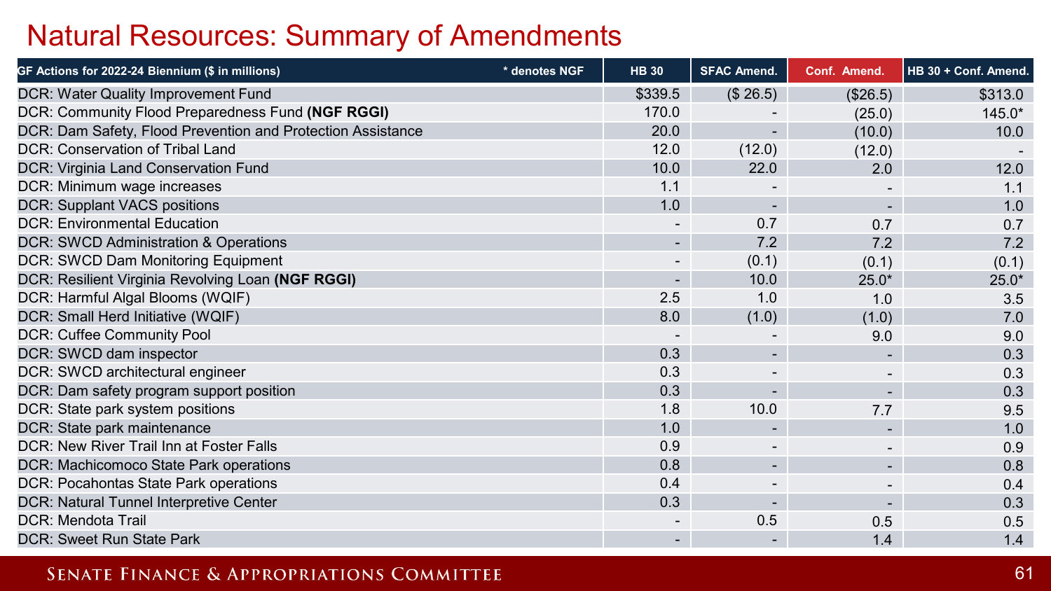# Natural Resources: Summary of Amendments

| GF Actions for 2022-24 Biennium ($ in millions) * denotes NGF | HB 30 | SFAC Amend. | Conf. Amend. | HB 30 + Conf. Amend. |
|---|---|---|---|---|
| DCR: Water Quality Improvement Fund | $339.5 | ($ 26.5) | ($26.5) | $313.0 |
| DCR: Community Flood Preparedness Fund **(NGF RGGI)** | 170.0 | - | (25.0) | 145.0* |
| DCR: Dam Safety, Flood Prevention and Protection Assistance | 20.0 | - | (10.0) | 10.0 |
| DCR: Conservation of Tribal Land | 12.0 | (12.0) | (12.0) | - |
| DCR: Virginia Land Conservation Fund | 10.0 | 22.0 | 2.0 | 12.0 |
| DCR: Minimum wage increases | 1.1 | - | - | 1.1 |
| DCR: Supplant VACS positions | 1.0 | - | - | 1.0 |
| DCR: Environmental Education | - | 0.7 | 0.7 | 0.7 |
| DCR: SWCD Administration & Operations | - | 7.2 | 7.2 | 7.2 |
| DCR: SWCD Dam Monitoring Equipment | - | (0.1) | (0.1) | (0.1) |
| DCR: Resilient Virginia Revolving Loan **(NGF RGGI)** | - | 10.0 | 25.0* | 25.0* |
| DCR: Harmful Algal Blooms (WQIF) | 2.5 | 1.0 | 1.0 | 3.5 |
| DCR: Small Herd Initiative (WQIF) | 8.0 | (1.0) | (1.0) | 7.0 |
| DCR: Cuffee Community Pool | - | - | 9.0 | 9.0 |
| DCR: SWCD dam inspector | 0.3 | - | - | 0.3 |
| DCR: SWCD architectural engineer | 0.3 | - | - | 0.3 |
| DCR: Dam safety program support position | 0.3 | - | - | 0.3 |
| DCR: State park system positions | 1.8 | 10.0 | 7.7 | 9.5 |
| DCR: State park maintenance | 1.0 | - | - | 1.0 |
| DCR: New River Trail Inn at Foster Falls | 0.9 | - | - | 0.9 |
| DCR: Machicomoco State Park operations | 0.8 | - | - | 0.8 |
| DCR: Pocahontas State Park operations | 0.4 | - | - | 0.4 |
| DCR: Natural Tunnel Interpretive Center | 0.3 | - | - | 0.3 |
| DCR: Mendota Trail | - | 0.5 | 0.5 | 0.5 |
| DCR: Sweet Run State Park | - | - | 1.4 | 1.4 |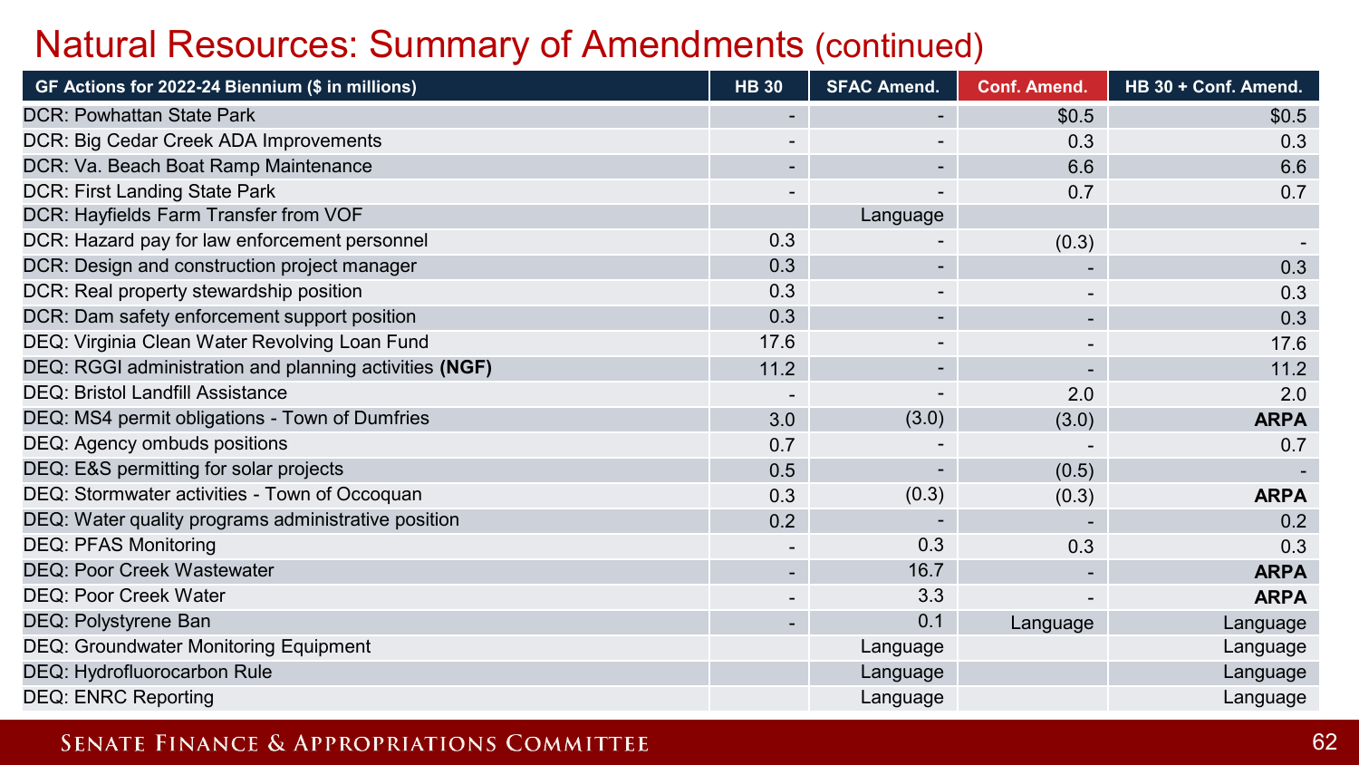# Natural Resources: Summary of Amendments (continued)

| GF Actions for 2022-24 Biennium ($ in millions) | HB 30 | SFAC Amend. | Conf. Amend. | HB 30 + Conf. Amend. |
|---|---|---|---|---|
| DCR: Powhattan State Park | - | - | $0.5 | $0.5 |
| DCR: Big Cedar Creek ADA Improvements | - | - | 0.3 | 0.3 |
| DCR: Va. Beach Boat Ramp Maintenance | - | - | 6.6 | 6.6 |
| DCR: First Landing State Park | - | - | 0.7 | 0.7 |
| DCR: Hayfields Farm Transfer from VOF | | Language | | |
| DCR: Hazard pay for law enforcement personnel | 0.3 | - | (0.3) | - |
| DCR: Design and construction project manager | 0.3 | - | - | 0.3 |
| DCR: Real property stewardship position | 0.3 | - | - | 0.3 |
| DCR: Dam safety enforcement support position | 0.3 | - | - | 0.3 |
| DEQ: Virginia Clean Water Revolving Loan Fund | 17.6 | - | - | 17.6 |
| DEQ: RGGI administration and planning activities **(NGF)** | 11.2 | - | - | 11.2 |
| DEQ: Bristol Landfill Assistance | - | - | 2.0 | 2.0 |
| DEQ: MS4 permit obligations - Town of Dumfries | 3.0 | (3.0) | (3.0) | **ARPA** |
| DEQ: Agency ombuds positions | 0.7 | - | - | 0.7 |
| DEQ: E&S permitting for solar projects | 0.5 | - | (0.5) | - |
| DEQ: Stormwater activities - Town of Occoquan | 0.3 | (0.3) | (0.3) | **ARPA** |
| DEQ: Water quality programs administrative position | 0.2 | - | - | 0.2 |
| DEQ: PFAS Monitoring | - | 0.3 | 0.3 | 0.3 |
| DEQ: Poor Creek Wastewater | - | 16.7 | - | **ARPA** |
| DEQ: Poor Creek Water | - | 3.3 | - | **ARPA** |
| DEQ: Polystyrene Ban | - | 0.1 | Language | Language |
| DEQ: Groundwater Monitoring Equipment | | Language | | Language |
| DEQ: Hydrofluorocarbon Rule | | Language | | Language |
| DEQ: ENRC Reporting | | Language | | Language |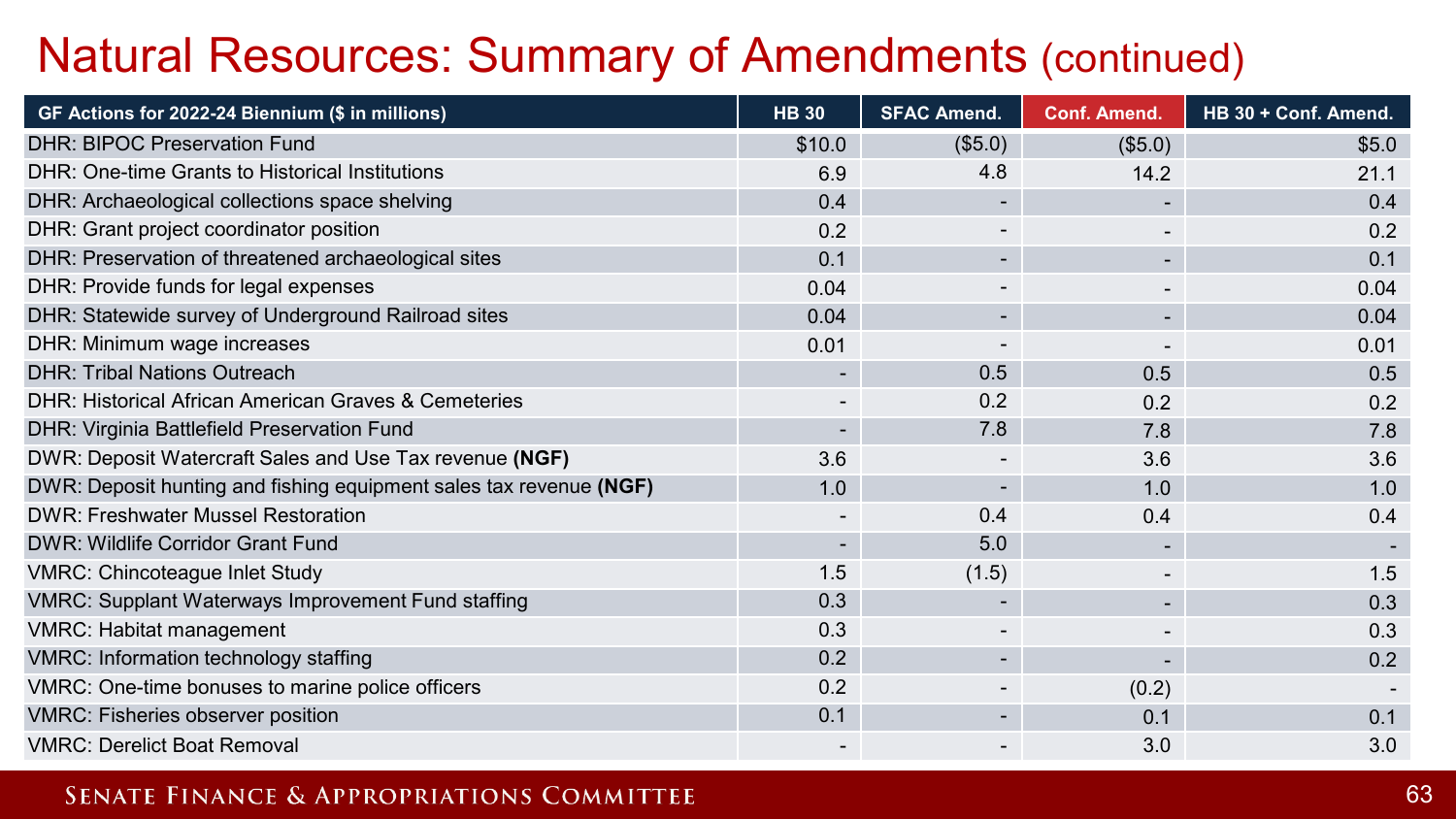# Natural Resources: Summary of Amendments (continued)

| GF Actions for 2022-24 Biennium ($ in millions) | HB 30 | SFAC Amend. | Conf. Amend. | HB 30 + Conf. Amend. |
|---|---|---|---|---|
| DHR: BIPOC Preservation Fund | $10.0 | ($5.0) | ($5.0) | $5.0 |
| DHR: One-time Grants to Historical Institutions | 6.9 | 4.8 | 14.2 | 21.1 |
| DHR: Archaeological collections space shelving | 0.4 | - | - | 0.4 |
| DHR: Grant project coordinator position | 0.2 | - | - | 0.2 |
| DHR: Preservation of threatened archaeological sites | 0.1 | - | - | 0.1 |
| DHR: Provide funds for legal expenses | 0.04 | - | - | 0.04 |
| DHR: Statewide survey of Underground Railroad sites | 0.04 | - | - | 0.04 |
| DHR: Minimum wage increases | 0.01 | - | - | 0.01 |
| DHR: Tribal Nations Outreach | - | 0.5 | 0.5 | 0.5 |
| DHR: Historical African American Graves & Cemeteries | - | 0.2 | 0.2 | 0.2 |
| DHR: Virginia Battlefield Preservation Fund | - | 7.8 | 7.8 | 7.8 |
| DWR: Deposit Watercraft Sales and Use Tax revenue **(NGF)** | 3.6 | - | 3.6 | 3.6 |
| DWR: Deposit hunting and fishing equipment sales tax revenue **(NGF)** | 1.0 | - | 1.0 | 1.0 |
| DWR: Freshwater Mussel Restoration | - | 0.4 | 0.4 | 0.4 |
| DWR: Wildlife Corridor Grant Fund | - | 5.0 | - | - |
| VMRC: Chincoteague Inlet Study | 1.5 | (1.5) | - | 1.5 |
| VMRC: Supplant Waterways Improvement Fund staffing | 0.3 | - | - | 0.3 |
| VMRC: Habitat management | 0.3 | - | - | 0.3 |
| VMRC: Information technology staffing | 0.2 | - | - | 0.2 |
| VMRC: One-time bonuses to marine police officers | 0.2 | - | (0.2) | - |
| VMRC: Fisheries observer position | 0.1 | - | 0.1 | 0.1 |
| VMRC: Derelict Boat Removal | - | - | 3.0 | 3.0 |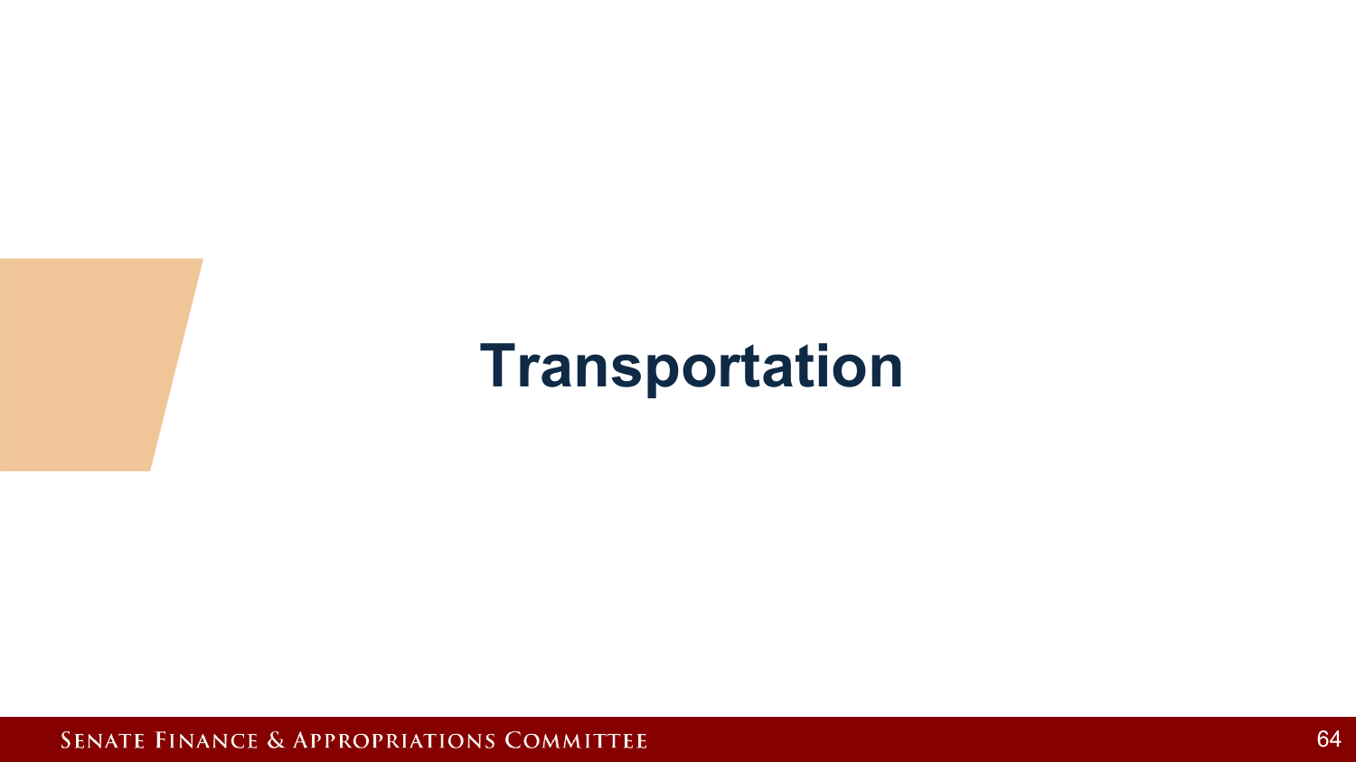# Transportation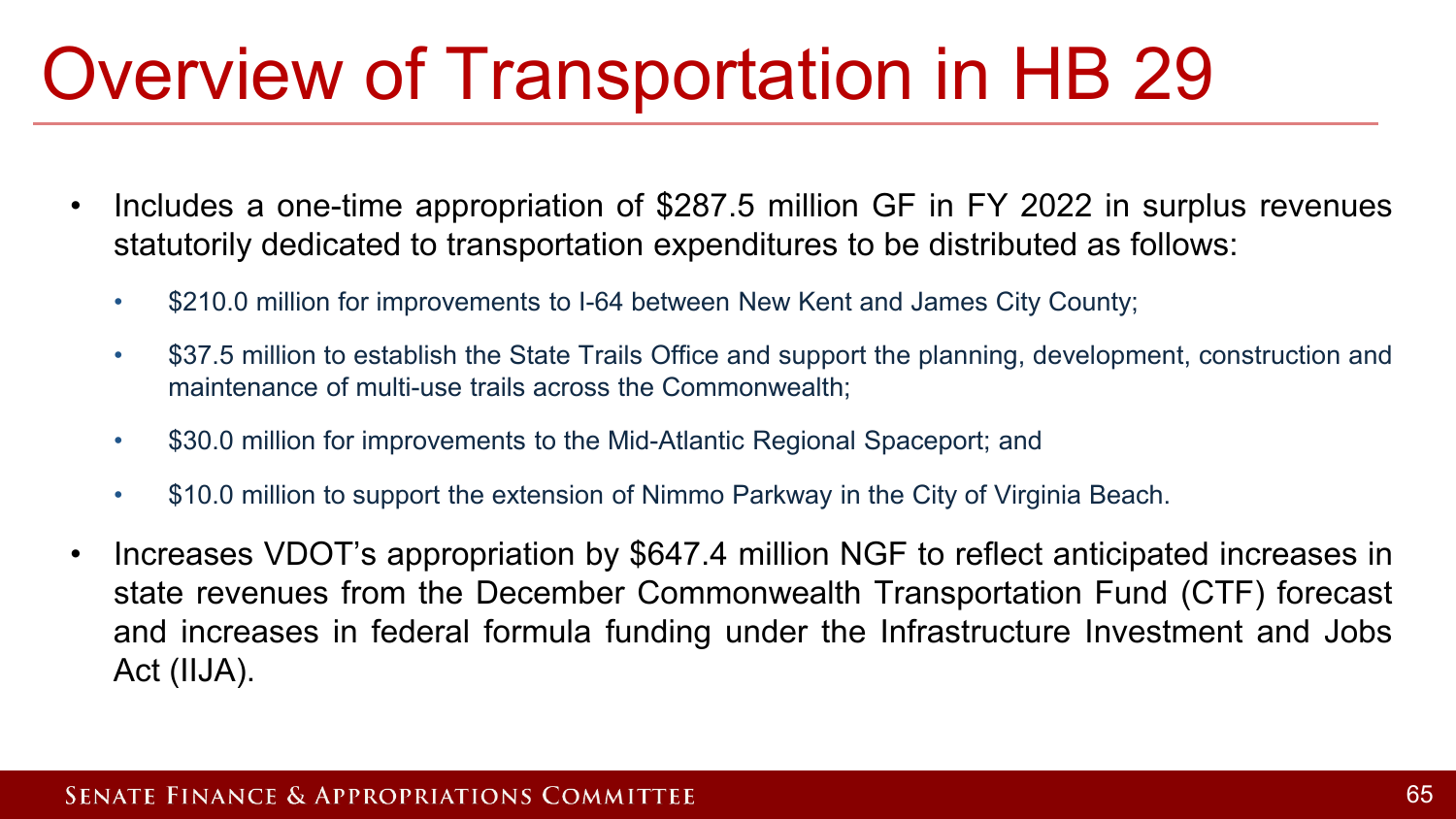# Overview of Transportation in HB 29

- Includes a one-time appropriation of $287.5 million GF in FY 2022 in surplus revenues statutorily dedicated to transportation expenditures to be distributed as follows:
  - $210.0 million for improvements to I-64 between New Kent and James City County;
  - $37.5 million to establish the State Trails Office and support the planning, development, construction and maintenance of multi-use trails across the Commonwealth;
  - $30.0 million for improvements to the Mid-Atlantic Regional Spaceport; and
  - $10.0 million to support the extension of Nimmo Parkway in the City of Virginia Beach.
- Increases VDOT's appropriation by $647.4 million NGF to reflect anticipated increases in state revenues from the December Commonwealth Transportation Fund (CTF) forecast and increases in federal formula funding under the Infrastructure Investment and Jobs Act (IIJA).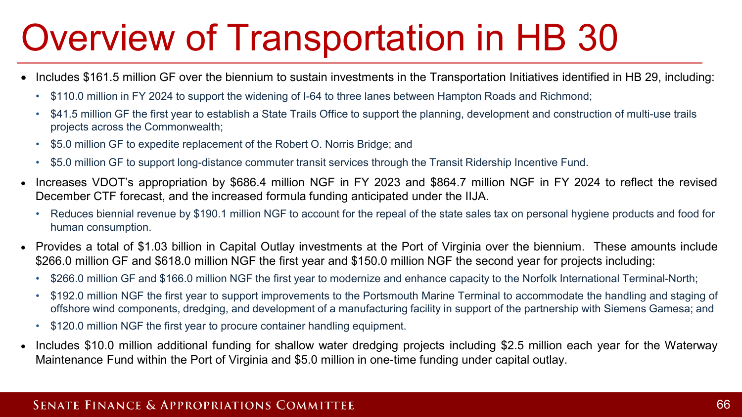# Overview of Transportation in HB 30

- Includes $161.5 million GF over the biennium to sustain investments in the Transportation Initiatives identified in HB 29, including:
  - $110.0 million in FY 2024 to support the widening of I-64 to three lanes between Hampton Roads and Richmond;
  - $41.5 million GF the first year to establish a State Trails Office to support the planning, development and construction of multi-use trails projects across the Commonwealth;
  - $5.0 million GF to expedite replacement of the Robert O. Norris Bridge; and
  - $5.0 million GF to support long-distance commuter transit services through the Transit Ridership Incentive Fund.
- Increases VDOT's appropriation by $686.4 million NGF in FY 2023 and $864.7 million NGF in FY 2024 to reflect the revised December CTF forecast, and the increased formula funding anticipated under the IIJA.
  - Reduces biennial revenue by $190.1 million NGF to account for the repeal of the state sales tax on personal hygiene products and food for human consumption.
- Provides a total of $1.03 billion in Capital Outlay investments at the Port of Virginia over the biennium. These amounts include $266.0 million GF and $618.0 million NGF the first year and $150.0 million NGF the second year for projects including:
  - $266.0 million GF and $166.0 million NGF the first year to modernize and enhance capacity to the Norfolk International Terminal-North;
  - $192.0 million NGF the first year to support improvements to the Portsmouth Marine Terminal to accommodate the handling and staging of offshore wind components, dredging, and development of a manufacturing facility in support of the partnership with Siemens Gamesa; and
  - $120.0 million NGF the first year to procure container handling equipment.
- Includes $10.0 million additional funding for shallow water dredging projects including $2.5 million each year for the Waterway Maintenance Fund within the Port of Virginia and $5.0 million in one-time funding under capital outlay.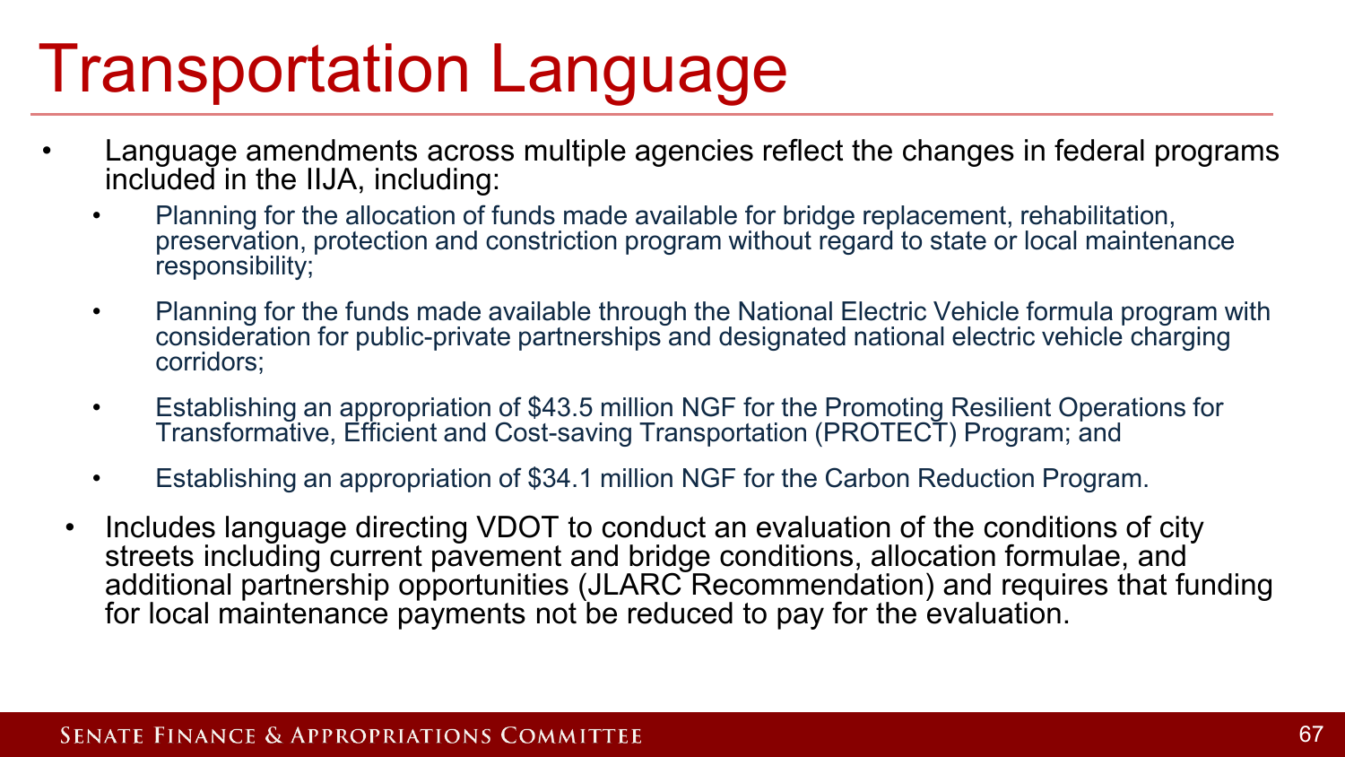# Transportation Language

- Language amendments across multiple agencies reflect the changes in federal programs included in the IIJA, including:
  - Planning for the allocation of funds made available for bridge replacement, rehabilitation, preservation, protection and constriction program without regard to state or local maintenance responsibility;
  - Planning for the funds made available through the National Electric Vehicle formula program with consideration for public-private partnerships and designated national electric vehicle charging corridors;
  - Establishing an appropriation of $43.5 million NGF for the Promoting Resilient Operations for Transformative, Efficient and Cost-saving Transportation (PROTECT) Program; and
  - Establishing an appropriation of $34.1 million NGF for the Carbon Reduction Program.
- Includes language directing VDOT to conduct an evaluation of the conditions of city streets including current pavement and bridge conditions, allocation formulae, and additional partnership opportunities (JLARC Recommendation) and requires that funding for local maintenance payments not be reduced to pay for the evaluation.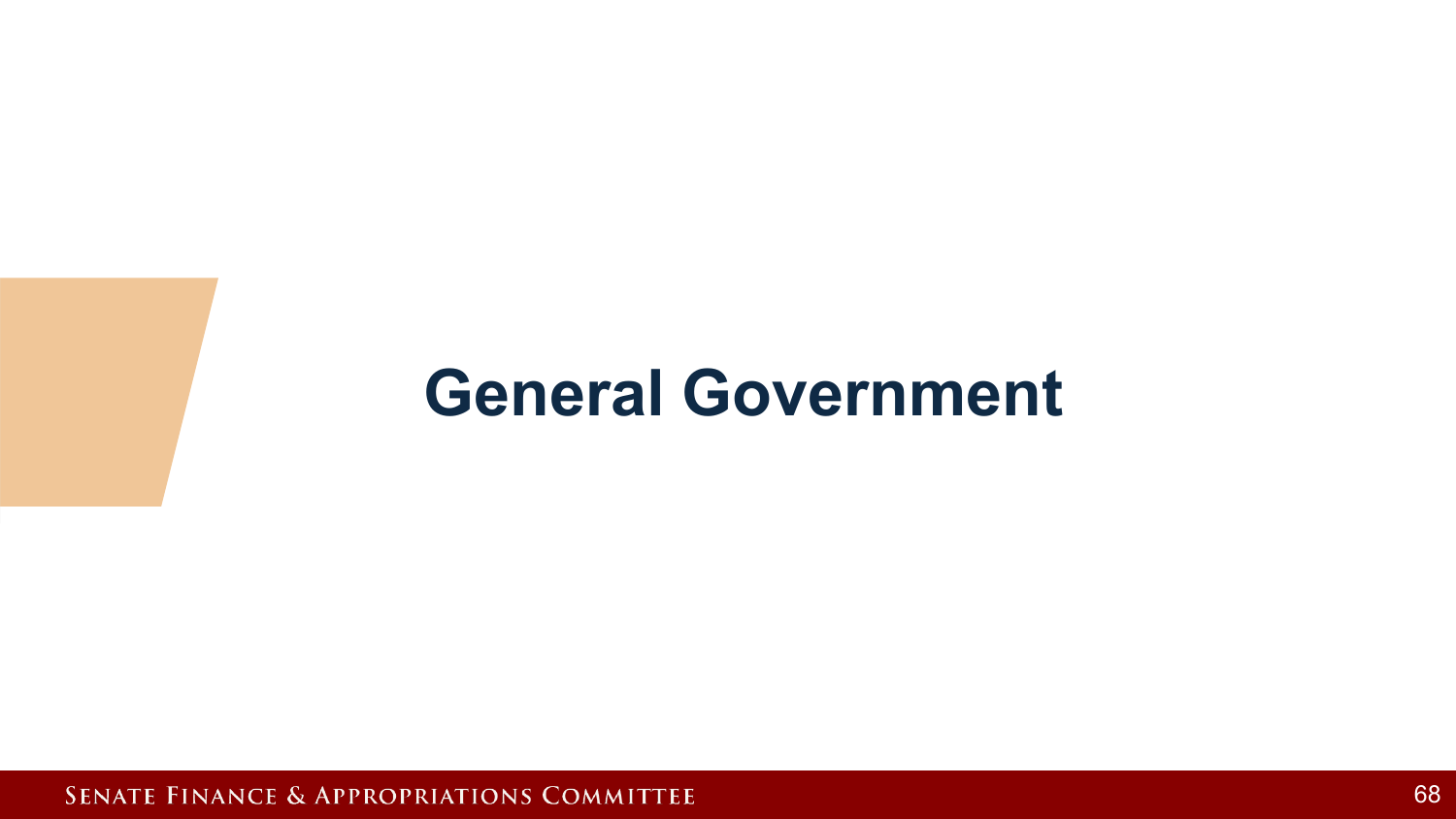# General Government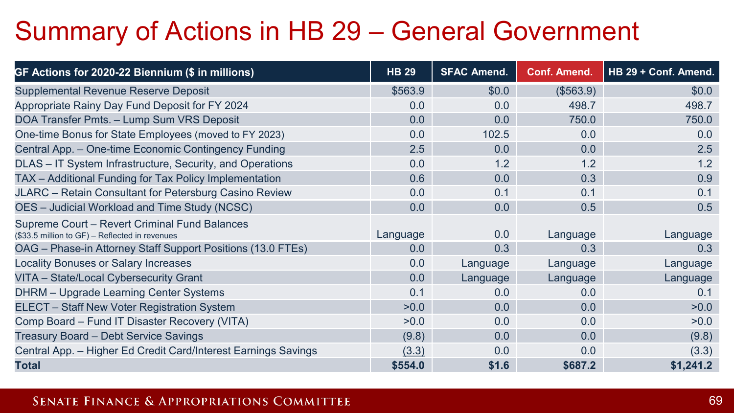# Summary of Actions in HB 29 – General Government

| GF Actions for 2020-22 Biennium ($ in millions) | HB 29 | SFAC Amend. | Conf. Amend. | HB 29 + Conf. Amend. |
|---|---|---|---|---|
| Supplemental Revenue Reserve Deposit | $563.9 | $0.0 | ($563.9) | $0.0 |
| Appropriate Rainy Day Fund Deposit for FY 2024 | 0.0 | 0.0 | 498.7 | 498.7 |
| DOA Transfer Pmts. – Lump Sum VRS Deposit | 0.0 | 0.0 | 750.0 | 750.0 |
| One-time Bonus for State Employees (moved to FY 2023) | 0.0 | 102.5 | 0.0 | 0.0 |
| Central App. – One-time Economic Contingency Funding | 2.5 | 0.0 | 0.0 | 2.5 |
| DLAS – IT System Infrastructure, Security, and Operations | 0.0 | 1.2 | 1.2 | 1.2 |
| TAX – Additional Funding for Tax Policy Implementation | 0.6 | 0.0 | 0.3 | 0.9 |
| JLARC – Retain Consultant for Petersburg Casino Review | 0.0 | 0.1 | 0.1 | 0.1 |
| OES – Judicial Workload and Time Study (NCSC) | 0.0 | 0.0 | 0.5 | 0.5 |
| Supreme Court – Revert Criminal Fund Balances ($33.5 million to GF) – Reflected in revenues | Language | 0.0 | Language | Language |
| OAG – Phase-in Attorney Staff Support Positions (13.0 FTEs) | 0.0 | 0.3 | 0.3 | 0.3 |
| Locality Bonuses or Salary Increases | 0.0 | Language | Language | Language |
| VITA – State/Local Cybersecurity Grant | 0.0 | Language | Language | Language |
| DHRM – Upgrade Learning Center Systems | 0.1 | 0.0 | 0.0 | 0.1 |
| ELECT – Staff New Voter Registration System | >0.0 | 0.0 | 0.0 | >0.0 |
| Comp Board – Fund IT Disaster Recovery (VITA) | >0.0 | 0.0 | 0.0 | >0.0 |
| Treasury Board – Debt Service Savings | (9.8) | 0.0 | 0.0 | (9.8) |
| Central App. – Higher Ed Credit Card/Interest Earnings Savings | (3.3) | 0.0 | 0.0 | (3.3) |
| **Total** | **$554.0** | **$1.6** | **$687.2** | **$1,241.2** |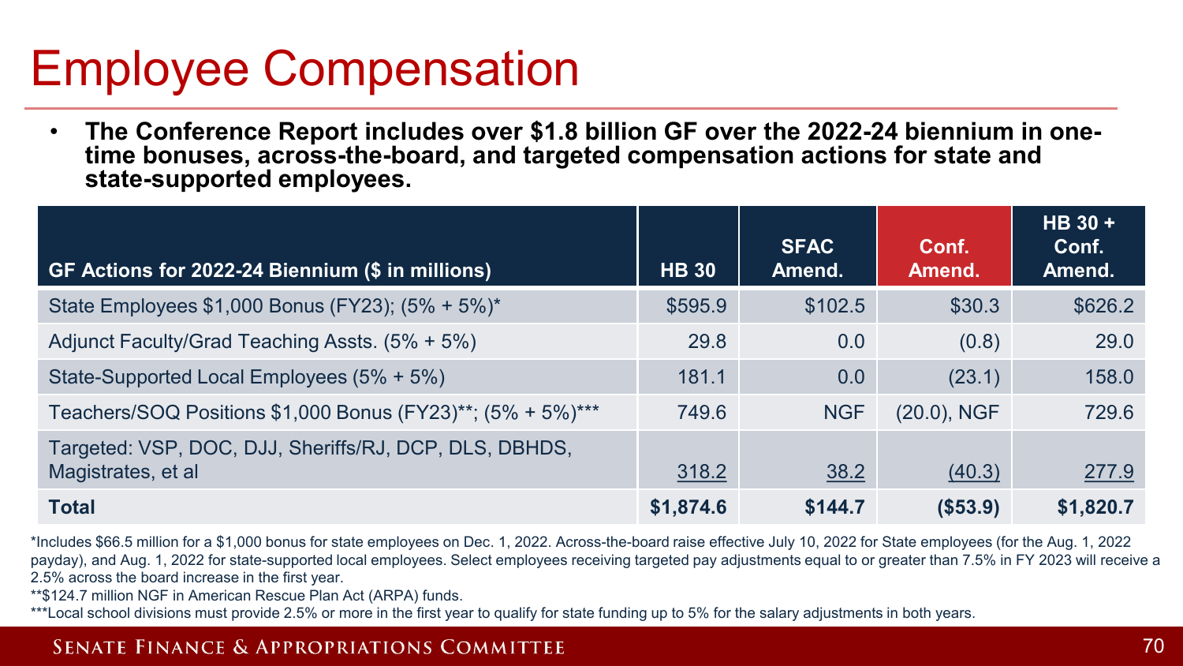# Employee Compensation

- **The Conference Report includes over $1.8 billion GF over the 2022-24 biennium in one-time bonuses, across-the-board, and targeted compensation actions for state and state-supported employees.**

| GF Actions for 2022-24 Biennium ($ in millions) | HB 30 | SFAC Amend. | Conf. Amend. | HB 30 + Conf. Amend. |
|---|---|---|---|---|
| State Employees $1,000 Bonus (FY23); (5% + 5%)* | $595.9 | $102.5 | $30.3 | $626.2 |
| Adjunct Faculty/Grad Teaching Assts. (5% + 5%) | 29.8 | 0.0 | (0.8) | 29.0 |
| State-Supported Local Employees (5% + 5%) | 181.1 | 0.0 | (23.1) | 158.0 |
| Teachers/SOQ Positions $1,000 Bonus (FY23)**; (5% + 5%)*** | 749.6 | NGF | (20.0), NGF | 729.6 |
| Targeted: VSP, DOC, DJJ, Sheriffs/RJ, DCP, DLS, DBHDS, Magistrates, et al | 318.2 | 38.2 | (40.3) | 277.9 |
| **Total** | **$1,874.6** | **$144.7** | **($53.9)** | **$1,820.7** |

*Includes $66.5 million for a $1,000 bonus for state employees on Dec. 1, 2022. Across-the-board raise effective July 10, 2022 for State employees (for the Aug. 1, 2022 payday), and Aug. 1, 2022 for state-supported local employees. Select employees receiving targeted pay adjustments equal to or greater than 7.5% in FY 2023 will receive a 2.5% across the board increase in the first year.

**$124.7 million NGF in American Rescue Plan Act (ARPA) funds.

***Local school divisions must provide 2.5% or more in the first year to qualify for state funding up to 5% for the salary adjustments in both years.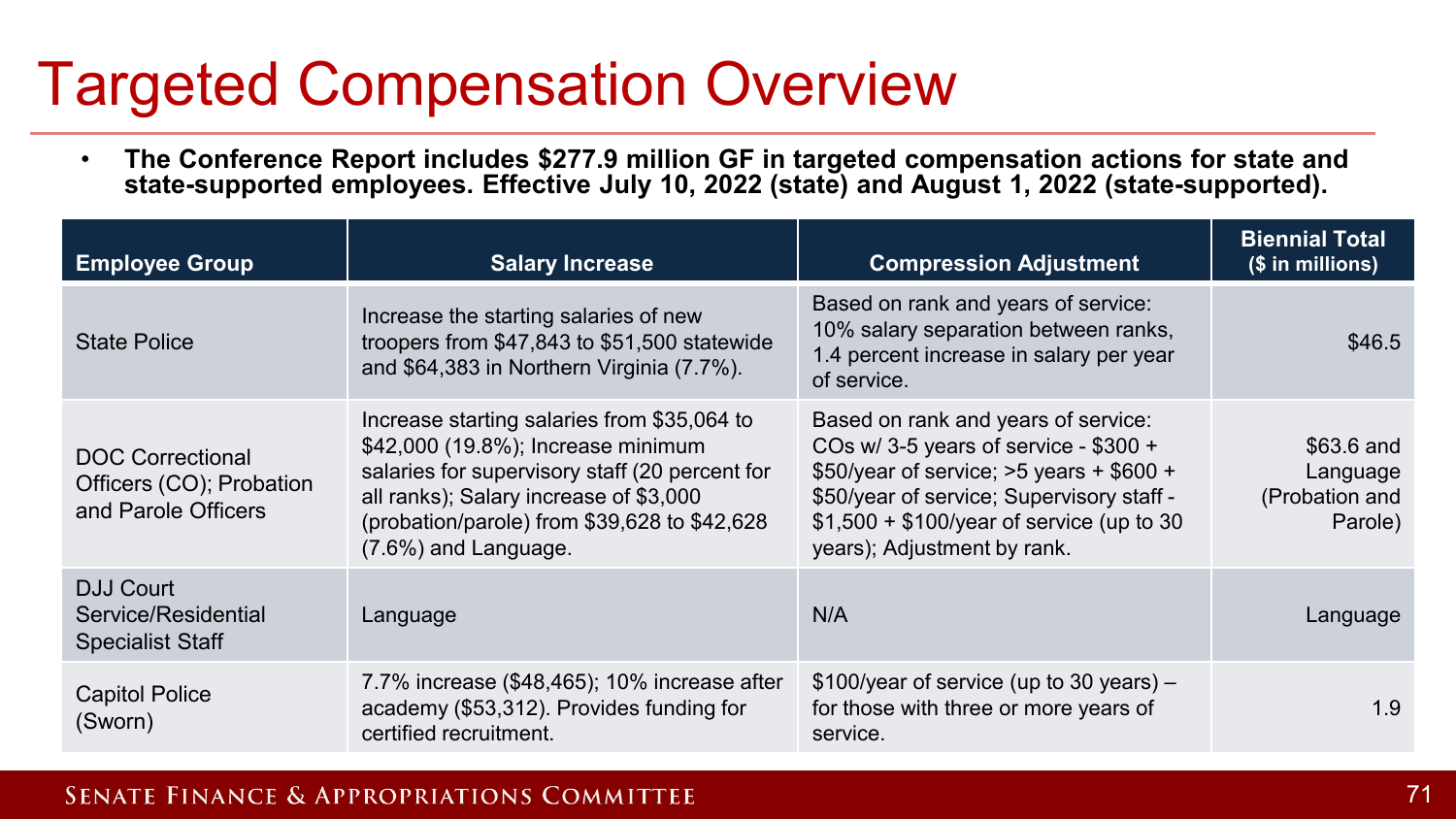# Targeted Compensation Overview

- **The Conference Report includes $277.9 million GF in targeted compensation actions for state and state-supported employees. Effective July 10, 2022 (state) and August 1, 2022 (state-supported).**

| Employee Group | Salary Increase | Compression Adjustment | Biennial Total ($ in millions) |
|---|---|---|---|
| State Police | Increase the starting salaries of new troopers from $47,843 to $51,500 statewide and $64,383 in Northern Virginia (7.7%). | Based on rank and years of service: 10% salary separation between ranks, 1.4 percent increase in salary per year of service. | $46.5 |
| DOC Correctional Officers (CO); Probation and Parole Officers | Increase starting salaries from $35,064 to $42,000 (19.8%); Increase minimum salaries for supervisory staff (20 percent for all ranks); Salary increase of $3,000 (probation/parole) from $39,628 to $42,628 (7.6%) and Language. | Based on rank and years of service: COs w/ 3-5 years of service - $300 + $50/year of service; >5 years + $600 + $50/year of service; Supervisory staff - $1,500 + $100/year of service (up to 30 years); Adjustment by rank. | $63.6 and Language (Probation and Parole) |
| DJJ Court Service/Residential Specialist Staff | Language | N/A | Language |
| Capitol Police (Sworn) | 7.7% increase ($48,465); 10% increase after academy ($53,312). Provides funding for certified recruitment. | $100/year of service (up to 30 years) – for those with three or more years of service. | 1.9 |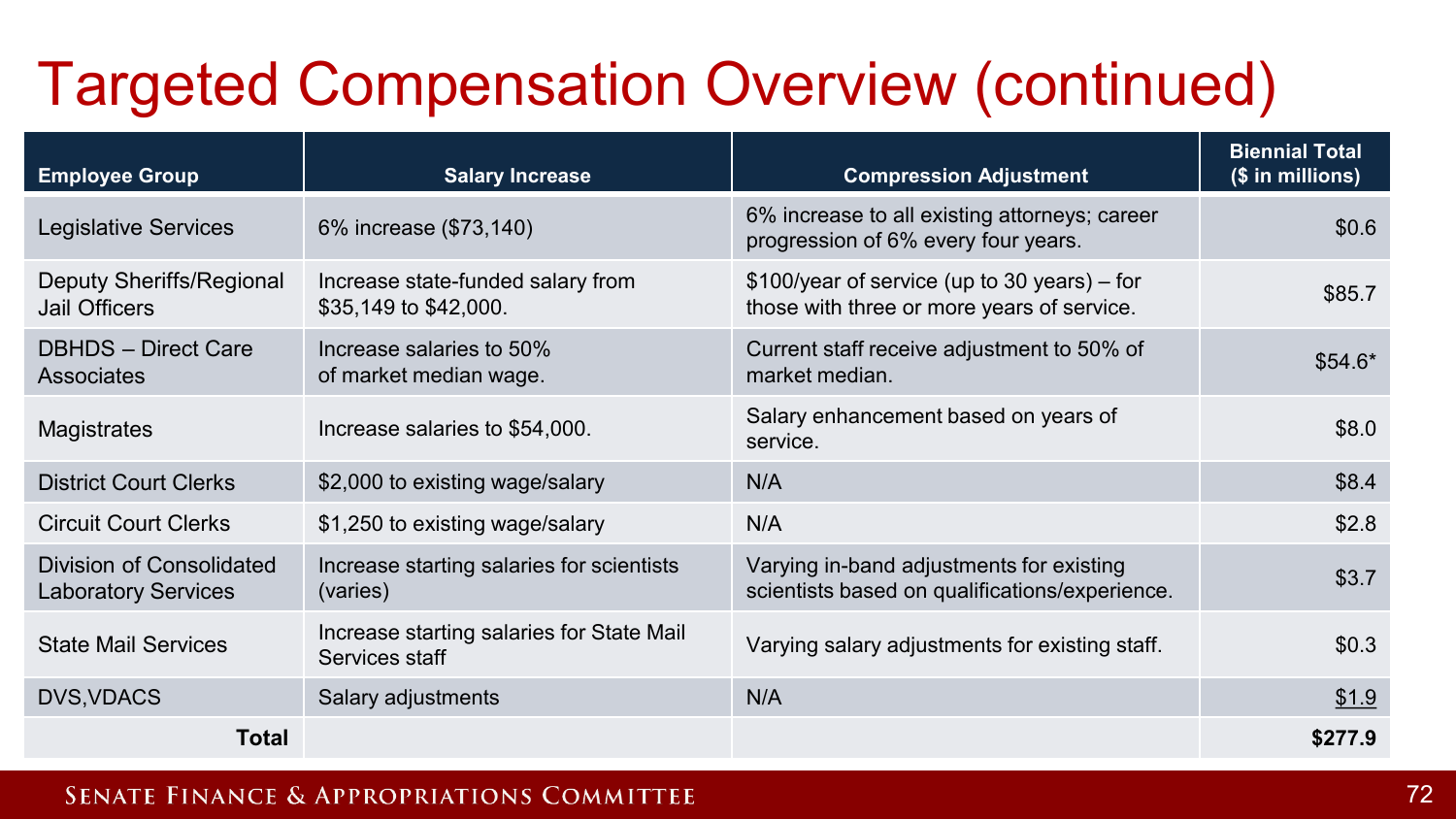# Targeted Compensation Overview (continued)

| Employee Group | Salary Increase | Compression Adjustment | Biennial Total ($ in millions) |
|---|---|---|---|
| Legislative Services | 6% increase ($73,140) | 6% increase to all existing attorneys; career progression of 6% every four years. | $0.6 |
| Deputy Sheriffs/Regional Jail Officers | Increase state-funded salary from $35,149 to $42,000. | $100/year of service (up to 30 years) – for those with three or more years of service. | $85.7 |
| DBHDS – Direct Care Associates | Increase salaries to 50% of market median wage. | Current staff receive adjustment to 50% of market median. | $54.6* |
| Magistrates | Increase salaries to $54,000. | Salary enhancement based on years of service. | $8.0 |
| District Court Clerks | $2,000 to existing wage/salary | N/A | $8.4 |
| Circuit Court Clerks | $1,250 to existing wage/salary | N/A | $2.8 |
| Division of Consolidated Laboratory Services | Increase starting salaries for scientists (varies) | Varying in-band adjustments for existing scientists based on qualifications/experience. | $3.7 |
| State Mail Services | Increase starting salaries for State Mail Services staff | Varying salary adjustments for existing staff. | $0.3 |
| DVS,VDACS | Salary adjustments | N/A | $1.9 |
| **Total** | | | **$277.9** |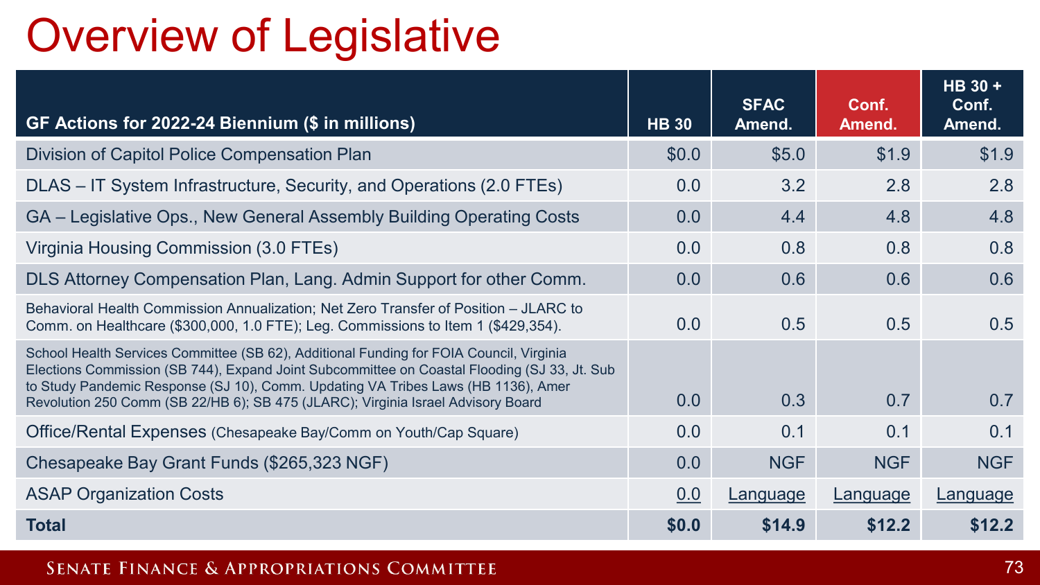# Overview of Legislative

| GF Actions for 2022-24 Biennium ($ in millions) | HB 30 | SFAC Amend. | Conf. Amend. | HB 30 + Conf. Amend. |
|---|---|---|---|---|
| Division of Capitol Police Compensation Plan | $0.0 | $5.0 | $1.9 | $1.9 |
| DLAS – IT System Infrastructure, Security, and Operations (2.0 FTEs) | 0.0 | 3.2 | 2.8 | 2.8 |
| GA – Legislative Ops., New General Assembly Building Operating Costs | 0.0 | 4.4 | 4.8 | 4.8 |
| Virginia Housing Commission (3.0 FTEs) | 0.0 | 0.8 | 0.8 | 0.8 |
| DLS Attorney Compensation Plan, Lang. Admin Support for other Comm. | 0.0 | 0.6 | 0.6 | 0.6 |
| Behavioral Health Commission Annualization; Net Zero Transfer of Position – JLARC to Comm. on Healthcare ($300,000, 1.0 FTE); Leg. Commissions to Item 1 ($429,354). | 0.0 | 0.5 | 0.5 | 0.5 |
| School Health Services Committee (SB 62), Additional Funding for FOIA Council, Virginia Elections Commission (SB 744), Expand Joint Subcommittee on Coastal Flooding (SJ 33, Jt. Sub to Study Pandemic Response (SJ 10), Comm. Updating VA Tribes Laws (HB 1136), Amer Revolution 250 Comm (SB 22/HB 6); SB 475 (JLARC); Virginia Israel Advisory Board | 0.0 | 0.3 | 0.7 | 0.7 |
| Office/Rental Expenses (Chesapeake Bay/Comm on Youth/Cap Square) | 0.0 | 0.1 | 0.1 | 0.1 |
| Chesapeake Bay Grant Funds ($265,323 NGF) | 0.0 | NGF | NGF | NGF |
| ASAP Organization Costs | 0.0 | Language | Language | Language |
| **Total** | **$0.0** | **$14.9** | **$12.2** | **$12.2** |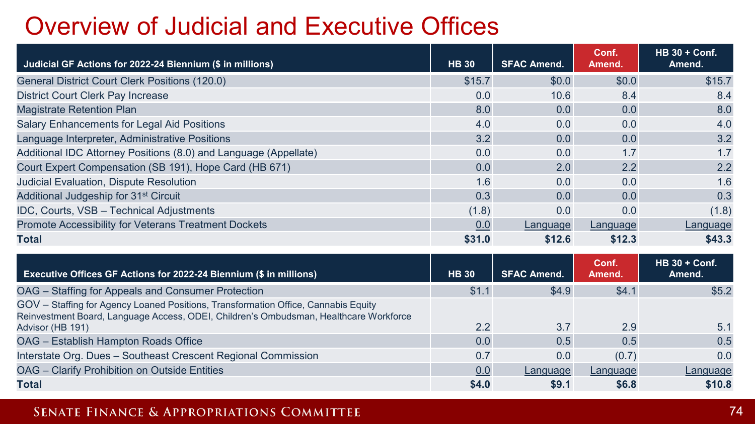# Overview of Judicial and Executive Offices

| Judicial GF Actions for 2022-24 Biennium ($ in millions) | HB 30 | SFAC Amend. | Conf. Amend. | HB 30 + Conf. Amend. |
|---|---|---|---|---|
| General District Court Clerk Positions (120.0) | $15.7 | $0.0 | $0.0 | $15.7 |
| District Court Clerk Pay Increase | 0.0 | 10.6 | 8.4 | 8.4 |
| Magistrate Retention Plan | 8.0 | 0.0 | 0.0 | 8.0 |
| Salary Enhancements for Legal Aid Positions | 4.0 | 0.0 | 0.0 | 4.0 |
| Language Interpreter, Administrative Positions | 3.2 | 0.0 | 0.0 | 3.2 |
| Additional IDC Attorney Positions (8.0) and Language (Appellate) | 0.0 | 0.0 | 1.7 | 1.7 |
| Court Expert Compensation (SB 191), Hope Card (HB 671) | 0.0 | 2.0 | 2.2 | 2.2 |
| Judicial Evaluation, Dispute Resolution | 1.6 | 0.0 | 0.0 | 1.6 |
| Additional Judgeship for 31st Circuit | 0.3 | 0.0 | 0.0 | 0.3 |
| IDC, Courts, VSB – Technical Adjustments | (1.8) | 0.0 | 0.0 | (1.8) |
| Promote Accessibility for Veterans Treatment Dockets | 0.0 | Language | Language | Language |
| **Total** | **$31.0** | **$12.6** | **$12.3** | **$43.3** |

| Executive Offices GF Actions for 2022-24 Biennium ($ in millions) | HB 30 | SFAC Amend. | Conf. Amend. | HB 30 + Conf. Amend. |
|---|---|---|---|---|
| OAG – Staffing for Appeals and Consumer Protection | $1.1 | $4.9 | $4.1 | $5.2 |
| GOV – Staffing for Agency Loaned Positions, Transformation Office, Cannabis Equity Reinvestment Board, Language Access, ODEI, Children's Ombudsman, Healthcare Workforce Advisor (HB 191) | 2.2 | 3.7 | 2.9 | 5.1 |
| OAG – Establish Hampton Roads Office | 0.0 | 0.5 | 0.5 | 0.5 |
| Interstate Org. Dues – Southeast Crescent Regional Commission | 0.7 | 0.0 | (0.7) | 0.0 |
| OAG – Clarify Prohibition on Outside Entities | 0.0 | Language | Language | Language |
| **Total** | **$4.0** | **$9.1** | **$6.8** | **$10.8** |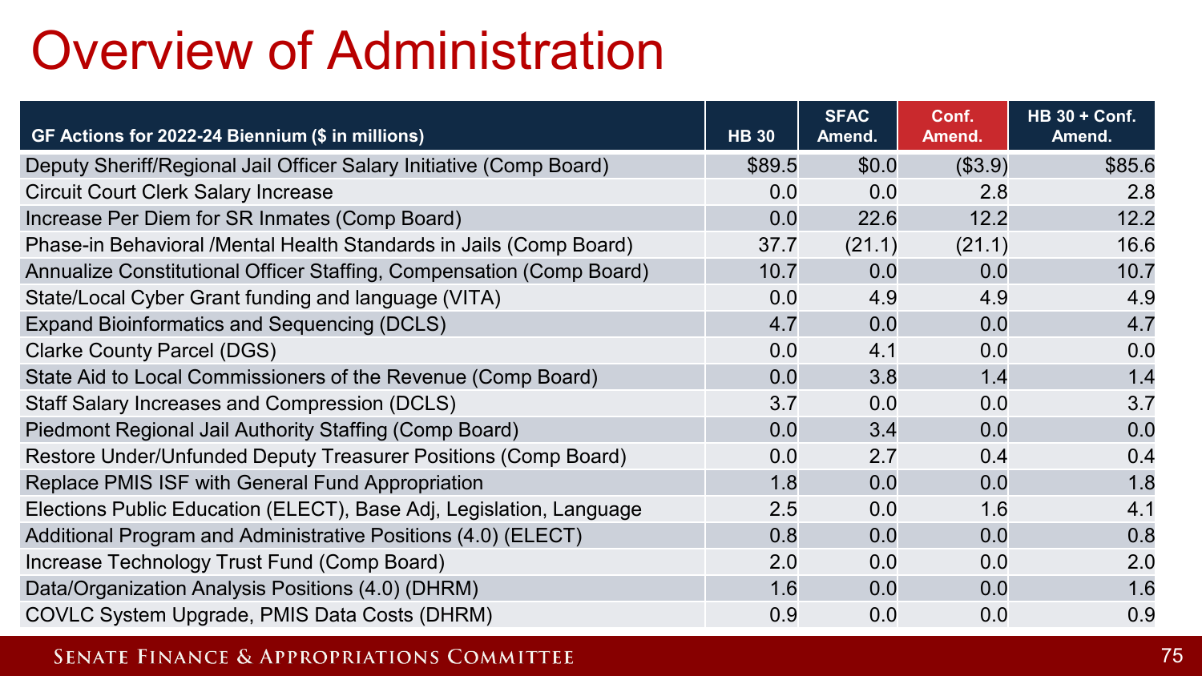# Overview of Administration

| GF Actions for 2022-24 Biennium ($ in millions) | HB 30 | SFAC Amend. | Conf. Amend. | HB 30 + Conf. Amend. |
|---|---|---|---|---|
| Deputy Sheriff/Regional Jail Officer Salary Initiative (Comp Board) | $89.5 | $0.0 | ($3.9) | $85.6 |
| Circuit Court Clerk Salary Increase | 0.0 | 0.0 | 2.8 | 2.8 |
| Increase Per Diem for SR Inmates (Comp Board) | 0.0 | 22.6 | 12.2 | 12.2 |
| Phase-in Behavioral /Mental Health Standards in Jails (Comp Board) | 37.7 | (21.1) | (21.1) | 16.6 |
| Annualize Constitutional Officer Staffing, Compensation (Comp Board) | 10.7 | 0.0 | 0.0 | 10.7 |
| State/Local Cyber Grant funding and language (VITA) | 0.0 | 4.9 | 4.9 | 4.9 |
| Expand Bioinformatics and Sequencing (DCLS) | 4.7 | 0.0 | 0.0 | 4.7 |
| Clarke County Parcel (DGS) | 0.0 | 4.1 | 0.0 | 0.0 |
| State Aid to Local Commissioners of the Revenue (Comp Board) | 0.0 | 3.8 | 1.4 | 1.4 |
| Staff Salary Increases and Compression (DCLS) | 3.7 | 0.0 | 0.0 | 3.7 |
| Piedmont Regional Jail Authority Staffing (Comp Board) | 0.0 | 3.4 | 0.0 | 0.0 |
| Restore Under/Unfunded Deputy Treasurer Positions (Comp Board) | 0.0 | 2.7 | 0.4 | 0.4 |
| Replace PMIS ISF with General Fund Appropriation | 1.8 | 0.0 | 0.0 | 1.8 |
| Elections Public Education (ELECT), Base Adj, Legislation, Language | 2.5 | 0.0 | 1.6 | 4.1 |
| Additional Program and Administrative Positions (4.0) (ELECT) | 0.8 | 0.0 | 0.0 | 0.8 |
| Increase Technology Trust Fund (Comp Board) | 2.0 | 0.0 | 0.0 | 2.0 |
| Data/Organization Analysis Positions (4.0) (DHRM) | 1.6 | 0.0 | 0.0 | 1.6 |
| COVLC System Upgrade, PMIS Data Costs (DHRM) | 0.9 | 0.0 | 0.0 | 0.9 |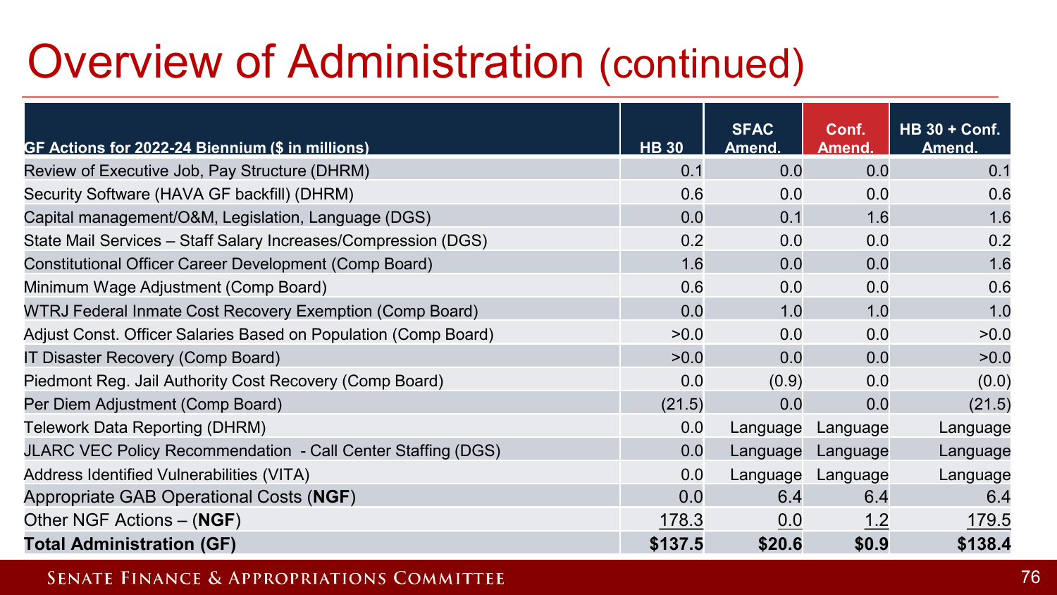# Overview of Administration (continued)

| GF Actions for 2022-24 Biennium ($ in millions) | HB 30 | SFAC Amend. | Conf. Amend. | HB 30 + Conf. Amend. |
|---|---|---|---|---|
| Review of Executive Job, Pay Structure (DHRM) | 0.1 | 0.0 | 0.0 | 0.1 |
| Security Software (HAVA GF backfill) (DHRM) | 0.6 | 0.0 | 0.0 | 0.6 |
| Capital management/O&M, Legislation, Language (DGS) | 0.0 | 0.1 | 1.6 | 1.6 |
| State Mail Services – Staff Salary Increases/Compression (DGS) | 0.2 | 0.0 | 0.0 | 0.2 |
| Constitutional Officer Career Development (Comp Board) | 1.6 | 0.0 | 0.0 | 1.6 |
| Minimum Wage Adjustment (Comp Board) | 0.6 | 0.0 | 0.0 | 0.6 |
| WTRJ Federal Inmate Cost Recovery Exemption (Comp Board) | 0.0 | 1.0 | 1.0 | 1.0 |
| Adjust Const. Officer Salaries Based on Population (Comp Board) | >0.0 | 0.0 | 0.0 | >0.0 |
| IT Disaster Recovery (Comp Board) | >0.0 | 0.0 | 0.0 | >0.0 |
| Piedmont Reg. Jail Authority Cost Recovery (Comp Board) | 0.0 | (0.9) | 0.0 | (0.0) |
| Per Diem Adjustment (Comp Board) | (21.5) | 0.0 | 0.0 | (21.5) |
| Telework Data Reporting (DHRM) | 0.0 | Language | Language | Language |
| JLARC VEC Policy Recommendation - Call Center Staffing (DGS) | 0.0 | Language | Language | Language |
| Address Identified Vulnerabilities (VITA) | 0.0 | Language | Language | Language |
| Appropriate GAB Operational Costs (**NGF**) | 0.0 | 6.4 | 6.4 | 6.4 |
| Other NGF Actions – (**NGF**) | 178.3 | 0.0 | 1.2 | 179.5 |
| **Total Administration (GF)** | **$137.5** | **$20.6** | **$0.9** | **$138.4** |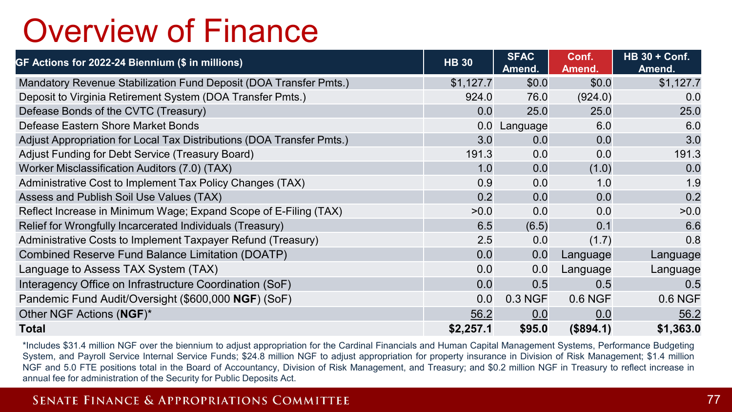# Overview of Finance

| GF Actions for 2022-24 Biennium ($ in millions) | HB 30 | SFAC Amend. | Conf. Amend. | HB 30 + Conf. Amend. |
|---|---|---|---|---|
| Mandatory Revenue Stabilization Fund Deposit (DOA Transfer Pmts.) | $1,127.7 | $0.0 | $0.0 | $1,127.7 |
| Deposit to Virginia Retirement System (DOA Transfer Pmts.) | 924.0 | 76.0 | (924.0) | 0.0 |
| Defease Bonds of the CVTC (Treasury) | 0.0 | 25.0 | 25.0 | 25.0 |
| Defease Eastern Shore Market Bonds | 0.0 | Language | 6.0 | 6.0 |
| Adjust Appropriation for Local Tax Distributions (DOA Transfer Pmts.) | 3.0 | 0.0 | 0.0 | 3.0 |
| Adjust Funding for Debt Service (Treasury Board) | 191.3 | 0.0 | 0.0 | 191.3 |
| Worker Misclassification Auditors (7.0) (TAX) | 1.0 | 0.0 | (1.0) | 0.0 |
| Administrative Cost to Implement Tax Policy Changes (TAX) | 0.9 | 0.0 | 1.0 | 1.9 |
| Assess and Publish Soil Use Values (TAX) | 0.2 | 0.0 | 0.0 | 0.2 |
| Reflect Increase in Minimum Wage; Expand Scope of E-Filing (TAX) | >0.0 | 0.0 | 0.0 | >0.0 |
| Relief for Wrongfully Incarcerated Individuals (Treasury) | 6.5 | (6.5) | 0.1 | 6.6 |
| Administrative Costs to Implement Taxpayer Refund (Treasury) | 2.5 | 0.0 | (1.7) | 0.8 |
| Combined Reserve Fund Balance Limitation (DOATP) | 0.0 | 0.0 | Language | Language |
| Language to Assess TAX System (TAX) | 0.0 | 0.0 | Language | Language |
| Interagency Office on Infrastructure Coordination (SoF) | 0.0 | 0.5 | 0.5 | 0.5 |
| Pandemic Fund Audit/Oversight ($600,000 **NGF**) (SoF) | 0.0 | 0.3 NGF | 0.6 NGF | 0.6 NGF |
| Other NGF Actions (**NGF**)* | 56.2 | 0.0 | 0.0 | 56.2 |
| **Total** | **$2,257.1** | **$95.0** | **($894.1)** | **$1,363.0** |

*Includes $31.4 million NGF over the biennium to adjust appropriation for the Cardinal Financials and Human Capital Management Systems, Performance Budgeting System, and Payroll Service Internal Service Funds; $24.8 million NGF to adjust appropriation for property insurance in Division of Risk Management; $1.4 million NGF and 5.0 FTE positions total in the Board of Accountancy, Division of Risk Management, and Treasury; and $0.2 million NGF in Treasury to reflect increase in annual fee for administration of the Security for Public Deposits Act.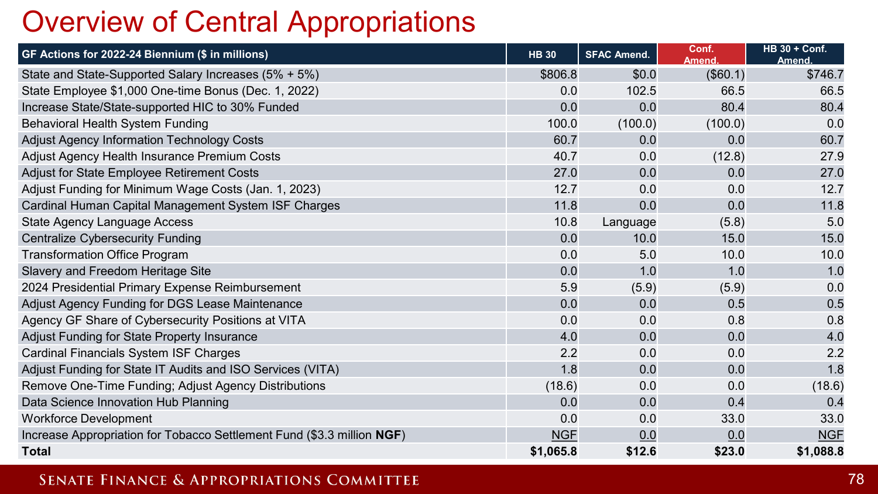# Overview of Central Appropriations

| GF Actions for 2022-24 Biennium ($ in millions) | HB 30 | SFAC Amend. | Conf. Amend. | HB 30 + Conf. Amend. |
|---|---|---|---|---|
| State and State-Supported Salary Increases (5% + 5%) | $806.8 | $0.0 | ($60.1) | $746.7 |
| State Employee $1,000 One-time Bonus (Dec. 1, 2022) | 0.0 | 102.5 | 66.5 | 66.5 |
| Increase State/State-supported HIC to 30% Funded | 0.0 | 0.0 | 80.4 | 80.4 |
| Behavioral Health System Funding | 100.0 | (100.0) | (100.0) | 0.0 |
| Adjust Agency Information Technology Costs | 60.7 | 0.0 | 0.0 | 60.7 |
| Adjust Agency Health Insurance Premium Costs | 40.7 | 0.0 | (12.8) | 27.9 |
| Adjust for State Employee Retirement Costs | 27.0 | 0.0 | 0.0 | 27.0 |
| Adjust Funding for Minimum Wage Costs (Jan. 1, 2023) | 12.7 | 0.0 | 0.0 | 12.7 |
| Cardinal Human Capital Management System ISF Charges | 11.8 | 0.0 | 0.0 | 11.8 |
| State Agency Language Access | 10.8 | Language | (5.8) | 5.0 |
| Centralize Cybersecurity Funding | 0.0 | 10.0 | 15.0 | 15.0 |
| Transformation Office Program | 0.0 | 5.0 | 10.0 | 10.0 |
| Slavery and Freedom Heritage Site | 0.0 | 1.0 | 1.0 | 1.0 |
| 2024 Presidential Primary Expense Reimbursement | 5.9 | (5.9) | (5.9) | 0.0 |
| Adjust Agency Funding for DGS Lease Maintenance | 0.0 | 0.0 | 0.5 | 0.5 |
| Agency GF Share of Cybersecurity Positions at VITA | 0.0 | 0.0 | 0.8 | 0.8 |
| Adjust Funding for State Property Insurance | 4.0 | 0.0 | 0.0 | 4.0 |
| Cardinal Financials System ISF Charges | 2.2 | 0.0 | 0.0 | 2.2 |
| Adjust Funding for State IT Audits and ISO Services (VITA) | 1.8 | 0.0 | 0.0 | 1.8 |
| Remove One-Time Funding; Adjust Agency Distributions | (18.6) | 0.0 | 0.0 | (18.6) |
| Data Science Innovation Hub Planning | 0.0 | 0.0 | 0.4 | 0.4 |
| Workforce Development | 0.0 | 0.0 | 33.0 | 33.0 |
| Increase Appropriation for Tobacco Settlement Fund ($3.3 million **NGF**) | NGF | 0.0 | 0.0 | NGF |
| **Total** | **$1,065.8** | **$12.6** | **$23.0** | **$1,088.8** |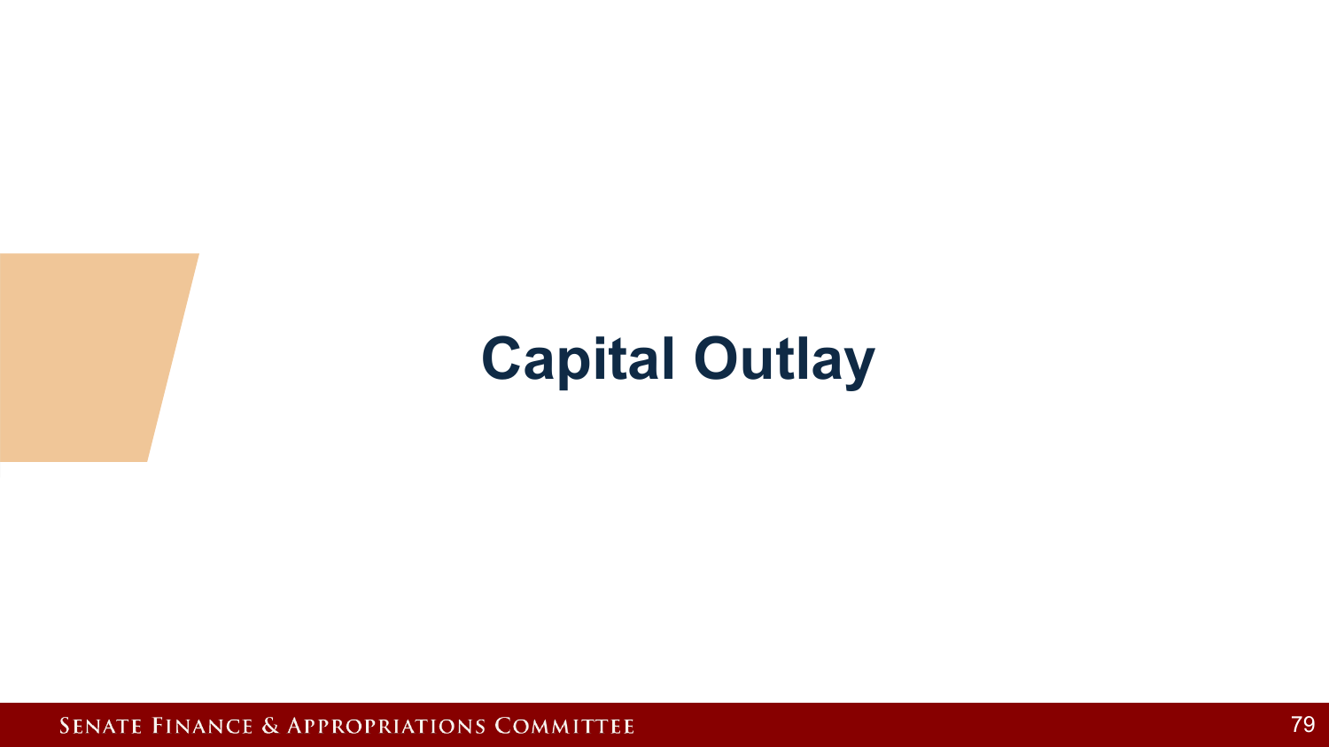# Capital Outlay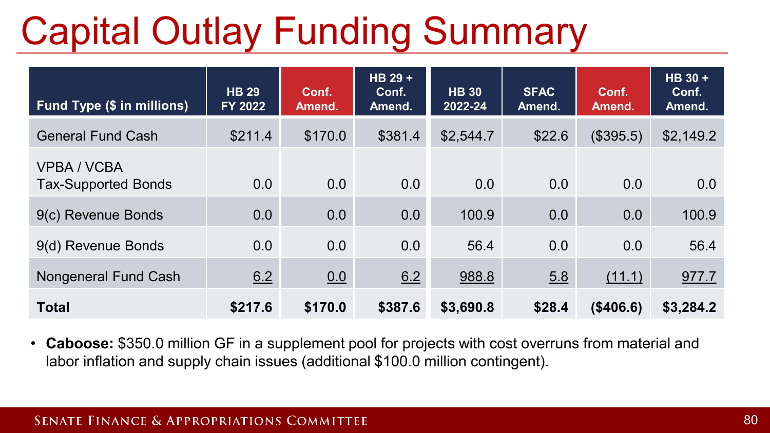# Capital Outlay Funding Summary

| Fund Type ($ in millions) | HB 29 FY 2022 | Conf. Amend. | HB 29 + Conf. Amend. | HB 30 2022-24 | SFAC Amend. | Conf. Amend. | HB 30 + Conf. Amend. |
|---|---|---|---|---|---|---|---|
| General Fund Cash | $211.4 | $170.0 | $381.4 | $2,544.7 | $22.6 | ($395.5) | $2,149.2 |
| VPBA / VCBA Tax-Supported Bonds | 0.0 | 0.0 | 0.0 | 0.0 | 0.0 | 0.0 | 0.0 |
| 9(c) Revenue Bonds | 0.0 | 0.0 | 0.0 | 100.9 | 0.0 | 0.0 | 100.9 |
| 9(d) Revenue Bonds | 0.0 | 0.0 | 0.0 | 56.4 | 0.0 | 0.0 | 56.4 |
| Nongeneral Fund Cash | 6.2 | 0.0 | 6.2 | 988.8 | 5.8 | (11.1) | 977.7 |
| **Total** | **$217.6** | **$170.0** | **$387.6** | **$3,690.8** | **$28.4** | **($406.6)** | **$3,284.2** |

- **Caboose:** $350.0 million GF in a supplement pool for projects with cost overruns from material and labor inflation and supply chain issues (additional $100.0 million contingent).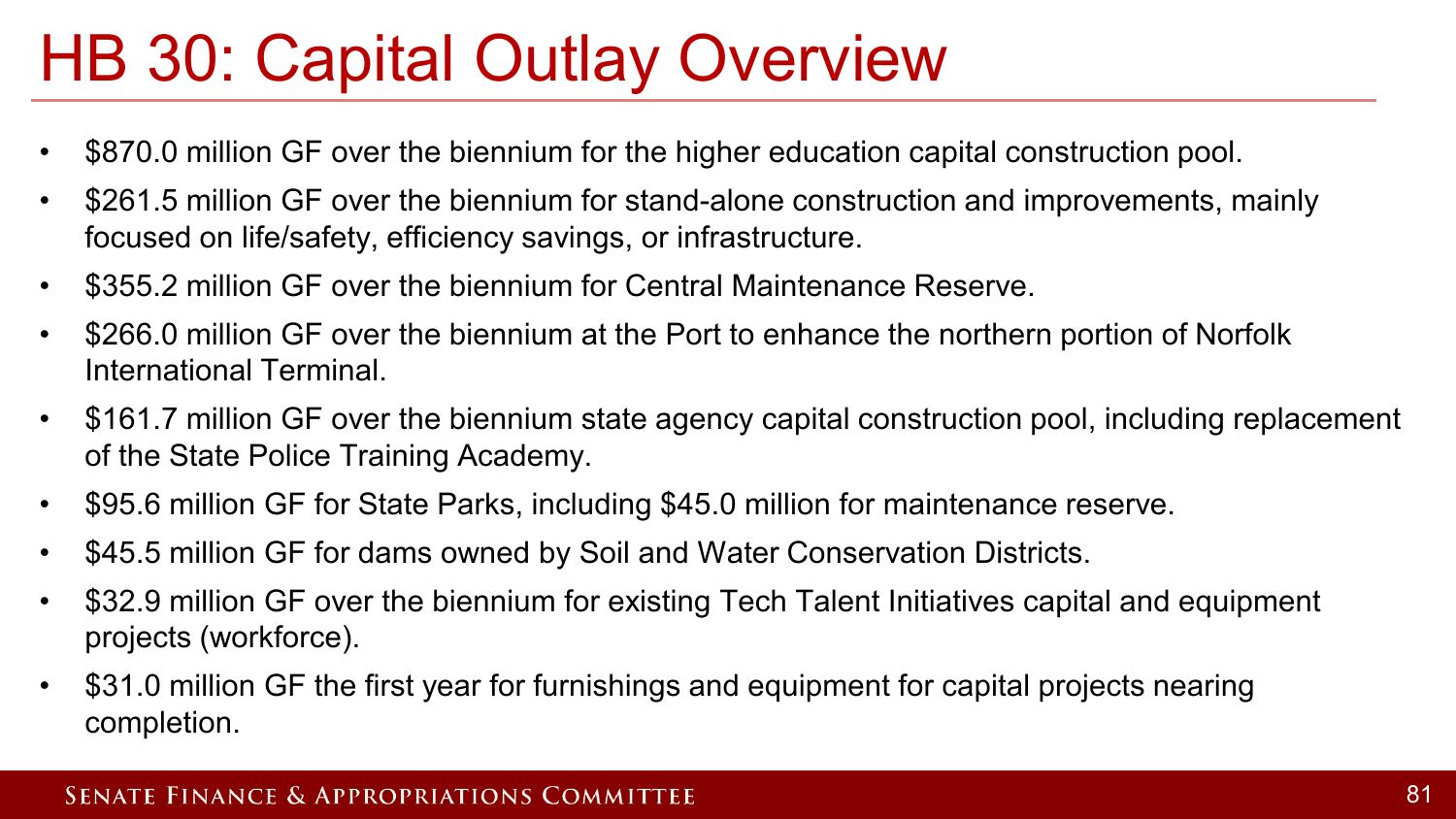# HB 30: Capital Outlay Overview

- $870.0 million GF over the biennium for the higher education capital construction pool.
- $261.5 million GF over the biennium for stand-alone construction and improvements, mainly focused on life/safety, efficiency savings, or infrastructure.
- $355.2 million GF over the biennium for Central Maintenance Reserve.
- $266.0 million GF over the biennium at the Port to enhance the northern portion of Norfolk International Terminal.
- $161.7 million GF over the biennium state agency capital construction pool, including replacement of the State Police Training Academy.
- $95.6 million GF for State Parks, including $45.0 million for maintenance reserve.
- $45.5 million GF for dams owned by Soil and Water Conservation Districts.
- $32.9 million GF over the biennium for existing Tech Talent Initiatives capital and equipment projects (workforce).
- $31.0 million GF the first year for furnishings and equipment for capital projects nearing completion.